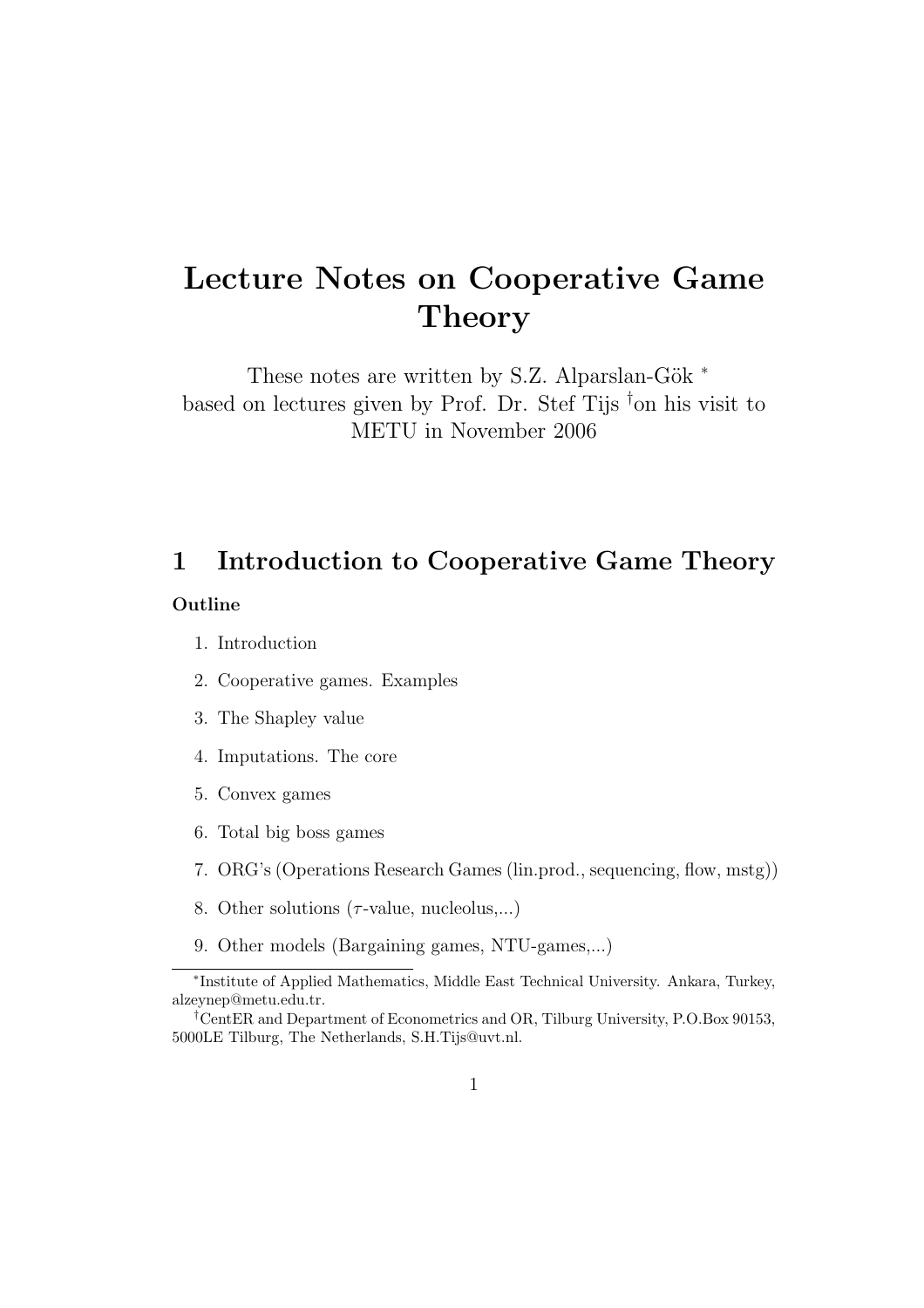# Lecture Notes on Cooperative Game Theory

These notes are written by S.Z. Alparslan-Gök [*]
based on lectures given by Prof. Dr. Stef Tijs [†] on his visit to METU in November 2006

## 1 Introduction to Cooperative Game Theory

**Outline**

1. Introduction
2. Cooperative games. Examples
3. The Shapley value
4. Imputations. The core
5. Convex games
6. Total big boss games
7. ORG's (Operations Research Games (lin.prod., sequencing, flow, mstg))
8. Other solutions ($\tau$-value, nucleolus,...)
9. Other models (Bargaining games, NTU-games,...)

---

[*] Institute of Applied Mathematics, Middle East Technical University. Ankara, Turkey, alzeynep@metu.edu.tr.

[†] CentER and Department of Econometrics and OR, Tilburg University, P.O.Box 90153, 5000LE Tilburg, The Netherlands, S.H.Tijs@uvt.nl.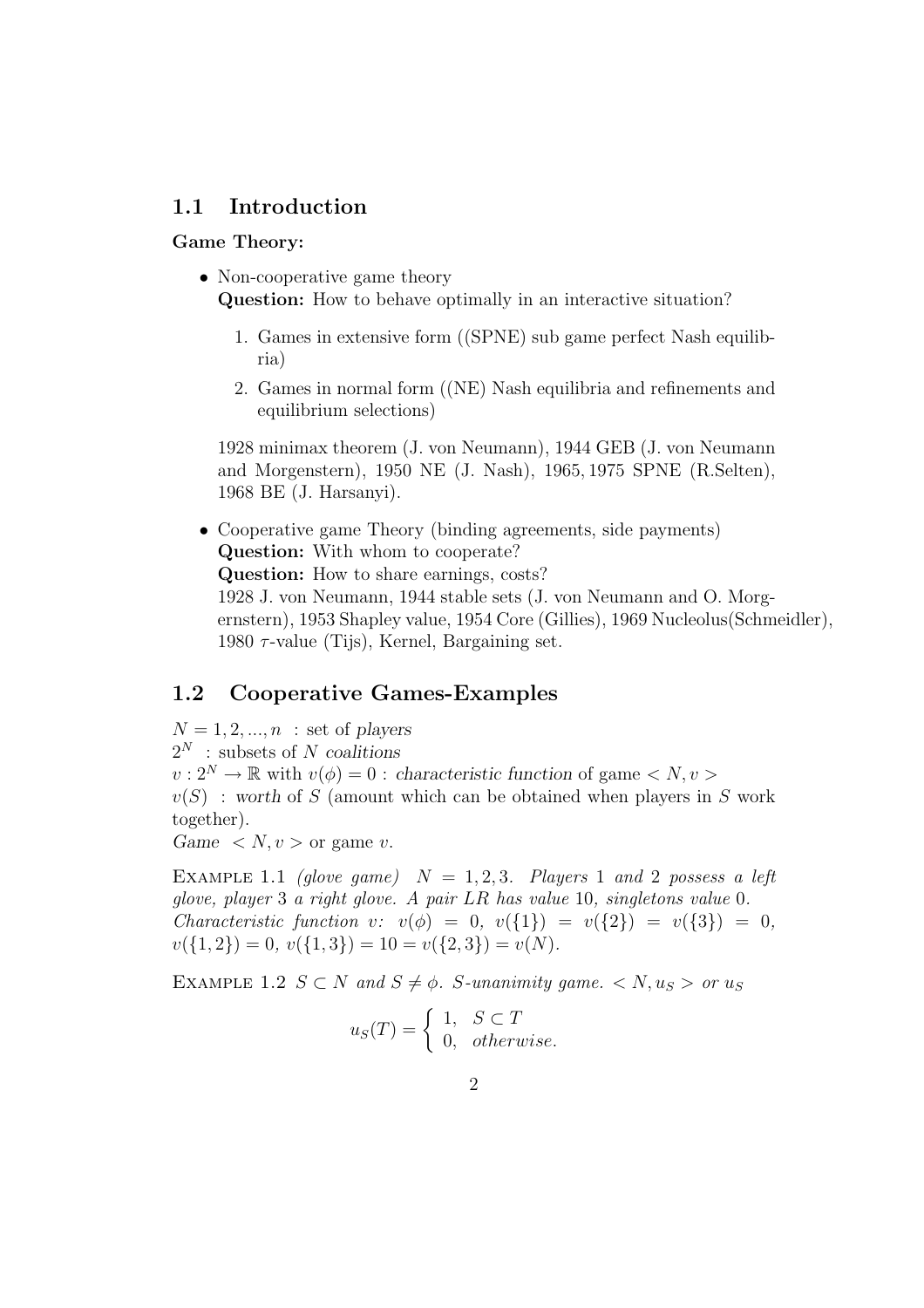## 1.1 Introduction

**Game Theory:**

- Non-cooperative game theory
  **Question:** How to behave optimally in an interactive situation?

  1. Games in extensive form ((SPNE) sub game perfect Nash equilibria)
  2. Games in normal form ((NE) Nash equilibria and refinements and equilibrium selections)

  1928 minimax theorem (J. von Neumann), 1944 GEB (J. von Neumann and Morgenstern), 1950 NE (J. Nash), 1965, 1975 SPNE (R.Selten), 1968 BE (J. Harsanyi).

- Cooperative game Theory (binding agreements, side payments)
  **Question:** With whom to cooperate?
  **Question:** How to share earnings, costs?
  1928 J. von Neumann, 1944 stable sets (J. von Neumann and O. Morgernstern), 1953 Shapley value, 1954 Core (Gillies), 1969 Nucleolus(Schmeidler), 1980 $\tau$-value (Tijs), Kernel, Bargaining set.

## 1.2 Cooperative Games-Examples

$N = 1, 2, ..., n$ : set of *players*
$2^N$ : subsets of $N$ *coalitions*
$v : 2^N \to \mathbb{R}$ with $v(\phi) = 0$ : *characteristic function* of game $< N, v >$
$v(S)$ : *worth* of $S$ (amount which can be obtained when players in $S$ work together).
*Game* $< N, v >$ or game $v$.

Example 1.1 *(glove game)* $N = 1, 2, 3$. *Players* 1 *and* 2 *possess a left glove, player* 3 *a right glove. A pair* $LR$ *has value* 10*, singletons value* 0*. Characteristic function v:* $v(\phi) = 0$, $v(\{1\}) = v(\{2\}) = v(\{3\}) = 0$, $v(\{1, 2\}) = 0$, $v(\{1, 3\}) = 10 = v(\{2, 3\}) = v(N)$.

Example 1.2 $S \subset N$ *and* $S \neq \phi$. *S-unanimity game.* $< N, u_S >$ *or* $u_S$

$$u_S(T) = \begin{cases} 1, & S \subset T \\ 0, & otherwise. \end{cases}$$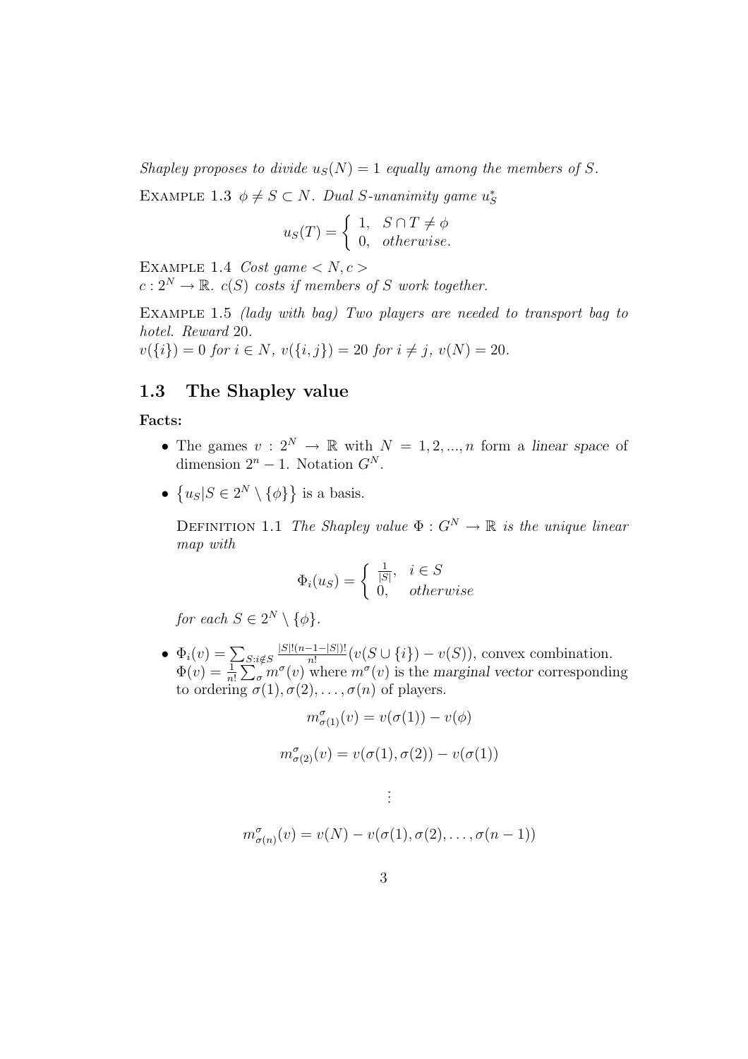*Shapley proposes to divide $u_S(N) = 1$ equally among the members of $S$.*

EXAMPLE 1.3 *$\phi \neq S \subset N$. Dual $S$-unanimity game $u_S^*$*

$$u_S(T) = \begin{cases} 1, & S \cap T \neq \phi \\ 0, & otherwise. \end{cases}$$

EXAMPLE 1.4 *Cost game $< N, c >$*
*$c : 2^N \to \mathbb{R}$. $c(S)$ costs if members of $S$ work together.*

EXAMPLE 1.5 *(lady with bag) Two players are needed to transport bag to hotel. Reward 20.*
*$v(\{i\}) = 0$ for $i \in N$, $v(\{i, j\}) = 20$ for $i \neq j$, $v(N) = 20$.*

## 1.3 The Shapley value

**Facts:**

- The games $v : 2^N \to \mathbb{R}$ with $N = 1, 2, ..., n$ form a *linear space* of dimension $2^n - 1$. Notation $G^N$.
- $\{u_S | S \in 2^N \setminus \{\phi\}\}$ is a basis.

  DEFINITION 1.1 *The Shapley value $\Phi : G^N \to \mathbb{R}$ is the unique linear map with*

  $$\Phi_i(u_S) = \begin{cases} \frac{1}{|S|}, & i \in S \\ 0, & otherwise \end{cases}$$

  *for each $S \in 2^N \setminus \{\phi\}$.*

- $\Phi_i(v) = \sum_{S: i \notin S} \frac{|S|!(n-1-|S|)!}{n!}(v(S \cup \{i\}) - v(S))$, convex combination.
  $\Phi(v) = \frac{1}{n!} \sum_\sigma m^\sigma(v)$ where $m^\sigma(v)$ is the *marginal vector* corresponding to ordering $\sigma(1), \sigma(2), \ldots, \sigma(n)$ of players.

  $$m^\sigma_{\sigma(1)}(v) = v(\sigma(1)) - v(\phi)$$

  $$m^\sigma_{\sigma(2)}(v) = v(\sigma(1), \sigma(2)) - v(\sigma(1))$$

  $$\vdots$$

  $$m^\sigma_{\sigma(n)}(v) = v(N) - v(\sigma(1), \sigma(2), \ldots, \sigma(n-1))$$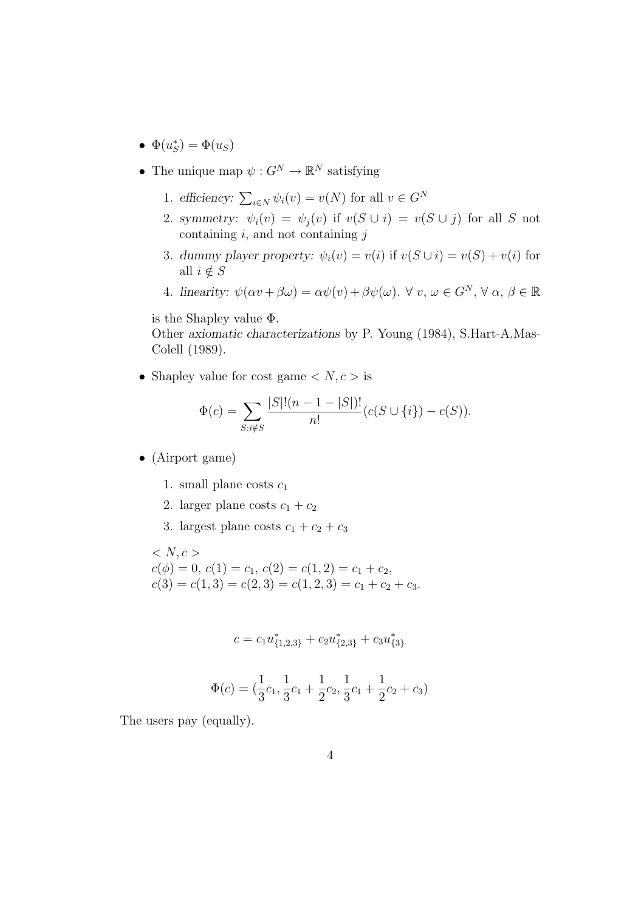- $\Phi(u_S^*) = \Phi(u_S)$
- The unique map $\psi : G^N \to \mathbb{R}^N$ satisfying
  1. *efficiency:* $\sum_{i \in N} \psi_i(v) = v(N)$ for all $v \in G^N$
  2. *symmetry:* $\psi_i(v) = \psi_j(v)$ if $v(S \cup i) = v(S \cup j)$ for all $S$ not containing $i$, and not containing $j$
  3. *dummy player property:* $\psi_i(v) = v(i)$ if $v(S \cup i) = v(S) + v(i)$ for all $i \notin S$
  4. *linearity:* $\psi(\alpha v + \beta \omega) = \alpha \psi(v) + \beta \psi(\omega)$. $\forall\ v,\ \omega \in G^N$, $\forall\ \alpha,\ \beta \in \mathbb{R}$

  is the Shapley value $\Phi$.
  Other *axiomatic characterizations* by P. Young (1984), S.Hart-A.Mas-Colell (1989).

- Shapley value for cost game $< N, c >$ is

$$\Phi(c) = \sum_{S: i \notin S} \frac{|S|!(n-1-|S|)!}{n!}(c(S \cup \{i\}) - c(S)).$$

- (Airport game)
  1. small plane costs $c_1$
  2. larger plane costs $c_1 + c_2$
  3. largest plane costs $c_1 + c_2 + c_3$

  $< N, c >$
  $c(\phi) = 0,\ c(1) = c_1,\ c(2) = c(1,2) = c_1 + c_2,$
  $c(3) = c(1,3) = c(2,3) = c(1,2,3) = c_1 + c_2 + c_3.$

$$c = c_1 u_{\{1,2,3\}}^* + c_2 u_{\{2,3\}}^* + c_3 u_{\{3\}}^*$$

$$\Phi(c) = (\frac{1}{3}c_1, \frac{1}{3}c_1 + \frac{1}{2}c_2, \frac{1}{3}c_1 + \frac{1}{2}c_2 + c_3)$$

The users pay (equally).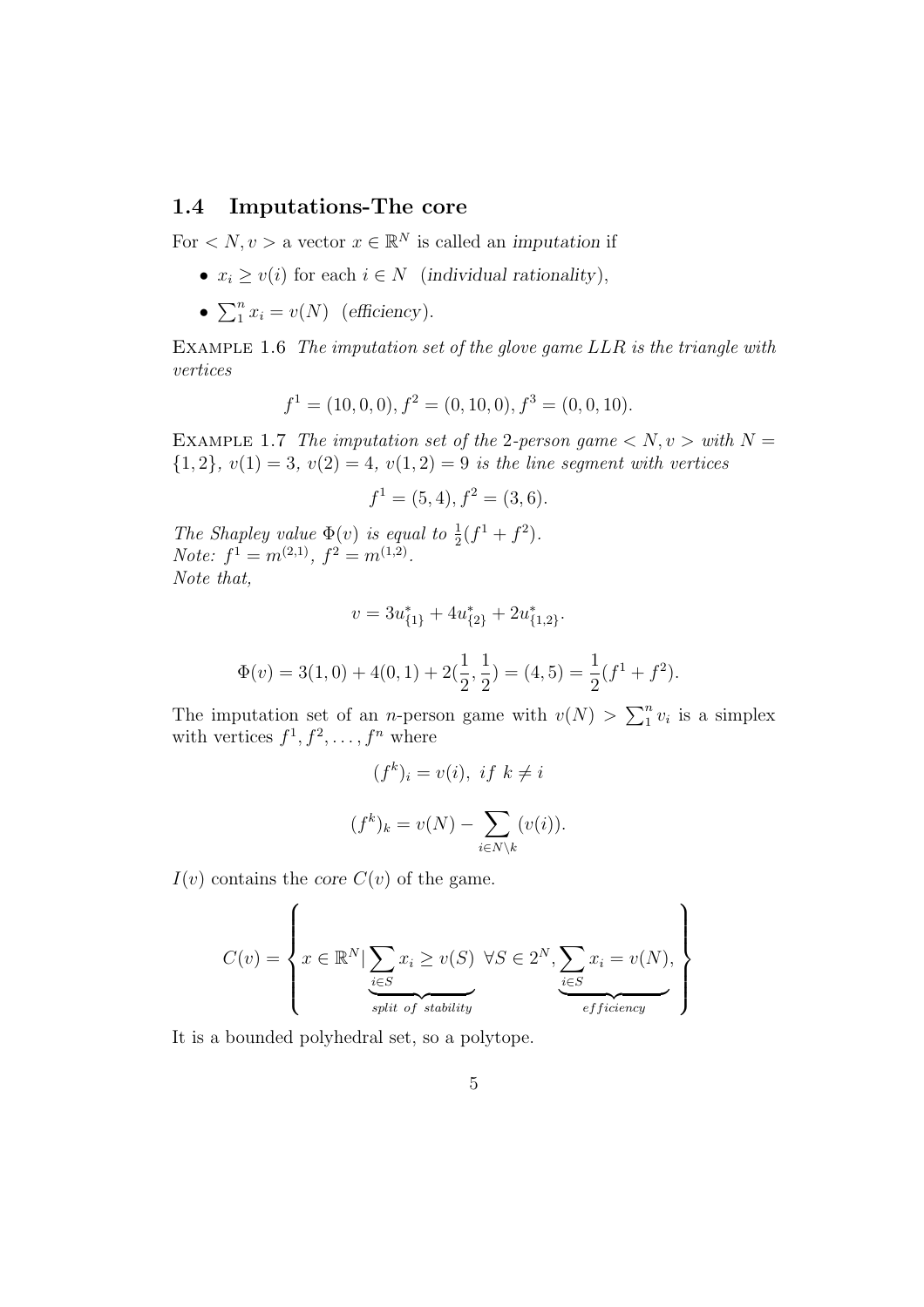### 1.4 Imputations-The core

For $< N, v >$ a vector $x \in \mathbb{R}^N$ is called an *imputation* if

- $x_i \geq v(i)$ for each $i \in N$ (*individual rationality*),
- $\sum_1^n x_i = v(N)$ (*efficiency*).

EXAMPLE 1.6 *The imputation set of the glove game LLR is the triangle with vertices*

$$f^1 = (10, 0, 0), f^2 = (0, 10, 0), f^3 = (0, 0, 10).$$

EXAMPLE 1.7 *The imputation set of the* 2*-person game* $< N, v >$ *with* $N = \{1, 2\}$*,* $v(1) = 3$*,* $v(2) = 4$*,* $v(1, 2) = 9$ *is the line segment with vertices*

$$f^1 = (5, 4), f^2 = (3, 6).$$

*The Shapley value* $\Phi(v)$ *is equal to* $\frac{1}{2}(f^1 + f^2)$*.*
*Note:* $f^1 = m^{(2,1)}$*,* $f^2 = m^{(1,2)}$*.*
*Note that,*

$$v = 3u^*_{\{1\}} + 4u^*_{\{2\}} + 2u^*_{\{1,2\}}.$$

$$\Phi(v) = 3(1, 0) + 4(0, 1) + 2(\frac{1}{2}, \frac{1}{2}) = (4, 5) = \frac{1}{2}(f^1 + f^2).$$

The imputation set of an $n$-person game with $v(N) > \sum_1^n v_i$ is a simplex with vertices $f^1, f^2, \ldots, f^n$ where

$$(f^k)_i = v(i), \ if \ k \neq i$$

$$(f^k)_k = v(N) - \sum_{i \in N \setminus k} (v(i)).$$

$I(v)$ contains the *core* $C(v)$ of the game.

$$C(v) = \left\{ x \in \mathbb{R}^N | \underbrace{\sum_{i \in S} x_i \geq v(S)}_{split \ of \ stability} \ \forall S \in 2^N, \underbrace{\sum_{i \in S} x_i = v(N),}_{efficiency} \right\}$$

It is a bounded polyhedral set, so a polytope.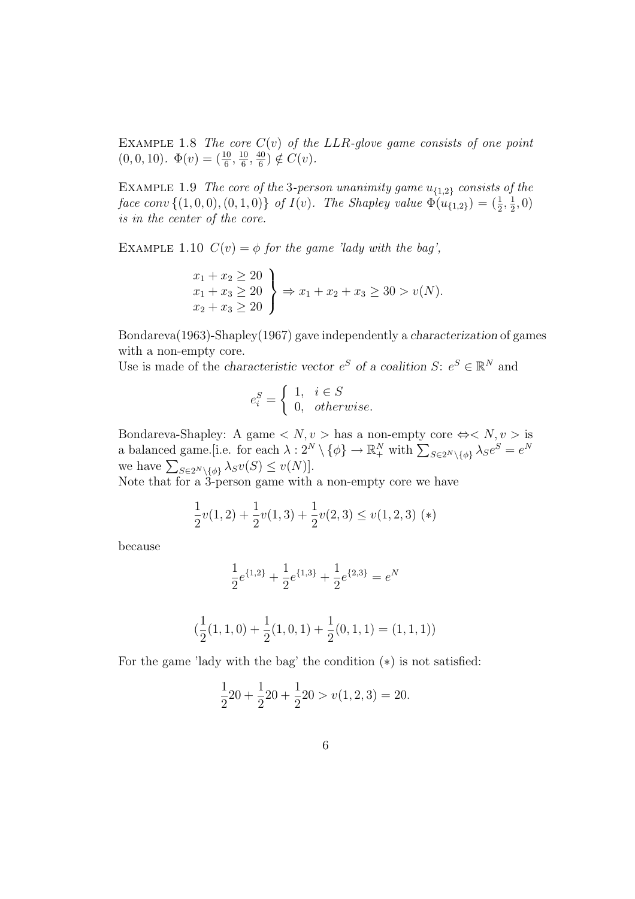Example 1.8 *The core $C(v)$ of the LLR-glove game consists of one point $(0, 0, 10)$. $\Phi(v) = (\frac{10}{6}, \frac{10}{6}, \frac{40}{6}) \notin C(v)$.*

Example 1.9 *The core of the 3-person unanimity game $u_{\{1,2\}}$ consists of the face conv $\{(1, 0, 0), (0, 1, 0)\}$ of $I(v)$. The Shapley value $\Phi(u_{\{1,2\}}) = (\frac{1}{2}, \frac{1}{2}, 0)$ is in the center of the core.*

Example 1.10 *$C(v) = \phi$ for the game 'lady with the bag',*

$$\left. \begin{array}{l} x_1 + x_2 \geq 20 \\ x_1 + x_3 \geq 20 \\ x_2 + x_3 \geq 20 \end{array} \right\} \Rightarrow x_1 + x_2 + x_3 \geq 30 > v(N).$$

Bondareva(1963)-Shapley(1967) gave independently a *characterization* of games with a non-empty core.

Use is made of the *characteristic vector $e^S$ of a coalition $S$*: $e^S \in \mathbb{R}^N$ and

$$e^S_i = \begin{cases} 1, & i \in S \\ 0, & otherwise. \end{cases}$$

Bondareva-Shapley: A game $< N, v >$ has a non-empty core $\Leftrightarrow < N, v >$ is a balanced game.[i.e. for each $\lambda : 2^N \setminus \{\phi\} \rightarrow \mathbb{R}^N_+$ with $\sum_{S \in 2^N \setminus \{\phi\}} \lambda_S e^S = e^N$ we have $\sum_{S \in 2^N \setminus \{\phi\}} \lambda_S v(S) \leq v(N)$].

Note that for a 3-person game with a non-empty core we have

$$\frac{1}{2}v(1,2) + \frac{1}{2}v(1,3) + \frac{1}{2}v(2,3) \leq v(1,2,3) \ (*)$$

because

$$\frac{1}{2}e^{\{1,2\}} + \frac{1}{2}e^{\{1,3\}} + \frac{1}{2}e^{\{2,3\}} = e^N$$

$$(\frac{1}{2}(1,1,0) + \frac{1}{2}(1,0,1) + \frac{1}{2}(0,1,1) = (1,1,1))$$

For the game 'lady with the bag' the condition $(*)$ is not satisfied:

$$\frac{1}{2}20 + \frac{1}{2}20 + \frac{1}{2}20 > v(1,2,3) = 20.$$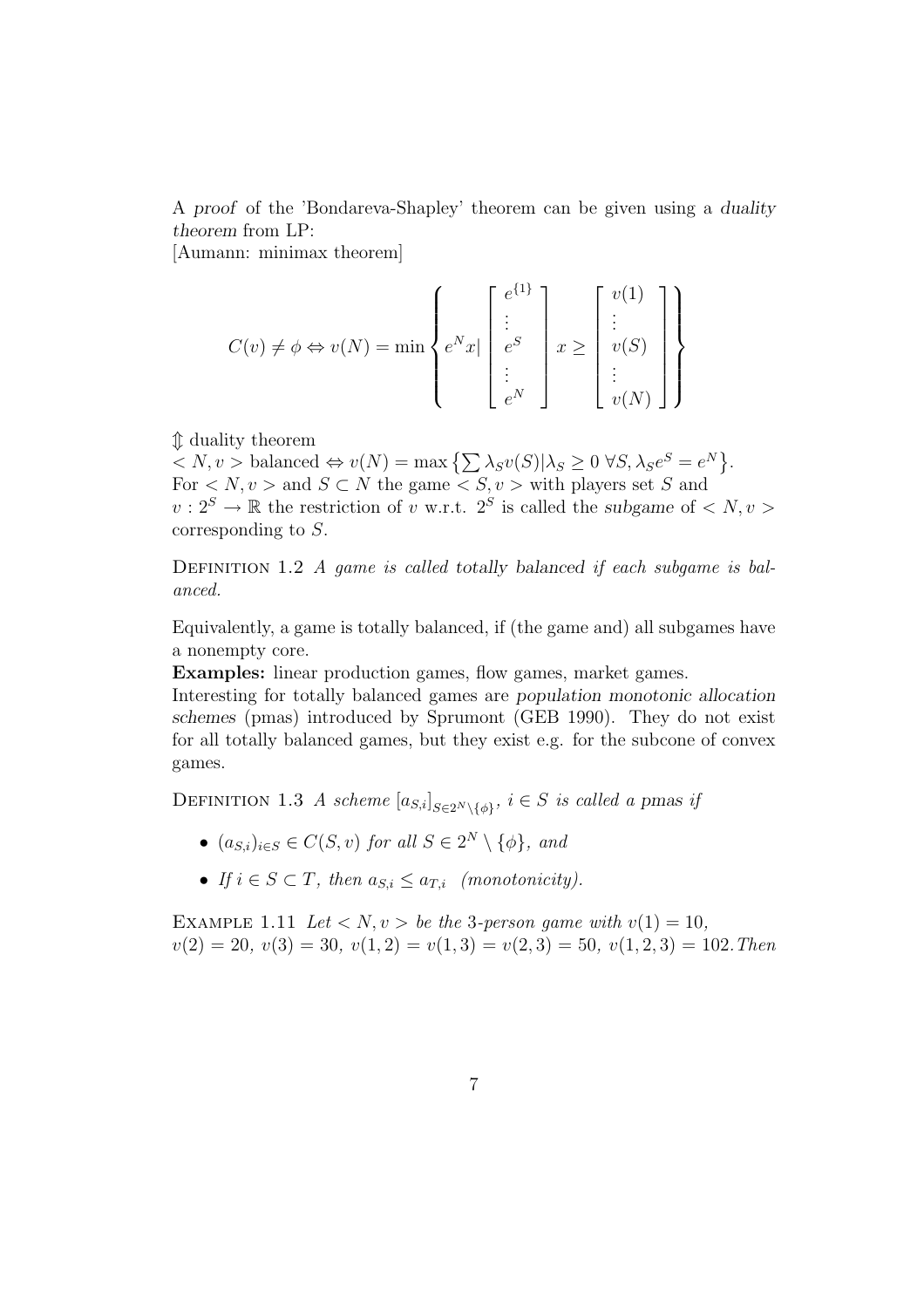A *proof* of the 'Bondareva-Shapley' theorem can be given using a *duality theorem* from LP:
[Aumann: minimax theorem]

$$C(v) \neq \phi \Leftrightarrow v(N) = \min \left\{ e^N x | \begin{bmatrix} e^{\{1\}} \\ \vdots \\ e^S \\ \vdots \\ e^N \end{bmatrix} x \geq \begin{bmatrix} v(1) \\ \vdots \\ v(S) \\ \vdots \\ v(N) \end{bmatrix} \right\}$$

$\Updownarrow$ duality theorem
$< N, v >$ balanced $\Leftrightarrow v(N) = \max \left\{ \sum \lambda_S v(S) | \lambda_S \geq 0 \ \forall S, \lambda_S e^S = e^N \right\}$.
For $< N, v >$ and $S \subset N$ the game $< S, v >$ with players set $S$ and $v : 2^S \to \mathbb{R}$ the restriction of $v$ w.r.t. $2^S$ is called the *subgame* of $< N, v >$ corresponding to $S$.

Definition 1.2 *A game is called totally balanced if each subgame is balanced.*

Equivalently, a game is totally balanced, if (the game and) all subgames have a nonempty core.
**Examples:** linear production games, flow games, market games.
Interesting for totally balanced games are *population monotonic allocation schemes* (pmas) introduced by Sprumont (GEB 1990). They do not exist for all totally balanced games, but they exist e.g. for the subcone of convex games.

Definition 1.3 *A scheme $[a_{S,i}]_{S \in 2^N \setminus \{\phi\}}$, $i \in S$ is called a pmas if*

- $(a_{S,i})_{i \in S} \in C(S, v)$ *for all* $S \in 2^N \setminus \{\phi\}$, *and*
- *If* $i \in S \subset T$, *then* $a_{S,i} \leq a_{T,i}$ *(monotonicity).*

Example 1.11 *Let* $< N, v >$ *be the* 3*-person game with* $v(1) = 10$, $v(2) = 20$, $v(3) = 30$, $v(1, 2) = v(1, 3) = v(2, 3) = 50$, $v(1, 2, 3) = 102$. *Then*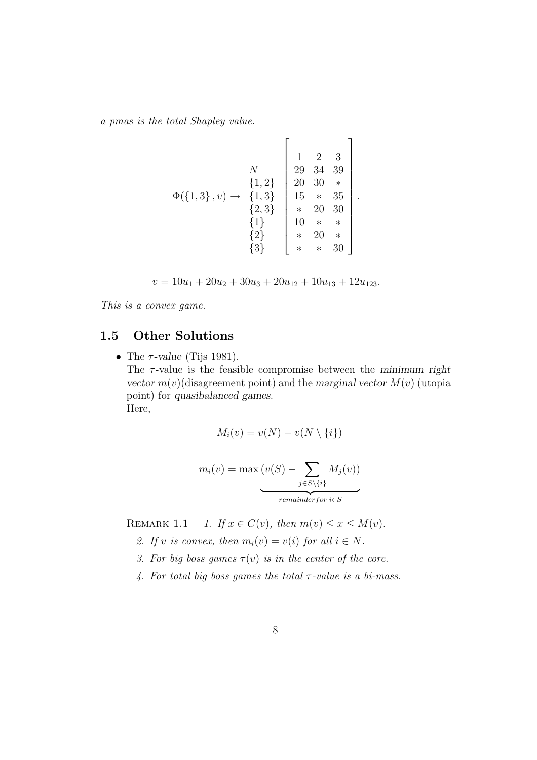*a pmas is the total Shapley value.*

$$
\Phi(\{1,3\},v) \rightarrow \begin{array}{l} \\ N \\ \{1,2\} \\ \{1,3\} \\ \{2,3\} \\ \{1\} \\ \{2\} \\ \{3\} \end{array} \left[ \begin{array}{ccc} 1 & 2 & 3 \\ 29 & 34 & 39 \\ 20 & 30 & * \\ 15 & * & 35 \\ * & 20 & 30 \\ 10 & * & * \\ * & 20 & * \\ * & * & 30 \end{array} \right].
$$

$$
v = 10u_1 + 20u_2 + 30u_3 + 20u_{12} + 10u_{13} + 12u_{123}.
$$

*This is a convex game.*

## 1.5 Other Solutions

- The $\tau$-*value* (Tijs 1981).
  The $\tau$-value is the feasible compromise between the *minimum right vector* $m(v)$(disagreement point) and the *marginal vector* $M(v)$ (utopia point) for *quasibalanced games*.
  Here,

$$
M_i(v) = v(N) - v(N \setminus \{i\})
$$

$$
m_i(v) = \max \underbrace{(v(S) - \sum_{j \in S \setminus \{i\}} M_j(v))}_{remainder\, for\ i \in S}
$$

REMARK 1.1 *1. If $x \in C(v)$, then $m(v) \leq x \leq M(v)$.*

*2. If $v$ is convex, then $m_i(v) = v(i)$ for all $i \in N$.*

*3. For big boss games $\tau(v)$ is in the center of the core.*

*4. For total big boss games the total $\tau$-value is a bi-mass.*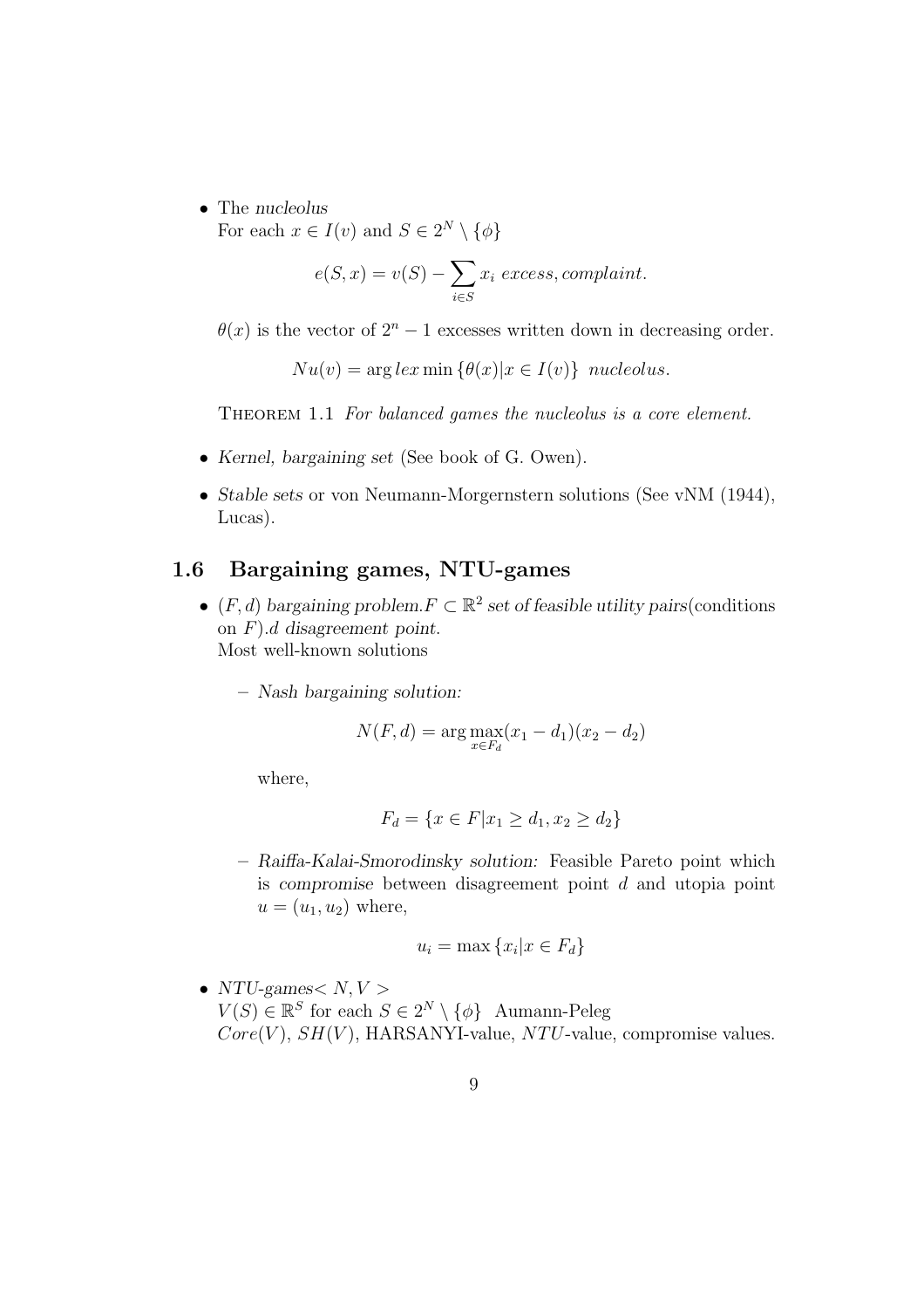- The *nucleolus*
  For each $x \in I(v)$ and $S \in 2^N \setminus \{\phi\}$

$$e(S,x) = v(S) - \sum_{i \in S} x_i \ \textit{excess, complaint.}$$

  $\theta(x)$ is the vector of $2^n - 1$ excesses written down in decreasing order.

$$Nu(v) = \arg \textit{lex} \min \{\theta(x) | x \in I(v)\} \ \textit{nucleolus.}$$

  THEOREM 1.1 *For balanced games the nucleolus is a core element.*

- *Kernel*, *bargaining set* (See book of G. Owen).
- *Stable sets* or von Neumann-Morgernstern solutions (See vNM (1944), Lucas).

## 1.6 Bargaining games, NTU-games

- $(F,d)$ *bargaining problem.* $F \subset \mathbb{R}^2$ *set of feasible utility pairs*(conditions on $F$). $d$ *disagreement point.*
  Most well-known solutions
  - *Nash bargaining solution:*

$$N(F,d) = \arg \max_{x \in F_d} (x_1 - d_1)(x_2 - d_2)$$

    where,

$$F_d = \{x \in F | x_1 \geq d_1, x_2 \geq d_2\}$$

  - *Raiffa-Kalai-Smorodinsky solution:* Feasible Pareto point which is *compromise* between disagreement point $d$ and utopia point $u = (u_1, u_2)$ where,

$$u_i = \max \{x_i | x \in F_d\}$$

- *NTU-games* $< N, V >$
  $V(S) \in \mathbb{R}^S$ for each $S \in 2^N \setminus \{\phi\}$ Aumann-Peleg
  $Core(V)$, $SH(V)$, HARSANYI-value, $NTU$-value, compromise values.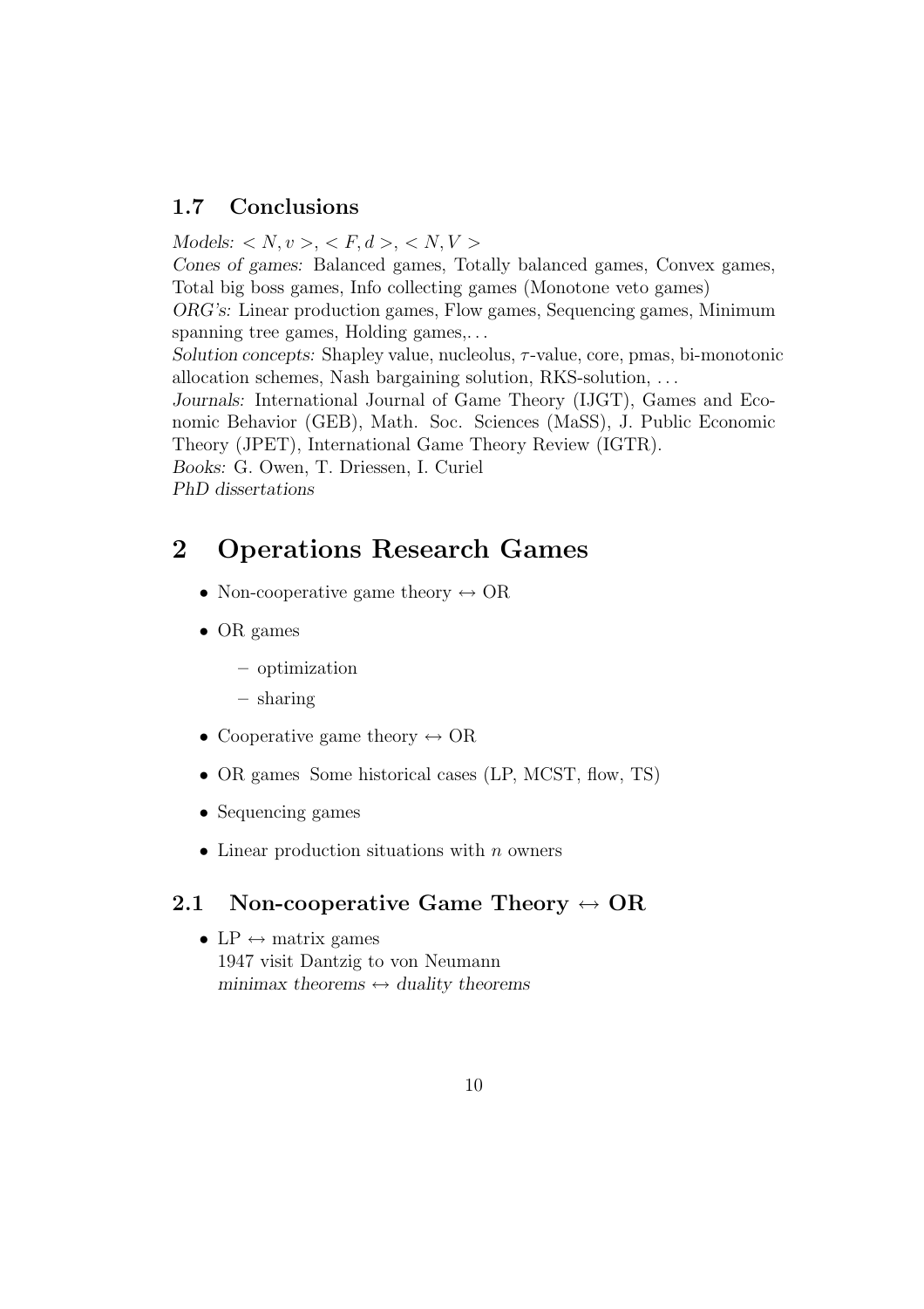### 1.7 Conclusions

*Models:* $< N, v >$, $< F, d >$, $< N, V >$

*Cones of games:* Balanced games, Totally balanced games, Convex games, Total big boss games, Info collecting games (Monotone veto games)

*ORG's:* Linear production games, Flow games, Sequencing games, Minimum spanning tree games, Holding games,. . .

*Solution concepts:* Shapley value, nucleolus, $\tau$-value, core, pmas, bi-monotonic allocation schemes, Nash bargaining solution, RKS-solution, . . .

*Journals:* International Journal of Game Theory (IJGT), Games and Economic Behavior (GEB), Math. Soc. Sciences (MaSS), J. Public Economic Theory (JPET), International Game Theory Review (IGTR).

*Books:* G. Owen, T. Driessen, I. Curiel

*PhD dissertations*

# 2 Operations Research Games

- Non-cooperative game theory $\leftrightarrow$ OR
- OR games
  - optimization
  - sharing
- Cooperative game theory $\leftrightarrow$ OR
- OR games Some historical cases (LP, MCST, flow, TS)
- Sequencing games
- Linear production situations with $n$ owners

### 2.1 Non-cooperative Game Theory $\leftrightarrow$ OR

- LP $\leftrightarrow$ matrix games
  1947 visit Dantzig to von Neumann
  *minimax theorems* $\leftrightarrow$ *duality theorems*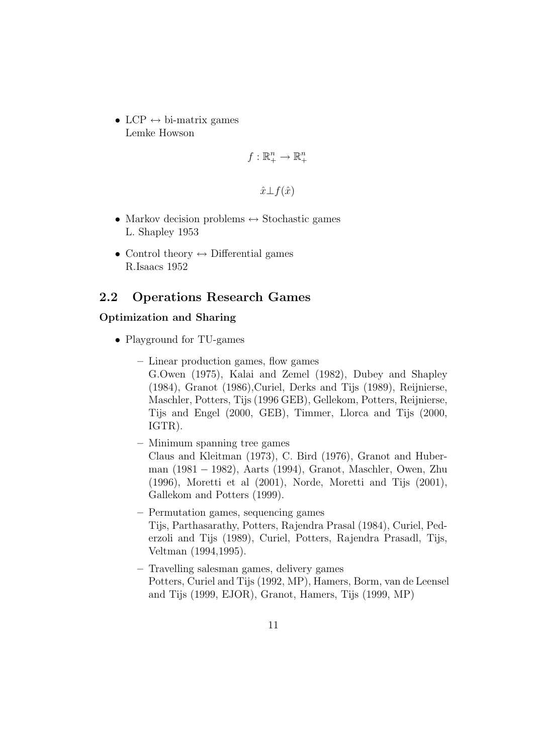- LCP $\leftrightarrow$ bi-matrix games
  Lemke Howson

$$f : \mathbb{R}^n_+ \to \mathbb{R}^n_+$$

$$\hat{x} \perp f(\hat{x})$$

- Markov decision problems $\leftrightarrow$ Stochastic games
  L. Shapley 1953

- Control theory $\leftrightarrow$ Differential games
  R.Isaacs 1952

## 2.2 Operations Research Games

**Optimization and Sharing**

- Playground for TU-games
  - Linear production games, flow games
    G.Owen (1975), Kalai and Zemel (1982), Dubey and Shapley (1984), Granot (1986),Curiel, Derks and Tijs (1989), Reijnierse, Maschler, Potters, Tijs (1996 GEB), Gellekom, Potters, Reijnierse, Tijs and Engel (2000, GEB), Timmer, Llorca and Tijs (2000, IGTR).
  - Minimum spanning tree games
    Claus and Kleitman (1973), C. Bird (1976), Granot and Huberman (1981 − 1982), Aarts (1994), Granot, Maschler, Owen, Zhu (1996), Moretti et al (2001), Norde, Moretti and Tijs (2001), Gallekom and Potters (1999).
  - Permutation games, sequencing games
    Tijs, Parthasarathy, Potters, Rajendra Prasal (1984), Curiel, Pederzoli and Tijs (1989), Curiel, Potters, Rajendra Prasadl, Tijs, Veltman (1994,1995).
  - Travelling salesman games, delivery games
    Potters, Curiel and Tijs (1992, MP), Hamers, Borm, van de Leensel and Tijs (1999, EJOR), Granot, Hamers, Tijs (1999, MP)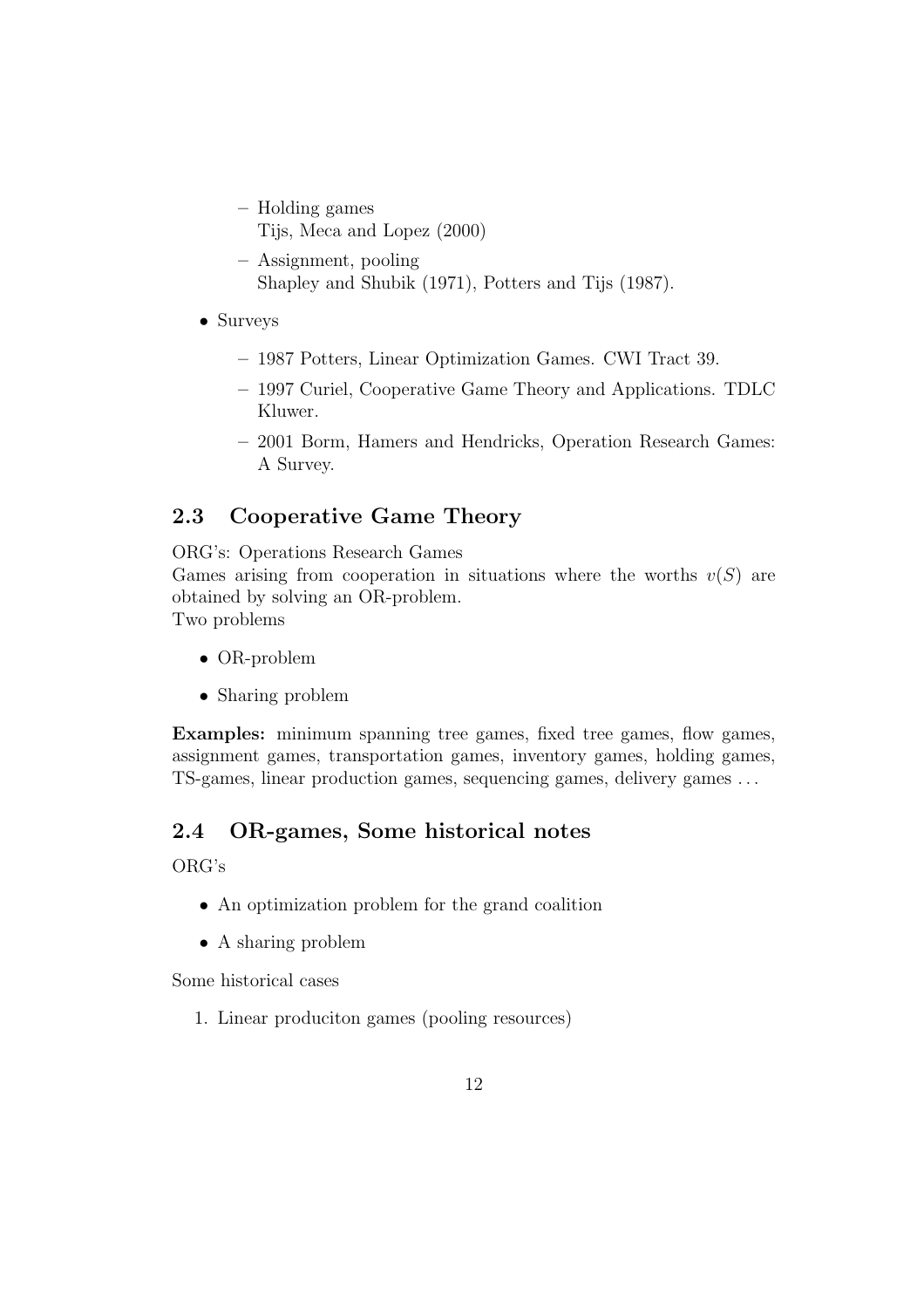- Holding games
    Tijs, Meca and Lopez (2000)
  - Assignment, pooling
    Shapley and Shubik (1971), Potters and Tijs (1987).

- Surveys
  - 1987 Potters, Linear Optimization Games. CWI Tract 39.
  - 1997 Curiel, Cooperative Game Theory and Applications. TDLC Kluwer.
  - 2001 Borm, Hamers and Hendricks, Operation Research Games: A Survey.

## 2.3 Cooperative Game Theory

ORG's: Operations Research Games
Games arising from cooperation in situations where the worths $v(S)$ are obtained by solving an OR-problem.
Two problems

- OR-problem
- Sharing problem

**Examples:** minimum spanning tree games, fixed tree games, flow games, assignment games, transportation games, inventory games, holding games, TS-games, linear production games, sequencing games, delivery games ...

## 2.4 OR-games, Some historical notes

ORG's

- An optimization problem for the grand coalition
- A sharing problem

Some historical cases

1. Linear produciton games (pooling resources)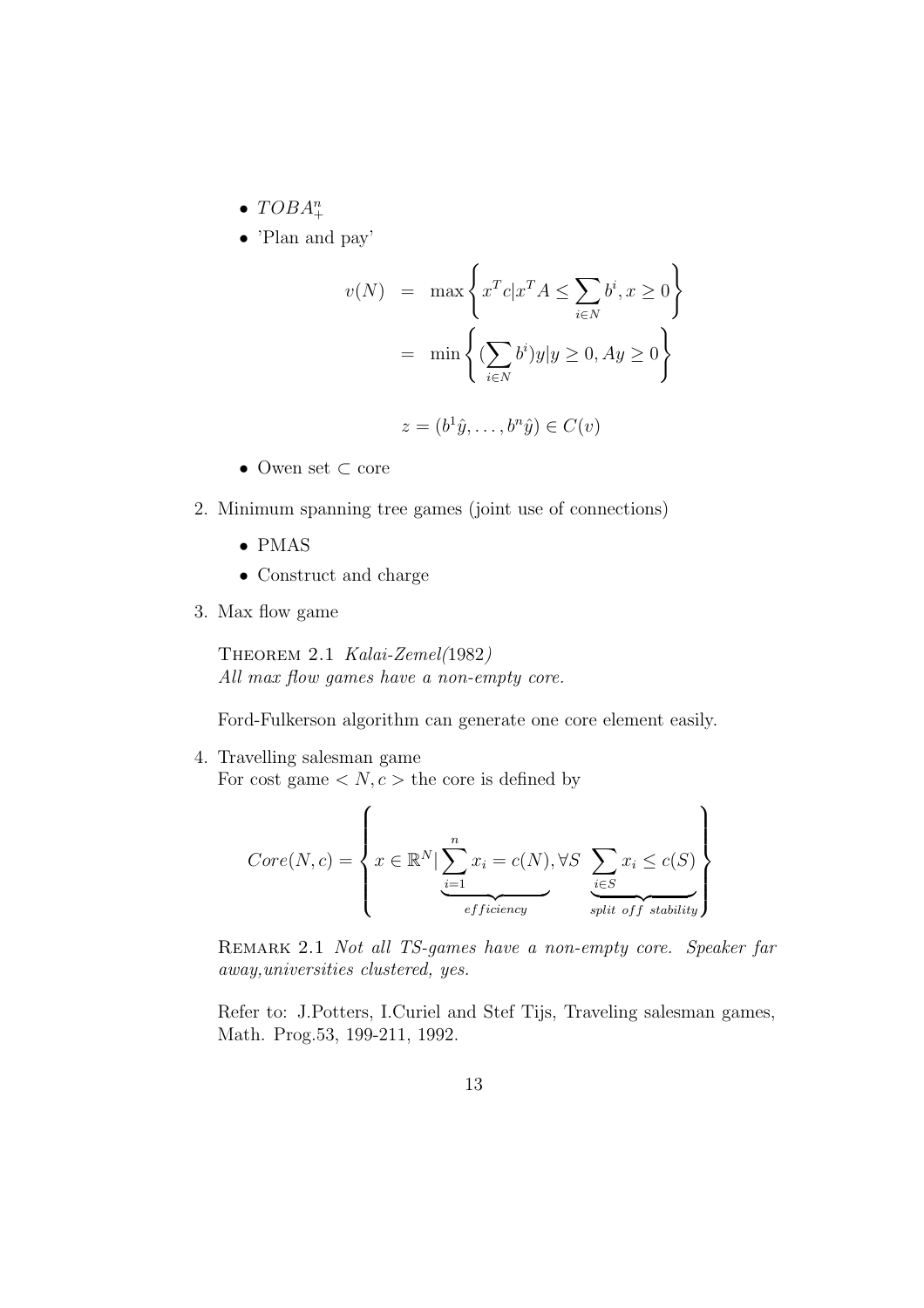- $TOBA^n_+$
- 'Plan and pay'

$$
\begin{aligned}
v(N) &= \max\left\{ x^T c | x^T A \leq \sum_{i\in N} b^i, x \geq 0 \right\} \\
&= \min\left\{ (\sum_{i\in N} b^i) y | y \geq 0, Ay \geq 0 \right\}
\end{aligned}
$$

$$
z = (b^1\hat{y}, \ldots, b^n\hat{y}) \in C(v)
$$

- Owen set $\subset$ core

2. Minimum spanning tree games (joint use of connections)

   - PMAS
   - Construct and charge

3. Max flow game

   Theorem 2.1 *Kalai-Zemel(1982)*
   *All max flow games have a non-empty core.*

   Ford-Fulkerson algorithm can generate one core element easily.

4. Travelling salesman game
   For cost game $< N, c >$ the core is defined by

$$
Core(N,c) = \left\{ x \in \mathbb{R}^N | \underbrace{\sum_{i=1}^{n} x_i = c(N)}_{efficiency}, \forall S \underbrace{\sum_{i\in S} x_i \leq c(S)}_{split\ off\ stability} \right\}
$$

   Remark 2.1 *Not all TS-games have a non-empty core. Speaker far away,universities clustered, yes.*

   Refer to: J.Potters, I.Curiel and Stef Tijs, Traveling salesman games, Math. Prog.53, 199-211, 1992.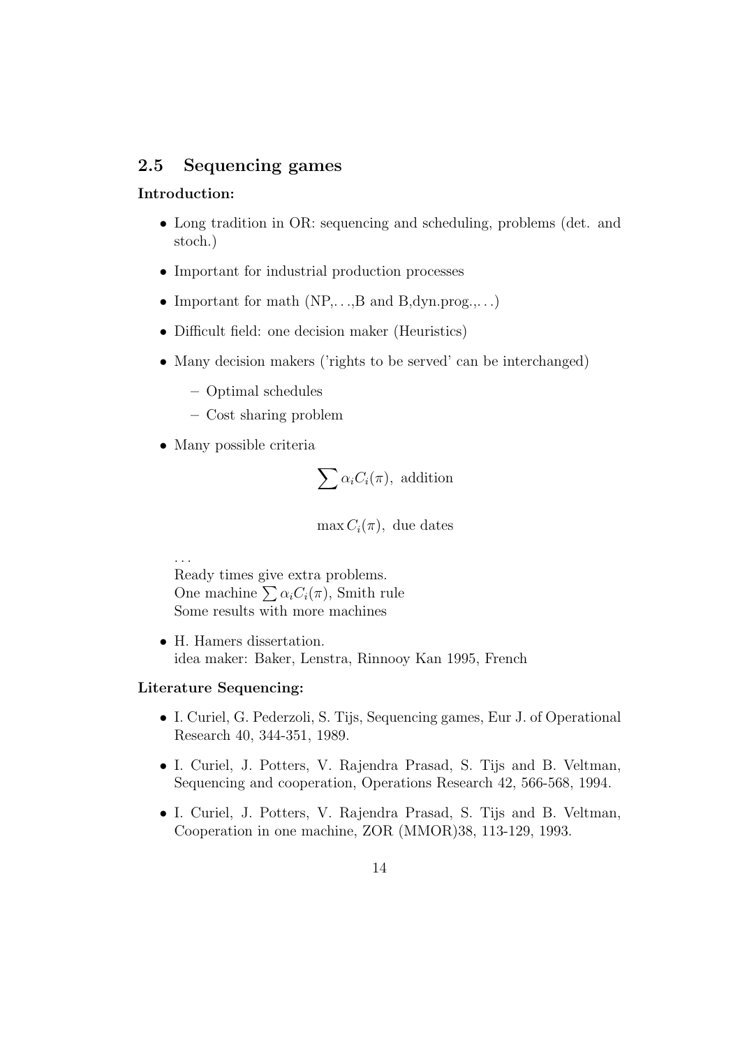## 2.5 Sequencing games

**Introduction:**

- Long tradition in OR: sequencing and scheduling, problems (det. and stoch.)
- Important for industrial production processes
- Important for math (NP,. . .,B and B,dyn.prog.,. . .)
- Difficult field: one decision maker (Heuristics)
- Many decision makers ('rights to be served' can be interchanged)
  - Optimal schedules
  - Cost sharing problem
- Many possible criteria

  $$\sum \alpha_i C_i(\pi), \text{ addition}$$

  $$\max C_i(\pi), \text{ due dates}$$

  . . .
  Ready times give extra problems.
  One machine $\sum \alpha_i C_i(\pi)$, Smith rule
  Some results with more machines

- H. Hamers dissertation.
  idea maker: Baker, Lenstra, Rinnooy Kan 1995, French

**Literature Sequencing:**

- I. Curiel, G. Pederzoli, S. Tijs, Sequencing games, Eur J. of Operational Research 40, 344-351, 1989.
- I. Curiel, J. Potters, V. Rajendra Prasad, S. Tijs and B. Veltman, Sequencing and cooperation, Operations Research 42, 566-568, 1994.
- I. Curiel, J. Potters, V. Rajendra Prasad, S. Tijs and B. Veltman, Cooperation in one machine, ZOR (MMOR)38, 113-129, 1993.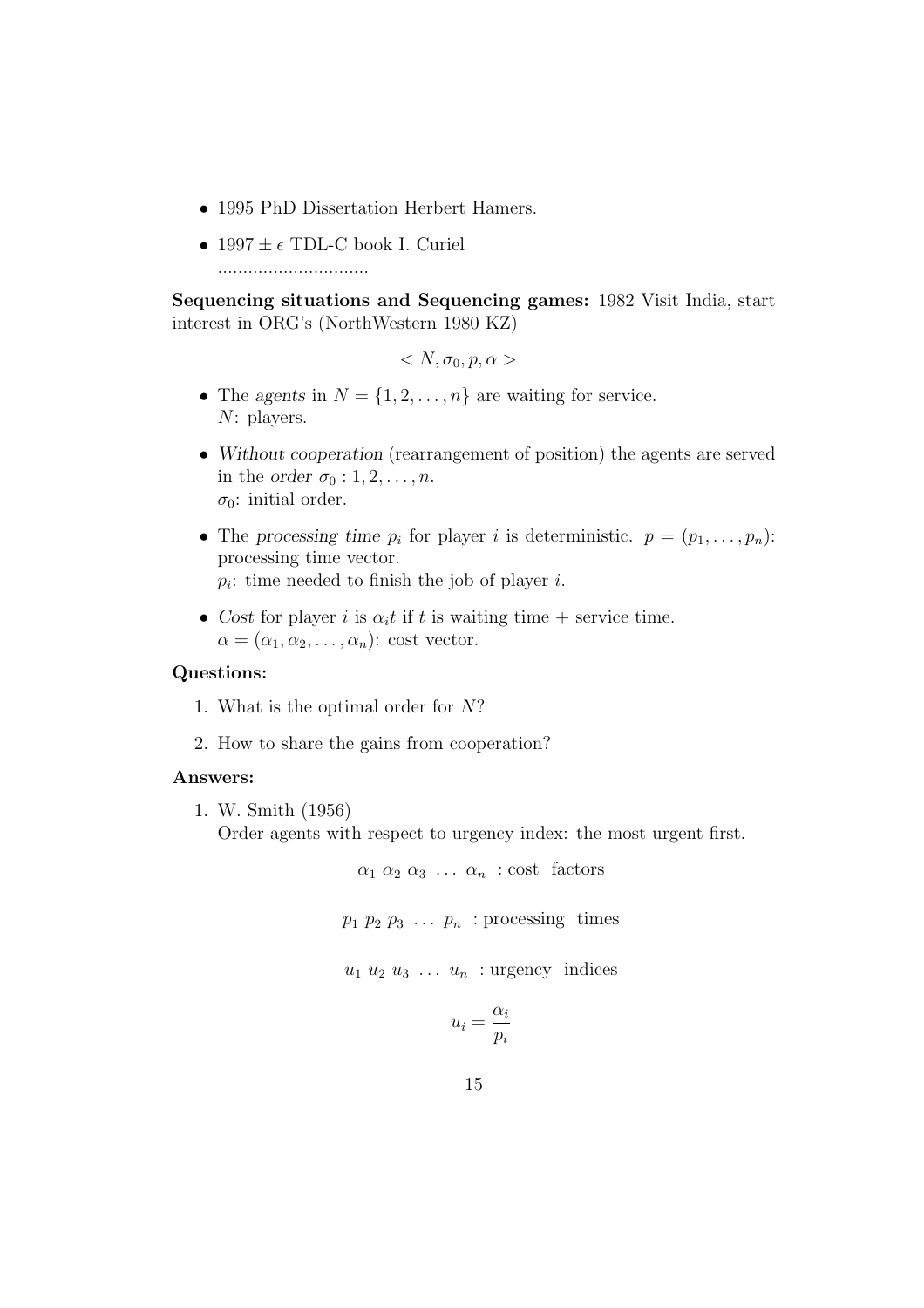- 1995 PhD Dissertation Herbert Hamers.
- $1997 \pm \epsilon$ TDL-C book I. Curiel

..............................

**Sequencing situations and Sequencing games:** 1982 Visit India, start interest in ORG's (NorthWestern 1980 KZ)

$$< N, \sigma_0, p, \alpha >$$

- The *agents* in $N = \{1, 2, \ldots, n\}$ are waiting for service.
  $N$: players.
- *Without cooperation* (rearrangement of position) the agents are served in the *order* $\sigma_0 : 1, 2, \ldots, n$.
  $\sigma_0$: initial order.
- The *processing time* $p_i$ for player $i$ is deterministic. $p = (p_1, \ldots, p_n)$: processing time vector.
  $p_i$: time needed to finish the job of player $i$.
- *Cost* for player $i$ is $\alpha_i t$ if $t$ is waiting time + service time.
  $\alpha = (\alpha_1, \alpha_2, \ldots, \alpha_n)$: cost vector.

**Questions:**

1. What is the optimal order for $N$?
2. How to share the gains from cooperation?

**Answers:**

1. W. Smith (1956)
   Order agents with respect to urgency index: the most urgent first.

$$\alpha_1 \ \alpha_2 \ \alpha_3 \ \ldots \ \alpha_n \ \text{ : cost factors}$$

$$p_1 \ p_2 \ p_3 \ \ldots \ p_n \ \text{ : processing times}$$

$$u_1 \ u_2 \ u_3 \ \ldots \ u_n \ \text{ : urgency indices}$$

$$u_i = \frac{\alpha_i}{p_i}$$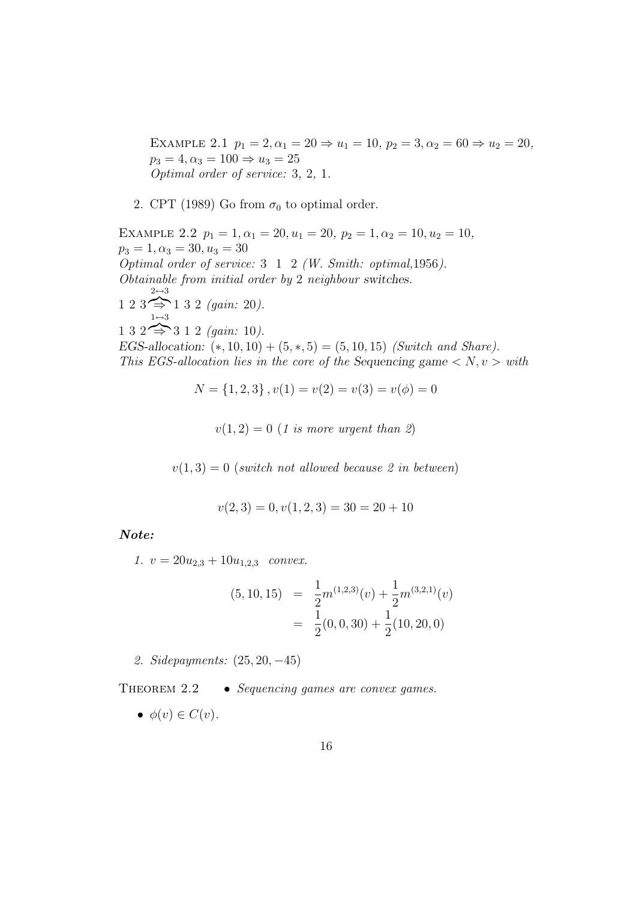EXAMPLE 2.1 $p_1 = 2, \alpha_1 = 20 \Rightarrow u_1 = 10$, $p_2 = 3, \alpha_2 = 60 \Rightarrow u_2 = 20$, $p_3 = 4, \alpha_3 = 100 \Rightarrow u_3 = 25$
*Optimal order of service:* 3, 2, 1.

2. CPT (1989) Go from $\sigma_0$ to optimal order.

EXAMPLE 2.2 $p_1 = 1, \alpha_1 = 20, u_1 = 20$, $p_2 = 1, \alpha_2 = 10, u_2 = 10$, $p_3 = 1, \alpha_3 = 30, u_3 = 30$
*Optimal order of service:* 3 1 2 *(W. Smith: optimal,*1956*).*
*Obtainable from initial order by* 2 *neighbour switches.*

$1\ 2\ 3 \overset{2\leftrightarrow 3}{\widehat{\Rightarrow}} 1\ 3\ 2$ *(gain:* 20*).*

$1\ 3\ 2 \overset{1\leftrightarrow 3}{\widehat{\Rightarrow}} 3\ 1\ 2$ *(gain:* 10*).*

*EGS-allocation:* $(*, 10, 10) + (5, *, 5) = (5, 10, 15)$ *(Switch and Share).*
*This EGS-allocation lies in the core of the Sequencing game* $< N, v >$ *with*

$$N = \{1, 2, 3\}, v(1) = v(2) = v(3) = v(\phi) = 0$$

$$v(1, 2) = 0 \text{ (1 is more urgent than 2)}$$

$$v(1, 3) = 0 \text{ (switch not allowed because 2 in between)}$$

$$v(2, 3) = 0, v(1, 2, 3) = 30 = 20 + 10$$

***Note:***

1. $v = 20u_{2,3} + 10u_{1,2,3}$ *convex.*

$$\begin{aligned}(5, 10, 15) &= \frac{1}{2}m^{(1,2,3)}(v) + \frac{1}{2}m^{(3,2,1)}(v) \\ &= \frac{1}{2}(0, 0, 30) + \frac{1}{2}(10, 20, 0)\end{aligned}$$

2. *Sidepayments:* $(25, 20, -45)$

THEOREM 2.2

- *Sequencing games are convex games.*
- $\phi(v) \in C(v)$.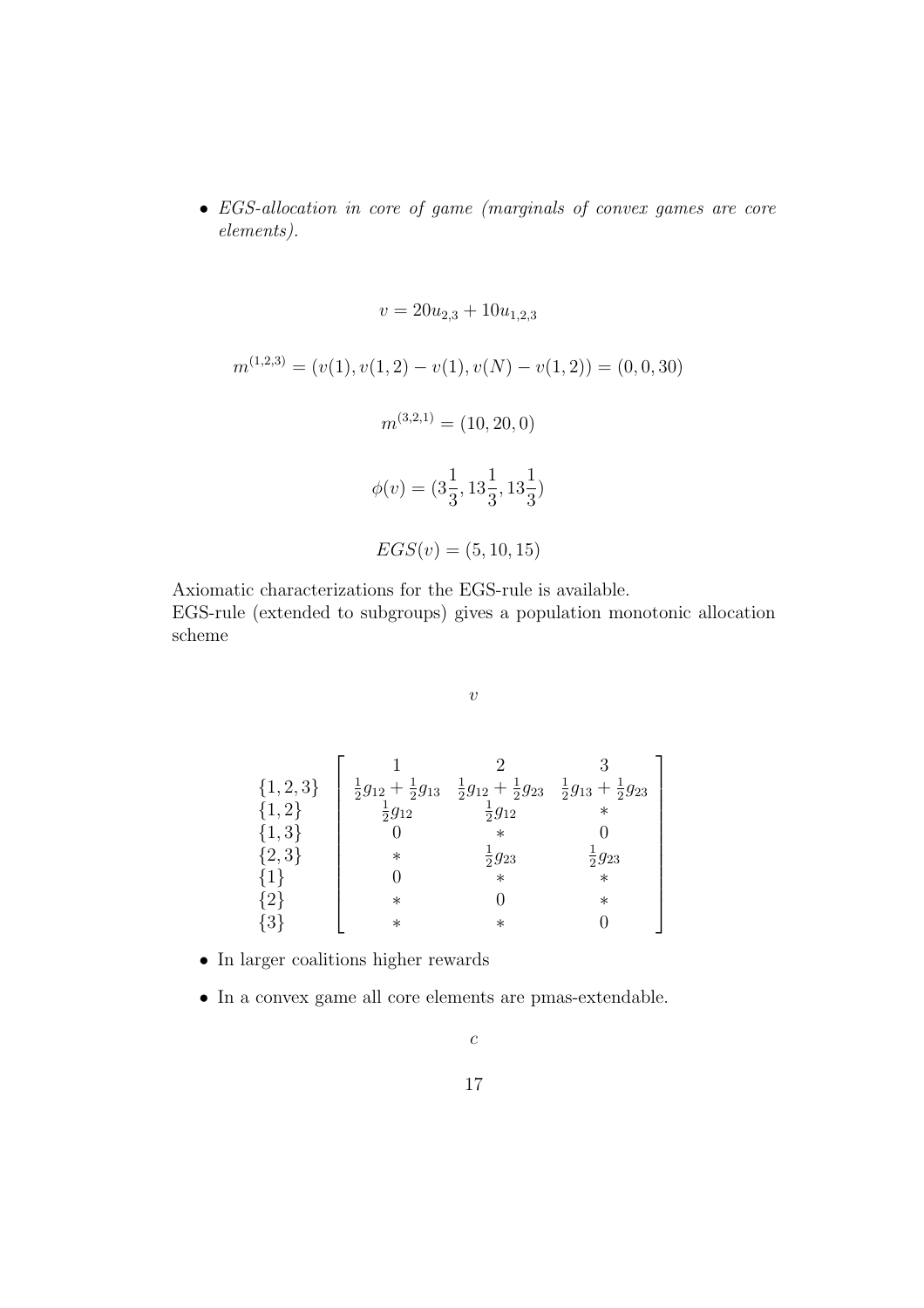- *EGS-allocation in core of game (marginals of convex games are core elements).*

$$v = 20u_{2,3} + 10u_{1,2,3}$$

$$m^{(1,2,3)} = (v(1), v(1,2) - v(1), v(N) - v(1,2)) = (0, 0, 30)$$

$$m^{(3,2,1)} = (10, 20, 0)$$

$$\phi(v) = (3\frac{1}{3}, 13\frac{1}{3}, 13\frac{1}{3})$$

$$EGS(v) = (5, 10, 15)$$

Axiomatic characterizations for the EGS-rule is available.
EGS-rule (extended to subgroups) gives a population monotonic allocation scheme

$v$

$$\begin{array}{l} \{1,2,3\} \\ \{1,2\} \\ \{1,3\} \\ \{2,3\} \\ \{1\} \\ \{2\} \\ \{3\} \end{array} \left[ \begin{array}{ccc} 1 & 2 & 3 \\ \frac{1}{2}g_{12} + \frac{1}{2}g_{13} & \frac{1}{2}g_{12} + \frac{1}{2}g_{23} & \frac{1}{2}g_{13} + \frac{1}{2}g_{23} \\ \frac{1}{2}g_{12} & \frac{1}{2}g_{12} & * \\ 0 & * & 0 \\ * & \frac{1}{2}g_{23} & \frac{1}{2}g_{23} \\ 0 & * & * \\ * & 0 & * \\ * & * & 0 \end{array} \right]$$

- In larger coalitions higher rewards
- In a convex game all core elements are pmas-extendable.

$c$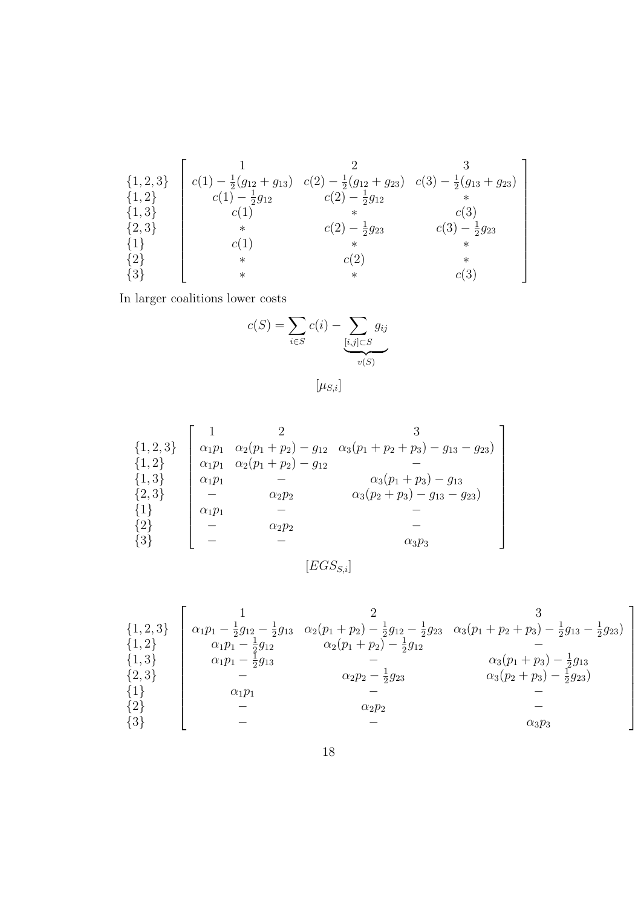$$
\begin{array}{l}
\{1,2,3\} \\
\{1,2\} \\
\{1,3\} \\
\{2,3\} \\
\{1\} \\
\{2\} \\
\{3\}
\end{array}
\left[
\begin{array}{ccc}
1 & 2 & 3 \\
c(1)-\frac{1}{2}(g_{12}+g_{13}) & c(2)-\frac{1}{2}(g_{12}+g_{23}) & c(3)-\frac{1}{2}(g_{13}+g_{23}) \\
c(1)-\frac{1}{2}g_{12} & c(2)-\frac{1}{2}g_{12} & * \\
c(1) & * & c(3) \\
* & c(2)-\frac{1}{2}g_{23} & c(3)-\frac{1}{2}g_{23} \\
c(1) & * & * \\
* & c(2) & * \\
* & * & c(3)
\end{array}
\right]
$$

In larger coalitions lower costs

$$
c(S) = \sum_{i \in S} c(i) - \underbrace{\sum_{[i,j] \subset S} g_{ij}}_{v(S)}
$$

$$
[\mu_{S,i}]
$$

$$
\begin{array}{l}
\{1,2,3\} \\
\{1,2\} \\
\{1,3\} \\
\{2,3\} \\
\{1\} \\
\{2\} \\
\{3\}
\end{array}
\left[
\begin{array}{ccc}
1 & 2 & 3 \\
\alpha_1 p_1 & \alpha_2(p_1+p_2)-g_{12} & \alpha_3(p_1+p_2+p_3)-g_{13}-g_{23}) \\
\alpha_1 p_1 & \alpha_2(p_1+p_2)-g_{12} & - \\
\alpha_1 p_1 & - & \alpha_3(p_1+p_3)-g_{13} \\
- & \alpha_2 p_2 & \alpha_3(p_2+p_3)-g_{13}-g_{23}) \\
\alpha_1 p_1 & - & - \\
- & \alpha_2 p_2 & - \\
- & - & \alpha_3 p_3
\end{array}
\right]
$$

$$
[EGS_{S,i}]
$$

$$
\begin{array}{l}
\{1,2,3\} \\
\{1,2\} \\
\{1,3\} \\
\{2,3\} \\
\{1\} \\
\{2\} \\
\{3\}
\end{array}
\left[
\begin{array}{ccc}
1 & 2 & 3 \\
\alpha_1 p_1 - \frac{1}{2}g_{12} - \frac{1}{2}g_{13} & \alpha_2(p_1+p_2) - \frac{1}{2}g_{12} - \frac{1}{2}g_{23} & \alpha_3(p_1+p_2+p_3) - \frac{1}{2}g_{13} - \frac{1}{2}g_{23}) \\
\alpha_1 p_1 - \frac{1}{2}g_{12} & \alpha_2(p_1+p_2) - \frac{1}{2}g_{12} & - \\
\alpha_1 p_1 - \frac{1}{2}g_{13} & - & \alpha_3(p_1+p_3) - \frac{1}{2}g_{13} \\
- & \alpha_2 p_2 - \frac{1}{2}g_{23} & \alpha_3(p_2+p_3) - \frac{1}{2}g_{23}) \\
\alpha_1 p_1 & - & - \\
- & \alpha_2 p_2 & - \\
- & - & \alpha_3 p_3
\end{array}
\right]
$$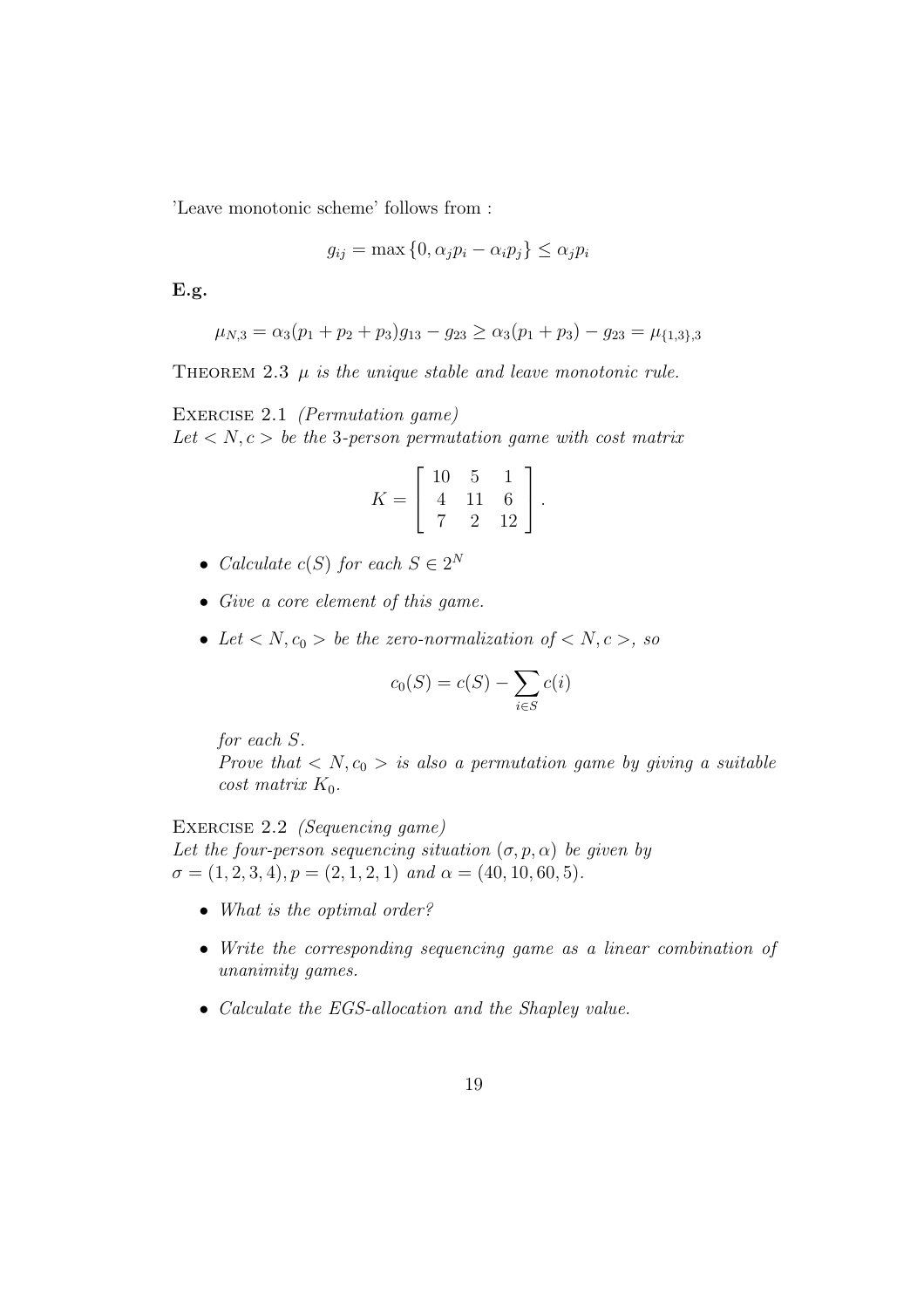'Leave monotonic scheme' follows from :

$$g_{ij} = \max\{0, \alpha_j p_i - \alpha_i p_j\} \leq \alpha_j p_i$$

**E.g.**

$$\mu_{N,3} = \alpha_3(p_1 + p_2 + p_3)g_{13} - g_{23} \geq \alpha_3(p_1 + p_3) - g_{23} = \mu_{\{1,3\},3}$$

THEOREM 2.3 *$\mu$ is the unique stable and leave monotonic rule.*

EXERCISE 2.1 *(Permutation game)*
*Let $< N, c >$ be the 3-person permutation game with cost matrix*

$$K = \begin{bmatrix} 10 & 5 & 1 \\ 4 & 11 & 6 \\ 7 & 2 & 12 \end{bmatrix}.$$

- *Calculate $c(S)$ for each $S \in 2^N$*
- *Give a core element of this game.*
- *Let $< N, c_0 >$ be the zero-normalization of $< N, c >$, so*

  $$c_0(S) = c(S) - \sum_{i \in S} c(i)$$

  *for each $S$.*
  *Prove that $< N, c_0 >$ is also a permutation game by giving a suitable cost matrix $K_0$.*

EXERCISE 2.2 *(Sequencing game)*
*Let the four-person sequencing situation $(\sigma, p, \alpha)$ be given by $\sigma = (1, 2, 3, 4), p = (2, 1, 2, 1)$ and $\alpha = (40, 10, 60, 5)$.*

- *What is the optimal order?*
- *Write the corresponding sequencing game as a linear combination of unanimity games.*
- *Calculate the EGS-allocation and the Shapley value.*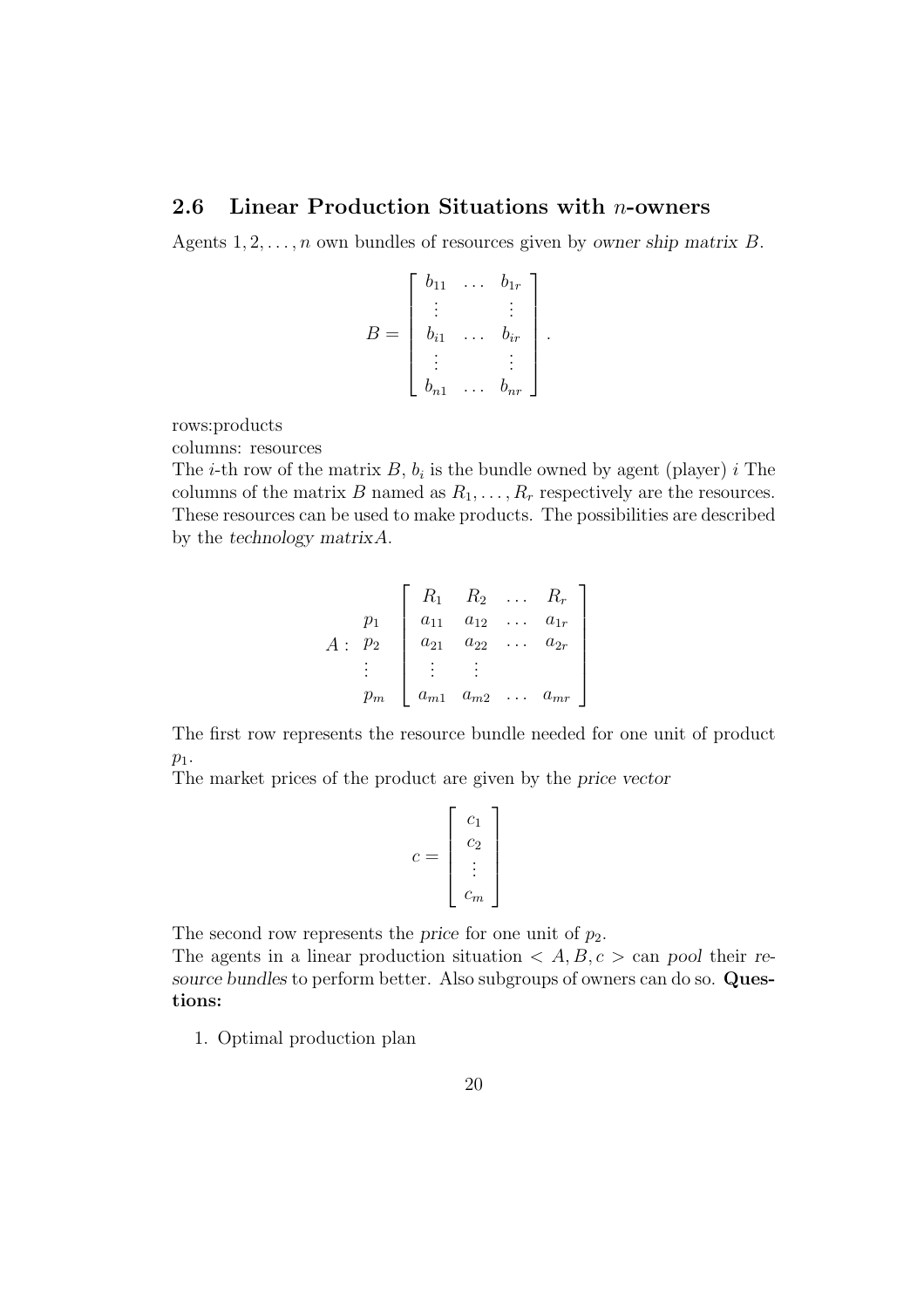## 2.6 Linear Production Situations with $n$-owners

Agents $1, 2, \ldots, n$ own bundles of resources given by *owner ship matrix* $B$.

$$B = \begin{bmatrix} b_{11} & \ldots & b_{1r} \\ \vdots & & \vdots \\ b_{i1} & \ldots & b_{ir} \\ \vdots & & \vdots \\ b_{n1} & \ldots & b_{nr} \end{bmatrix}.$$

rows:products
columns: resources
The $i$-th row of the matrix $B$, $b_i$ is the bundle owned by agent (player) $i$ The columns of the matrix $B$ named as $R_1, \ldots, R_r$ respectively are the resources. These resources can be used to make products. The possibilities are described by the *technology matrix*$A$.

$$A: \begin{matrix} \\ p_1 \\ p_2 \\ \vdots \\ p_m \end{matrix} \begin{bmatrix} R_1 & R_2 & \ldots & R_r \\ a_{11} & a_{12} & \ldots & a_{1r} \\ a_{21} & a_{22} & \ldots & a_{2r} \\ \vdots & \vdots & & \\ a_{m1} & a_{m2} & \ldots & a_{mr} \end{bmatrix}$$

The first row represents the resource bundle needed for one unit of product $p_1$.
The market prices of the product are given by the *price vector*

$$c = \begin{bmatrix} c_1 \\ c_2 \\ \vdots \\ c_m \end{bmatrix}$$

The second row represents the *price* for one unit of $p_2$.
The agents in a linear production situation $< A, B, c >$ can *pool* their *resource bundles* to perform better. Also subgroups of owners can do so. **Questions:**

1. Optimal production plan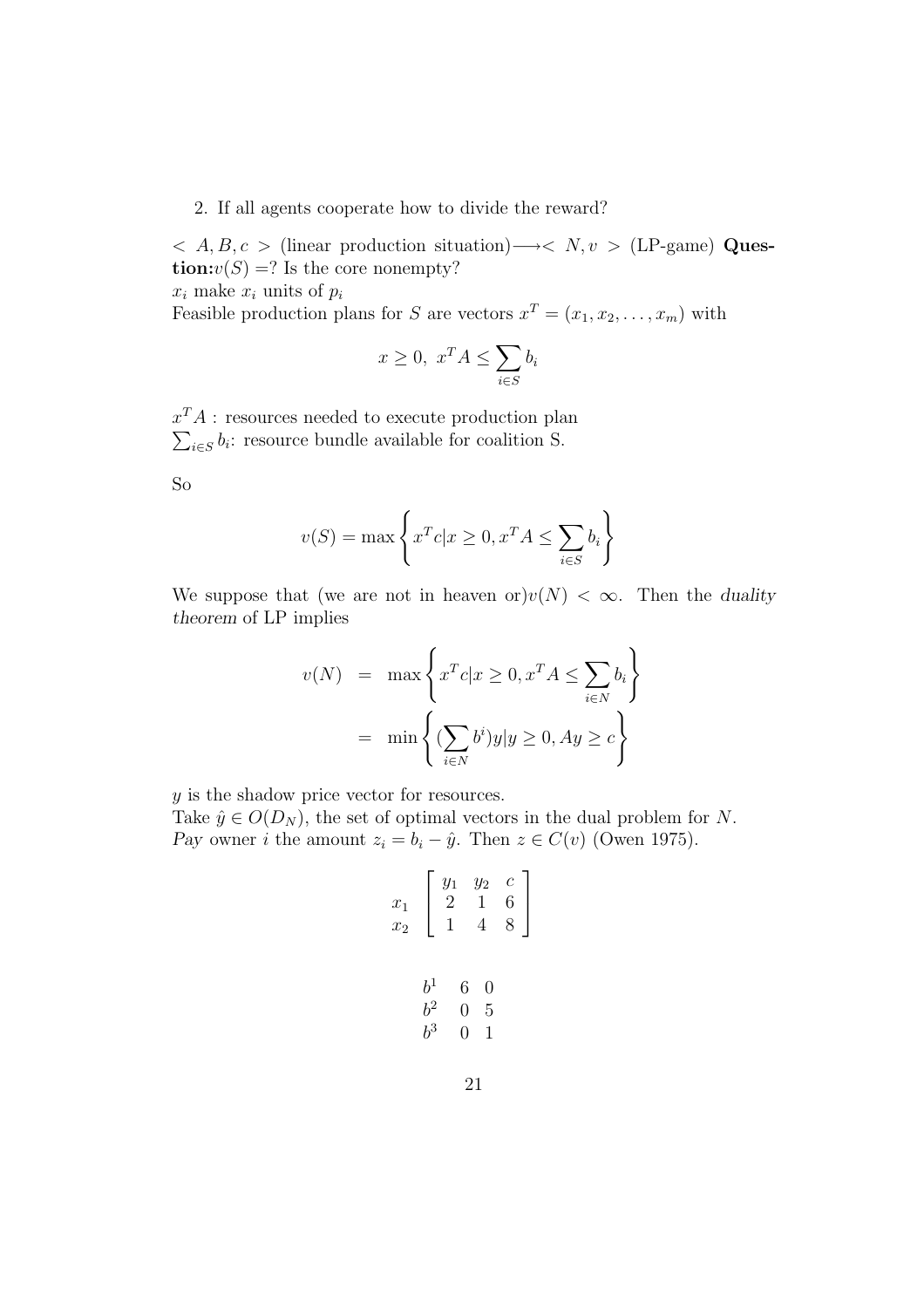2. If all agents cooperate how to divide the reward?

$< A, B, c >$ (linear production situation)$\longrightarrow < N, v >$ (LP-game) **Question:**$v(S) =$? Is the core nonempty?

$x_i$ make $x_i$ units of $p_i$

Feasible production plans for $S$ are vectors $x^T = (x_1, x_2, \ldots, x_m)$ with

$$x \geq 0, \; x^T A \leq \sum_{i \in S} b_i$$

$x^T A$ : resources needed to execute production plan

$\sum_{i \in S} b_i$: resource bundle available for coalition S.

So

$$v(S) = \max \left\{ x^T c | x \geq 0, x^T A \leq \sum_{i \in S} b_i \right\}$$

We suppose that (we are not in heaven or)$v(N) < \infty$. Then the *duality theorem* of LP implies

$$\begin{aligned} v(N) &= \max \left\{ x^T c | x \geq 0, x^T A \leq \sum_{i \in N} b_i \right\} \\ &= \min \left\{ (\sum_{i \in N} b^i) y | y \geq 0, Ay \geq c \right\} \end{aligned}$$

$y$ is the shadow price vector for resources.

Take $\hat{y} \in O(D_N)$, the set of optimal vectors in the dual problem for $N$. *Pay* owner $i$ the amount $z_i = b_i - \hat{y}$. Then $z \in C(v)$ (Owen 1975).

$$\begin{array}{c} \\ x_1 \\ x_2 \end{array} \left[ \begin{array}{ccc} y_1 & y_2 & c \\ 2 & 1 & 6 \\ 1 & 4 & 8 \end{array} \right]$$

$$\begin{array}{ccc} b^1 & 6 & 0 \\ b^2 & 0 & 5 \\ b^3 & 0 & 1 \end{array}$$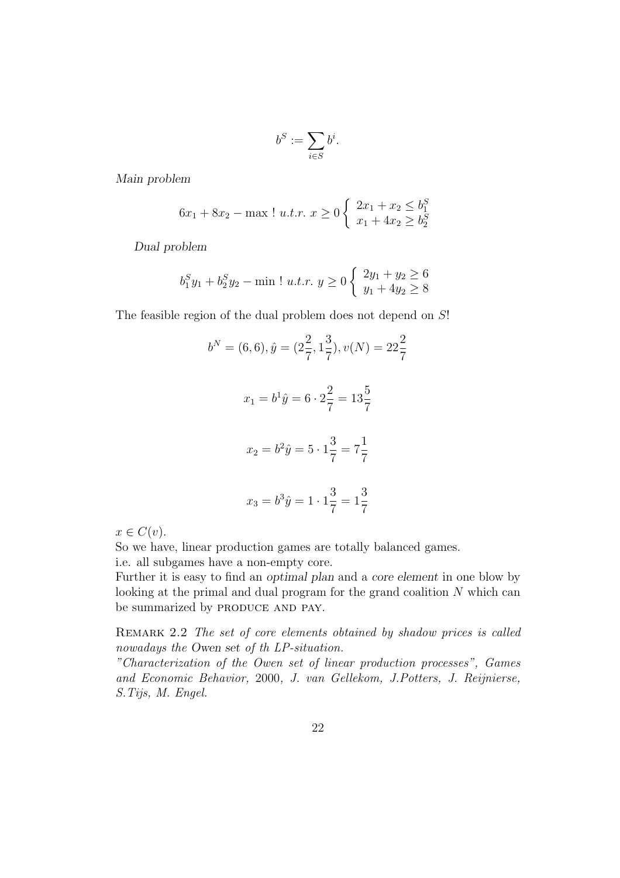$$b^S := \sum_{i \in S} b^i.$$

*Main problem*

$$6x_1 + 8x_2 - \max \ ! \ u.t.r. \ x \geq 0 \left\{ \begin{array}{l} 2x_1 + x_2 \leq b_1^S \\ x_1 + 4x_2 \geq b_2^S \end{array} \right.$$

*Dual problem*

$$b_1^S y_1 + b_2^S y_2 - \min \ ! \ u.t.r. \ y \geq 0 \left\{ \begin{array}{l} 2y_1 + y_2 \geq 6 \\ y_1 + 4y_2 \geq 8 \end{array} \right.$$

The feasible region of the dual problem does not depend on $S$!

$$b^N = (6, 6), \hat{y} = (2\frac{2}{7}, 1\frac{3}{7}), v(N) = 22\frac{2}{7}$$

$$x_1 = b^1 \hat{y} = 6 \cdot 2\frac{2}{7} = 13\frac{5}{7}$$

$$x_2 = b^2 \hat{y} = 5 \cdot 1\frac{3}{7} = 7\frac{1}{7}$$

$$x_3 = b^3 \hat{y} = 1 \cdot 1\frac{3}{7} = 1\frac{3}{7}$$

$x \in C(v)$.

So we have, linear production games are totally balanced games.
i.e. all subgames have a non-empty core.
Further it is easy to find an *optimal plan* and a *core element* in one blow by looking at the primal and dual program for the grand coalition $N$ which can be summarized by PRODUCE AND PAY.

REMARK 2.2 *The set of core elements obtained by shadow prices is called nowadays the Owen set of th LP-situation.*
*"Characterization of the Owen set of linear production processes", Games and Economic Behavior,* 2000, *J. van Gellekom, J.Potters, J. Reijnierse, S.Tijs, M. Engel.*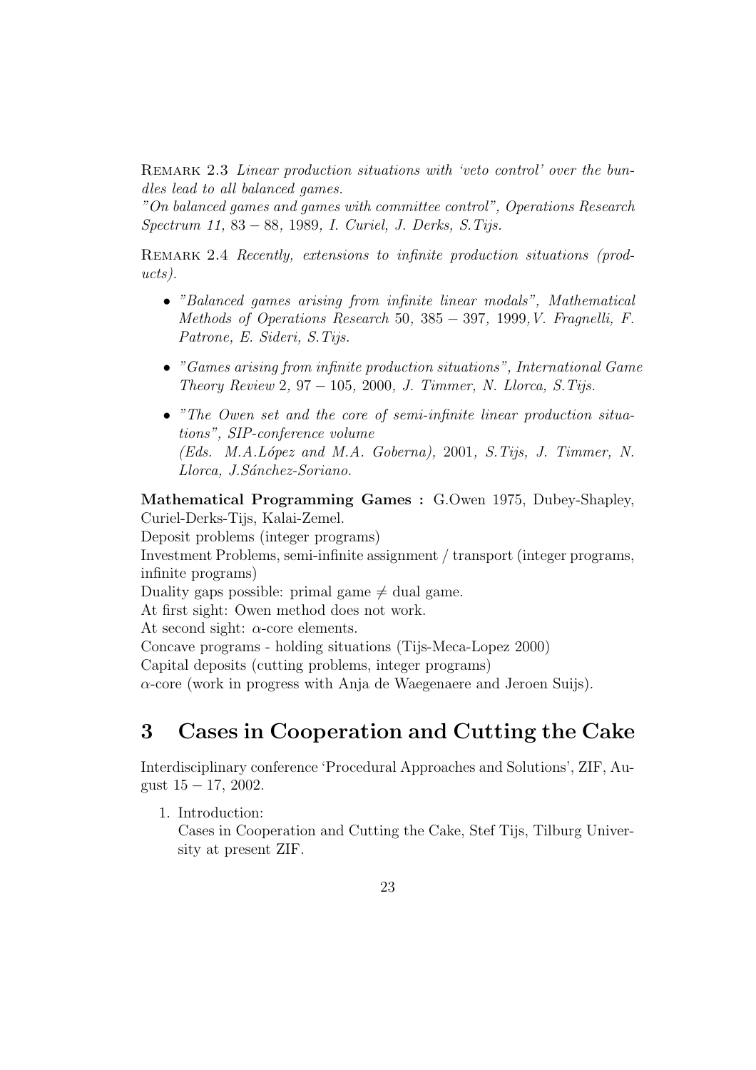Remark 2.3 *Linear production situations with 'veto control' over the bundles lead to all balanced games.*
*"On balanced games and games with committee control", Operations Research Spectrum 11,* $83 - 88$*, 1989, I. Curiel, J. Derks, S.Tijs.*

Remark 2.4 *Recently, extensions to infinite production situations (products).*

- *"Balanced games arising from infinite linear modals", Mathematical Methods of Operations Research* 50, $385 - 397$, 1999*, V. Fragnelli, F. Patrone, E. Sideri, S.Tijs.*
- *"Games arising from infinite production situations", International Game Theory Review* 2, $97 - 105$, 2000*, J. Timmer, N. Llorca, S.Tijs.*
- *"The Owen set and the core of semi-infinite linear production situations", SIP-conference volume (Eds. M.A.López and M.A. Goberna),* 2001*, S.Tijs, J. Timmer, N. Llorca, J.Sánchez-Soriano.*

**Mathematical Programming Games :** G.Owen 1975, Dubey-Shapley, Curiel-Derks-Tijs, Kalai-Zemel.
Deposit problems (integer programs)
Investment Problems, semi-infinite assignment / transport (integer programs, infinite programs)
Duality gaps possible: primal game $\neq$ dual game.
At first sight: Owen method does not work.
At second sight: $\alpha$-core elements.
Concave programs - holding situations (Tijs-Meca-Lopez 2000)
Capital deposits (cutting problems, integer programs)
$\alpha$-core (work in progress with Anja de Waegenaere and Jeroen Suijs).

# 3 Cases in Cooperation and Cutting the Cake

Interdisciplinary conference 'Procedural Approaches and Solutions', ZIF, August $15 - 17$, 2002.

1. Introduction:
   Cases in Cooperation and Cutting the Cake, Stef Tijs, Tilburg University at present ZIF.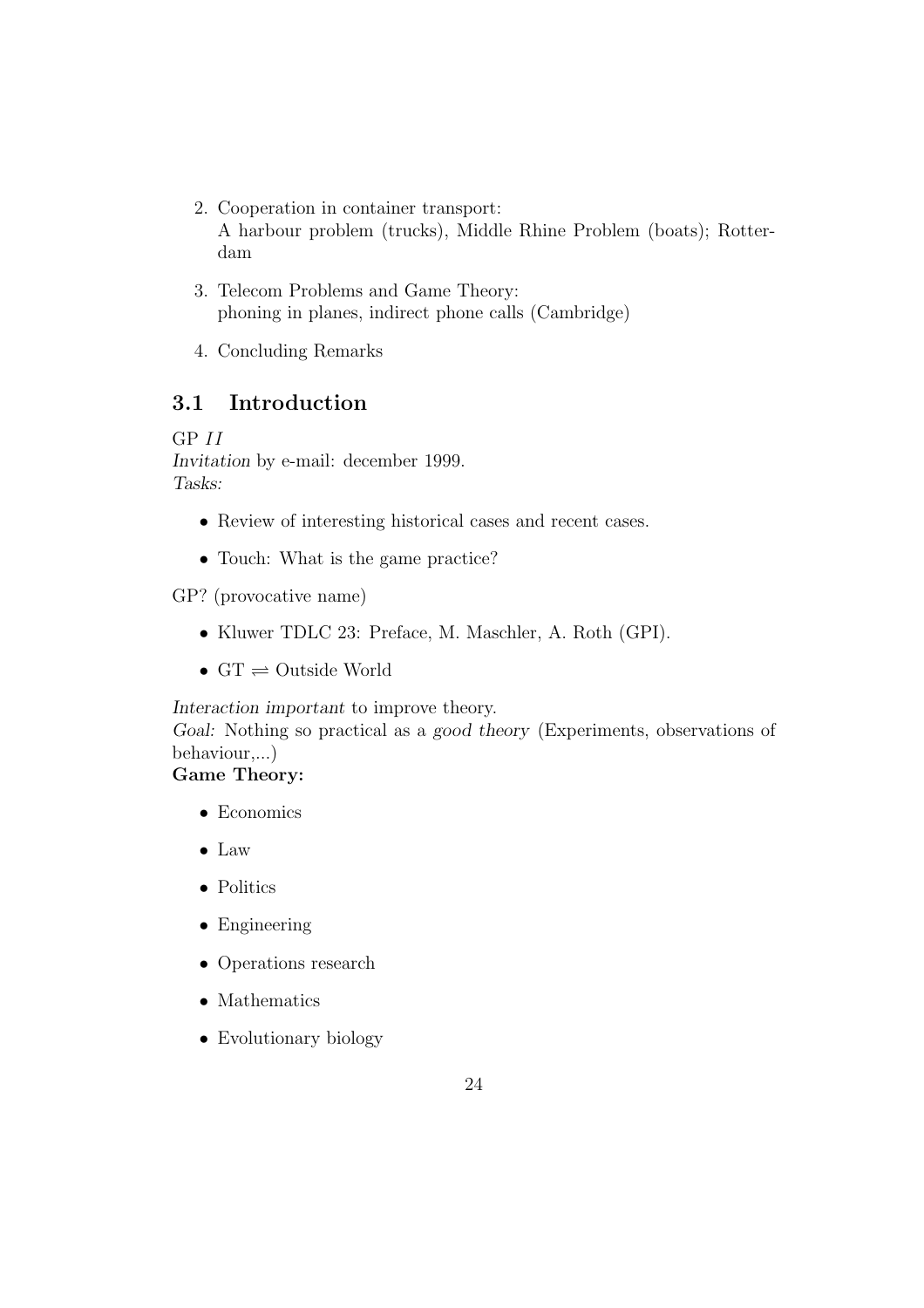2. Cooperation in container transport:
   A harbour problem (trucks), Middle Rhine Problem (boats); Rotterdam

3. Telecom Problems and Game Theory:
   phoning in planes, indirect phone calls (Cambridge)

4. Concluding Remarks

## 3.1 Introduction

GP *II*
*Invitation* by e-mail: december 1999.
*Tasks:*

- Review of interesting historical cases and recent cases.
- Touch: What is the game practice?

GP? (provocative name)

- Kluwer TDLC 23: Preface, M. Maschler, A. Roth (GPI).
- GT $\rightleftharpoons$ Outside World

*Interaction important* to improve theory.
*Goal:* Nothing so practical as a *good theory* (Experiments, observations of behaviour,...)
**Game Theory:**

- Economics
- Law
- Politics
- Engineering
- Operations research
- Mathematics
- Evolutionary biology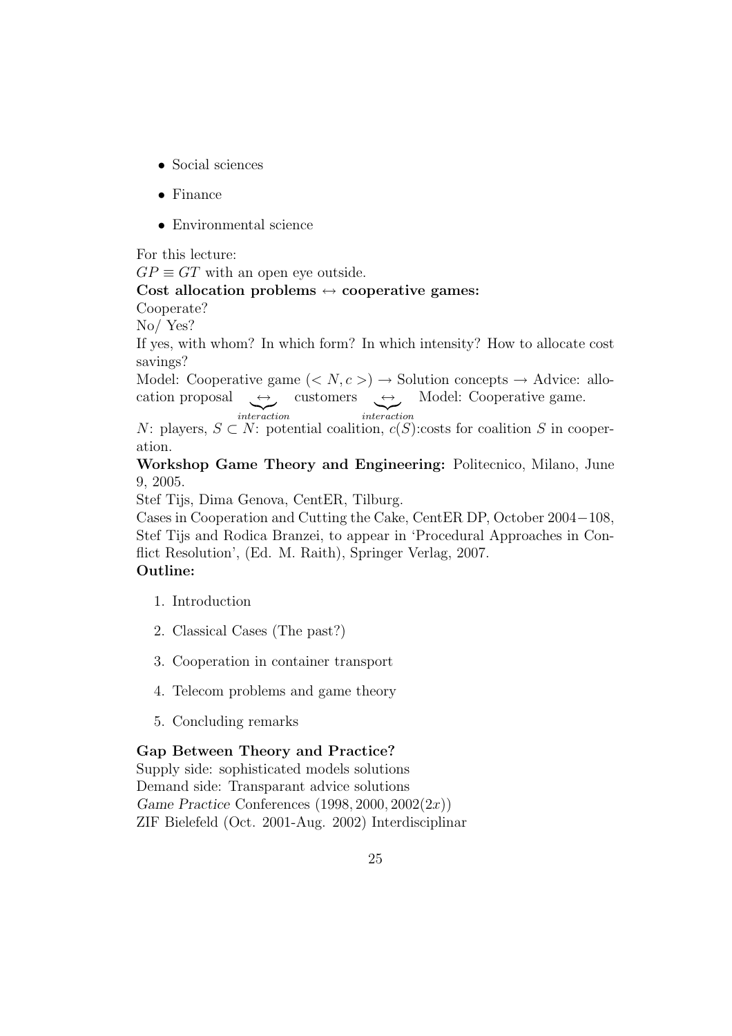- Social sciences
- Finance
- Environmental science

For this lecture:
$GP \equiv GT$ with an open eye outside.

**Cost allocation problems $\leftrightarrow$ cooperative games:**

Cooperate?

No/ Yes?

If yes, with whom? In which form? In which intensity? How to allocate cost savings?

Model: Cooperative game ($< N, c >$) $\rightarrow$ Solution concepts $\rightarrow$ Advice: allocation proposal $\underbrace{\leftrightarrow}_{interaction}$ customers $\underbrace{\leftrightarrow}_{interaction}$ Model: Cooperative game.

$N$: players, $S \subset N$: potential coalition, $c(S)$:costs for coalition $S$ in cooperation.

**Workshop Game Theory and Engineering:** Politecnico, Milano, June 9, 2005.

Stef Tijs, Dima Genova, CentER, Tilburg.

Cases in Cooperation and Cutting the Cake, CentER DP, October 2004−108, Stef Tijs and Rodica Branzei, to appear in 'Procedural Approaches in Conflict Resolution', (Ed. M. Raith), Springer Verlag, 2007.

**Outline:**

1. Introduction
2. Classical Cases (The past?)
3. Cooperation in container transport
4. Telecom problems and game theory
5. Concluding remarks

**Gap Between Theory and Practice?**

Supply side: sophisticated models solutions

Demand side: Transparant advice solutions

*Game Practice* Conferences $(1998, 2000, 2002(2x))$

ZIF Bielefeld (Oct. 2001-Aug. 2002) Interdisciplinar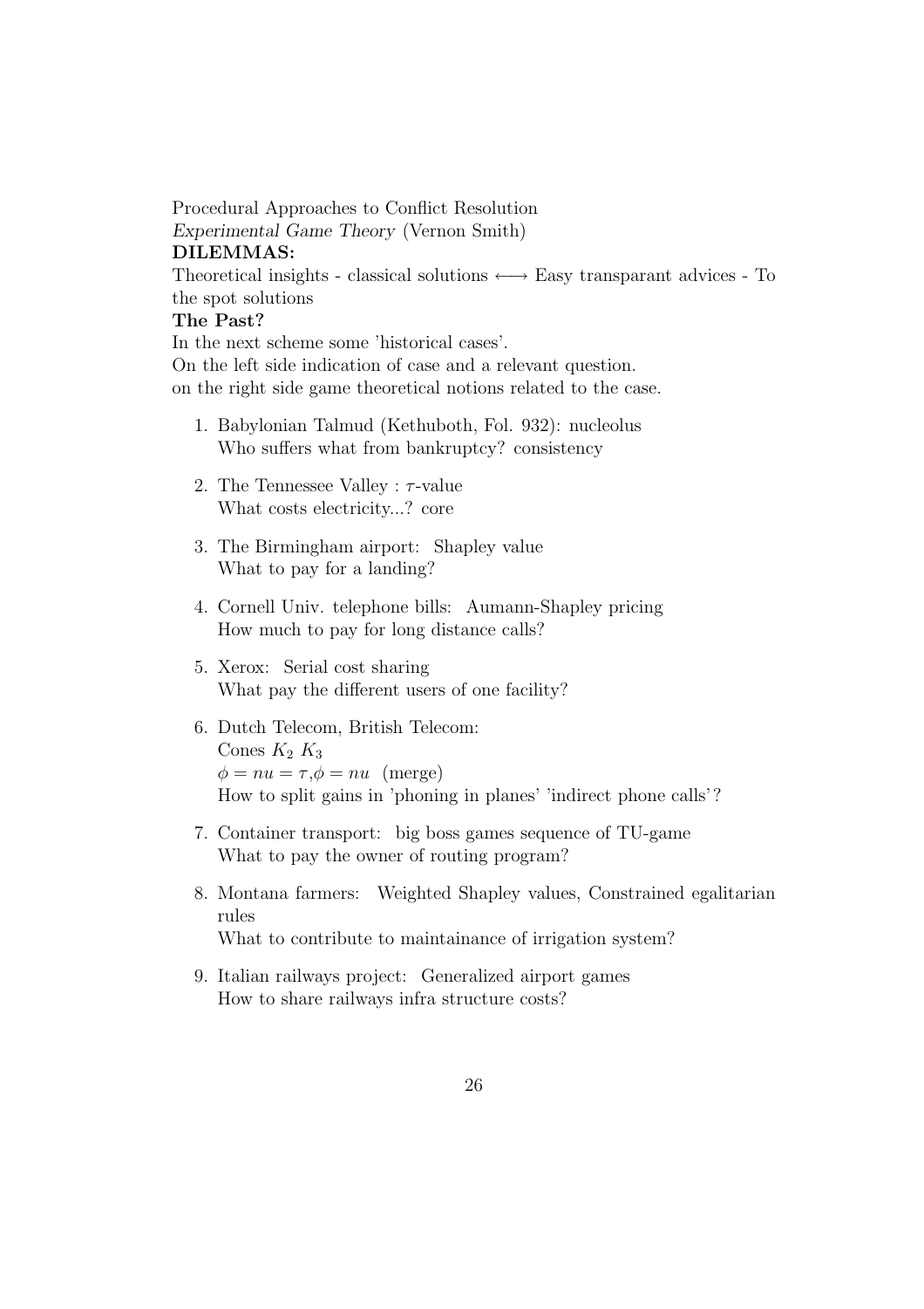Procedural Approaches to Conflict Resolution
*Experimental Game Theory* (Vernon Smith)

**DILEMMAS:**

Theoretical insights - classical solutions $\longleftrightarrow$ Easy transparant advices - To the spot solutions

**The Past?**

In the next scheme some 'historical cases'.
On the left side indication of case and a relevant question.
on the right side game theoretical notions related to the case.

1. Babylonian Talmud (Kethuboth, Fol. 932): nucleolus
   Who suffers what from bankruptcy? consistency
2. The Tennessee Valley : $\tau$-value
   What costs electricity...? core
3. The Birmingham airport: Shapley value
   What to pay for a landing?
4. Cornell Univ. telephone bills: Aumann-Shapley pricing
   How much to pay for long distance calls?
5. Xerox: Serial cost sharing
   What pay the different users of one facility?
6. Dutch Telecom, British Telecom:
   Cones $K_2$ $K_3$
   $\phi = nu = \tau, \phi = nu$ (merge)
   How to split gains in 'phoning in planes' 'indirect phone calls'?
7. Container transport: big boss games sequence of TU-game
   What to pay the owner of routing program?
8. Montana farmers: Weighted Shapley values, Constrained egalitarian rules
   What to contribute to maintainance of irrigation system?
9. Italian railways project: Generalized airport games
   How to share railways infra structure costs?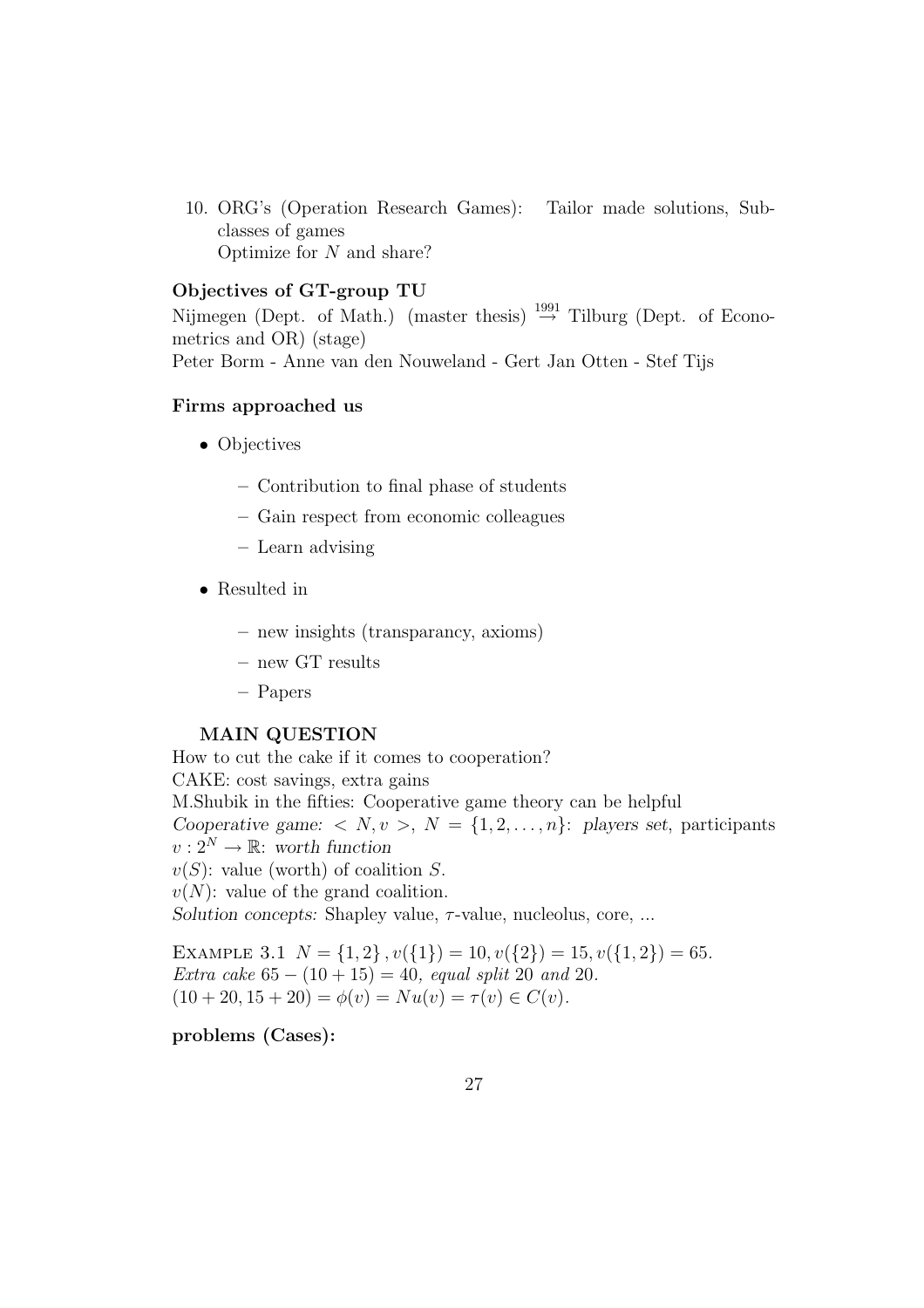10. ORG's (Operation Research Games): Tailor made solutions, Subclasses of games
    Optimize for $N$ and share?

**Objectives of GT-group TU**

Nijmegen (Dept. of Math.) (master thesis) $\stackrel{1991}{\rightarrow}$ Tilburg (Dept. of Econometrics and OR) (stage)
Peter Borm - Anne van den Nouweland - Gert Jan Otten - Stef Tijs

**Firms approached us**

- Objectives
  - Contribution to final phase of students
  - Gain respect from economic colleagues
  - Learn advising
- Resulted in
  - new insights (transparancy, axioms)
  - new GT results
  - Papers

**MAIN QUESTION**

How to cut the cake if it comes to cooperation?
CAKE: cost savings, extra gains
M.Shubik in the fifties: Cooperative game theory can be helpful
*Cooperative game:* $< N, v >$, $N = \{1, 2, \ldots, n\}$: *players set*, participants
$v : 2^N \rightarrow \mathbb{R}$: *worth function*
$v(S)$: value (worth) of coalition $S$.
$v(N)$: value of the grand coalition.
*Solution concepts:* Shapley value, $\tau$-value, nucleolus, core, ...

EXAMPLE 3.1 $N = \{1, 2\}, v(\{1\}) = 10, v(\{2\}) = 15, v(\{1, 2\}) = 65.$
*Extra cake* $65 - (10 + 15) = 40$*, equal split* $20$ *and* $20$.
$(10 + 20, 15 + 20) = \phi(v) = Nu(v) = \tau(v) \in C(v).$

**problems (Cases):**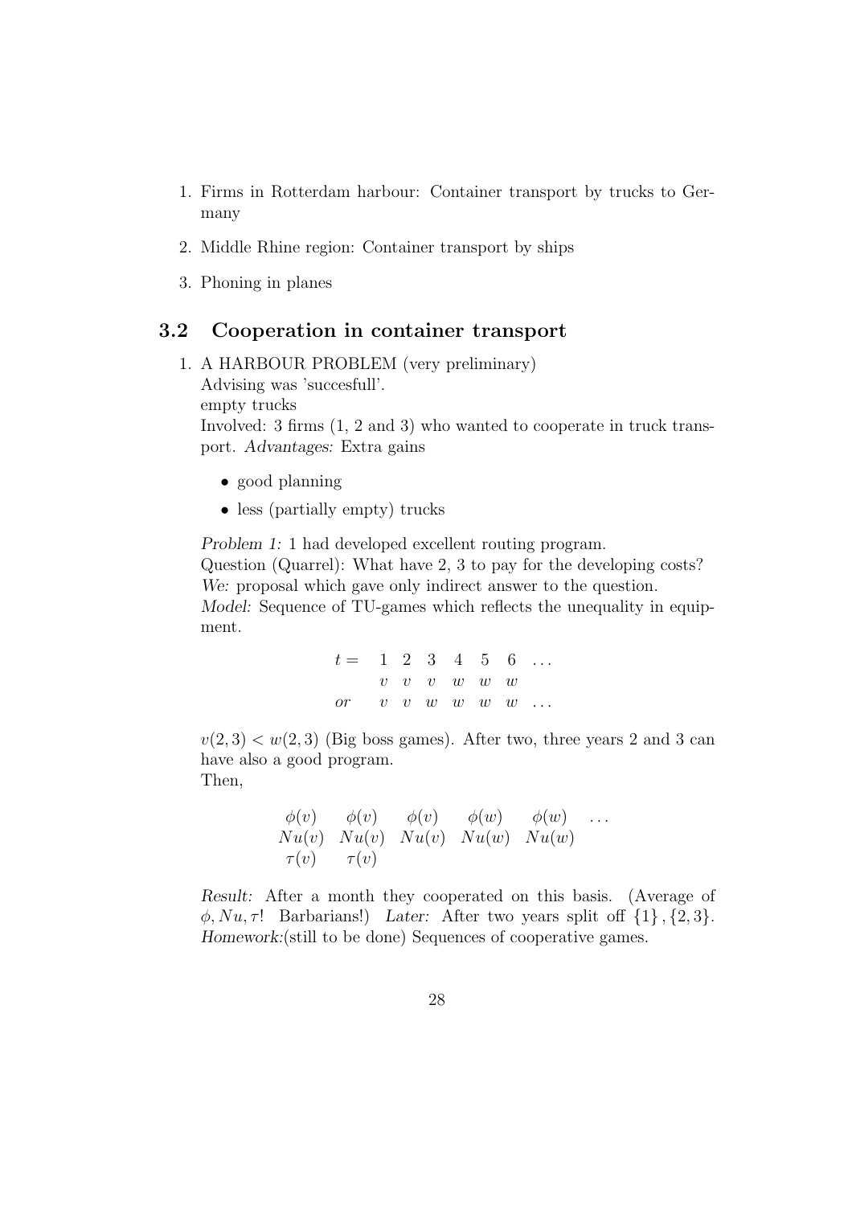1. Firms in Rotterdam harbour: Container transport by trucks to Germany
2. Middle Rhine region: Container transport by ships
3. Phoning in planes

## 3.2 Cooperation in container transport

1. A HARBOUR PROBLEM (very preliminary)
   Advising was 'succesfull'.
   empty trucks
   Involved: 3 firms (1, 2 and 3) who wanted to cooperate in truck transport. *Advantages:* Extra gains

   - good planning
   - less (partially empty) trucks

   *Problem 1:* 1 had developed excellent routing program.
   Question (Quarrel): What have 2, 3 to pay for the developing costs?
   *We:* proposal which gave only indirect answer to the question.
   *Model:* Sequence of TU-games which reflects the unequality in equipment.

   $$\begin{array}{lccccccc} t = & 1 & 2 & 3 & 4 & 5 & 6 & \dots \\ & v & v & v & w & w & w & \\ \text{or} & v & v & w & w & w & w & \dots \end{array}$$

   $v(2,3) < w(2,3)$ (Big boss games). After two, three years 2 and 3 can have also a good program.
   Then,

   $$\begin{array}{cccccc} \phi(v) & \phi(v) & \phi(v) & \phi(w) & \phi(w) & \dots \\ Nu(v) & Nu(v) & Nu(v) & Nu(w) & Nu(w) & \\ \tau(v) & \tau(v) & & & & \end{array}$$

   *Result:* After a month they cooperated on this basis. (Average of $\phi, Nu, \tau$! Barbarians!) *Later:* After two years split off $\{1\}, \{2,3\}$.
   *Homework:*(still to be done) Sequences of cooperative games.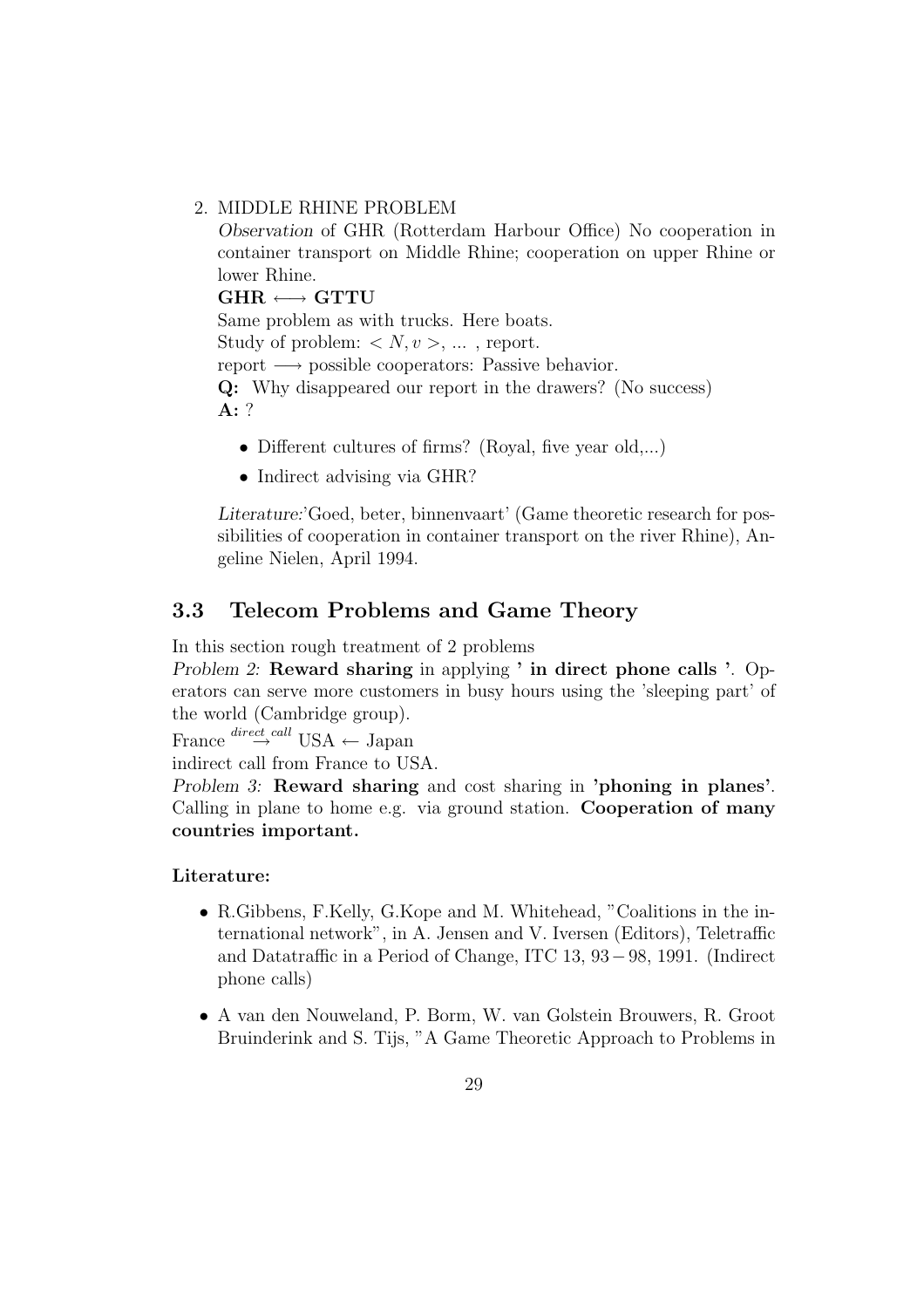2. MIDDLE RHINE PROBLEM

   *Observation* of GHR (Rotterdam Harbour Office) No cooperation in container transport on Middle Rhine; cooperation on upper Rhine or lower Rhine.

   **GHR $\longleftrightarrow$ GTTU**

   Same problem as with trucks. Here boats.

   Study of problem: $< N, v >$, ... , report.

   report $\longrightarrow$ possible cooperators: Passive behavior.

   **Q:** Why disappeared our report in the drawers? (No success)

   **A:** ?

   - Different cultures of firms? (Royal, five year old,...)
   - Indirect advising via GHR?

   *Literature:*'Goed, beter, binnenvaart' (Game theoretic research for possibilities of cooperation in container transport on the river Rhine), Angeline Nielen, April 1994.

## 3.3 Telecom Problems and Game Theory

In this section rough treatment of 2 problems

*Problem 2:* **Reward sharing** in applying **' in direct phone calls '**. Operators can serve more customers in busy hours using the 'sleeping part' of the world (Cambridge group).

France $\overset{direct\ call}{\rightarrow}$ USA $\leftarrow$ Japan

indirect call from France to USA.

*Problem 3:* **Reward sharing** and cost sharing in **'phoning in planes'**. Calling in plane to home e.g. via ground station. **Cooperation of many countries important.**

**Literature:**

- R.Gibbens, F.Kelly, G.Kope and M. Whitehead, "Coalitions in the international network", in A. Jensen and V. Iversen (Editors), Teletraffic and Datatraffic in a Period of Change, ITC 13, 93 − 98, 1991. (Indirect phone calls)
- A van den Nouweland, P. Borm, W. van Golstein Brouwers, R. Groot Bruinderink and S. Tijs, "A Game Theoretic Approach to Problems in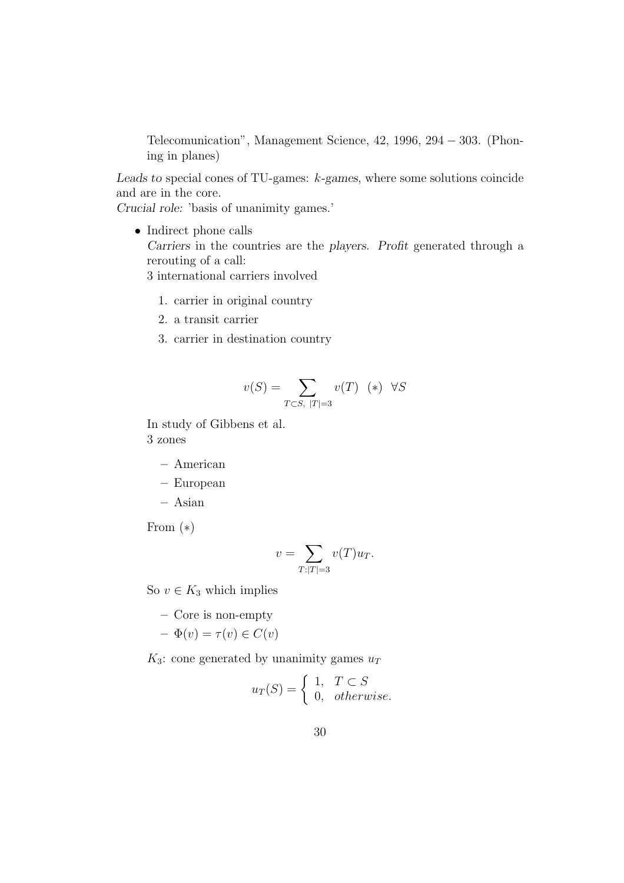Telecomunication", Management Science, 42, 1996, 294 − 303. (Phoning in planes)

*Leads to* special cones of TU-games: *k-games*, where some solutions coincide and are in the core.
*Crucial role:* 'basis of unanimity games.'

- Indirect phone calls
  *Carriers* in the countries are the *players*. *Profit* generated through a rerouting of a call:
  3 international carriers involved

  1. carrier in original country
  2. a transit carrier
  3. carrier in destination country

  $$v(S) = \sum_{T \subset S,\ |T|=3} v(T) \quad (*) \quad \forall S$$

  In study of Gibbens et al.
  3 zones

  - American
  - European
  - Asian

  From $(*)$

  $$v = \sum_{T:|T|=3} v(T) u_T.$$

  So $v \in K_3$ which implies

  - Core is non-empty
  - $\Phi(v) = \tau(v) \in C(v)$

  $K_3$: cone generated by unanimity games $u_T$

  $$u_T(S) = \begin{cases} 1, & T \subset S \\ 0, & \textit{otherwise}. \end{cases}$$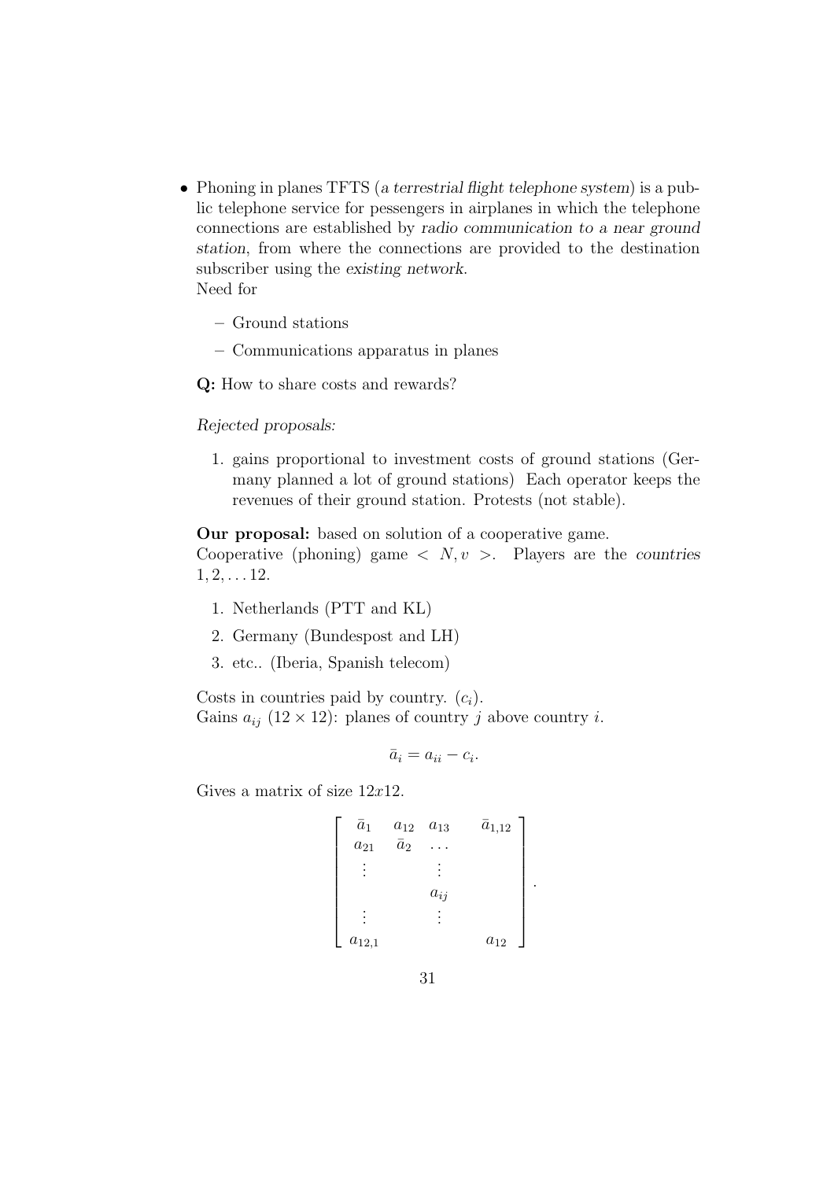- Phoning in planes TFTS (a *terrestrial flight telephone system*) is a public telephone service for pessengers in airplanes in which the telephone connections are established by *radio communication to a near ground station*, from where the connections are provided to the destination subscriber using the *existing network*.
  Need for

  - Ground stations
  - Communications apparatus in planes

  **Q:** How to share costs and rewards?

  *Rejected proposals:*

  1. gains proportional to investment costs of ground stations (Germany planned a lot of ground stations) Each operator keeps the revenues of their ground station. Protests (not stable).

  **Our proposal:** based on solution of a cooperative game.
  Cooperative (phoning) game $< N, v >$. Players are the *countries* $1, 2, \dots 12$.

  1. Netherlands (PTT and KL)
  2. Germany (Bundespost and LH)
  3. etc.. (Iberia, Spanish telecom)

  Costs in countries paid by country. ($c_i$).
  Gains $a_{ij}$ ($12 \times 12$): planes of country $j$ above country $i$.

  $$\bar{a}_i = a_{ii} - c_i.$$

  Gives a matrix of size $12x12$.

  $$\begin{bmatrix} \bar{a}_1 & a_{12} & a_{13} & & \bar{a}_{1,12} \\ a_{21} & \bar{a}_2 & \dots & & \\ \vdots & & \vdots & & \\ & & a_{ij} & & \\ \vdots & & \vdots & & \\ a_{12,1} & & & & a_{12} \end{bmatrix}.$$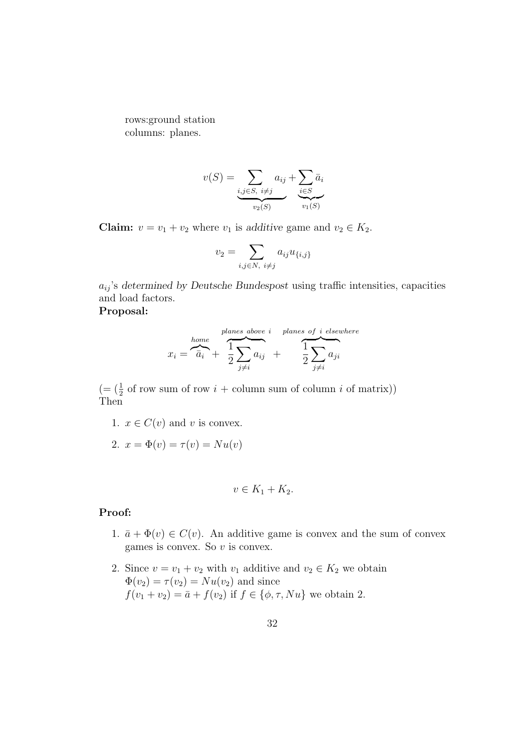rows:ground station
columns: planes.

$$v(S) = \underbrace{\sum_{i,j \in S,\ i \neq j} a_{ij}}_{v_2(S)} + \underbrace{\sum_{i \in S} \bar{a}_i}_{v_1(S)}$$

**Claim:** $v = v_1 + v_2$ where $v_1$ is *additive* game and $v_2 \in K_2$.

$$v_2 = \sum_{i,j \in N,\ i \neq j} a_{ij} u_{\{i,j\}}$$

$a_{ij}$'s *determined by Deutsche Bundespost* using traffic intensities, capacities and load factors.

**Proposal:**

$$x_i = \overbrace{\bar{a}_i}^{home} + \overbrace{\frac{1}{2}\sum_{j \neq i} a_{ij}}^{planes\ above\ i} + \overbrace{\frac{1}{2}\sum_{j \neq i} a_{ji}}^{planes\ of\ i\ elsewhere}$$

($= (\frac{1}{2}$ of row sum of row $i$ + column sum of column $i$ of matrix))
Then

1. $x \in C(v)$ and $v$ is convex.
2. $x = \Phi(v) = \tau(v) = Nu(v)$

$$v \in K_1 + K_2.$$

**Proof:**

1. $\bar{a} + \Phi(v) \in C(v)$. An additive game is convex and the sum of convex games is convex. So $v$ is convex.
2. Since $v = v_1 + v_2$ with $v_1$ additive and $v_2 \in K_2$ we obtain $\Phi(v_2) = \tau(v_2) = Nu(v_2)$ and since $f(v_1 + v_2) = \bar{a} + f(v_2)$ if $f \in \{\phi, \tau, Nu\}$ we obtain 2.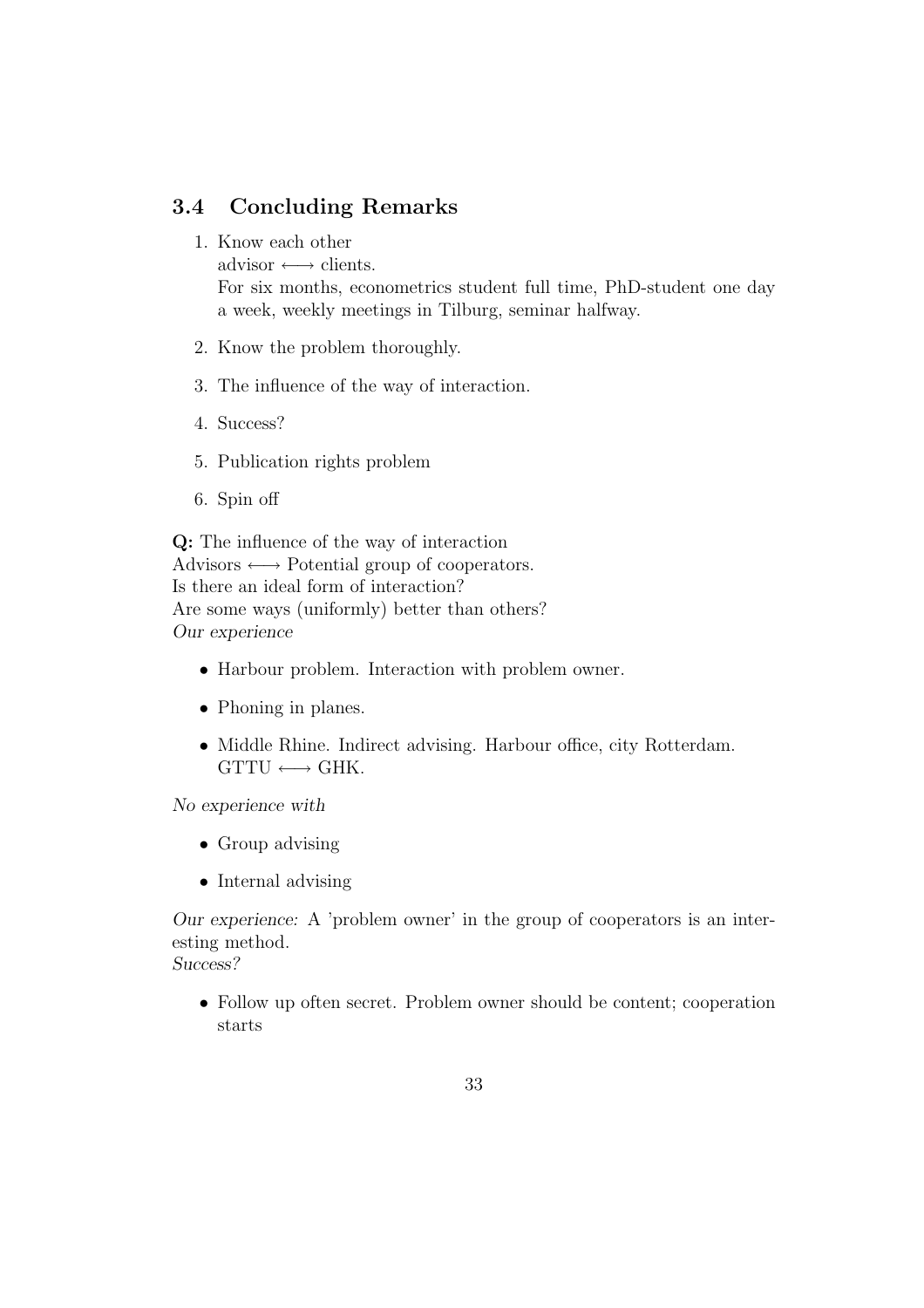## 3.4 Concluding Remarks

1. Know each other
   advisor $\longleftrightarrow$ clients.
   For six months, econometrics student full time, PhD-student one day a week, weekly meetings in Tilburg, seminar halfway.

2. Know the problem thoroughly.

3. The influence of the way of interaction.

4. Success?

5. Publication rights problem

6. Spin off

**Q:** The influence of the way of interaction
Advisors $\longleftrightarrow$ Potential group of cooperators.
Is there an ideal form of interaction?
Are some ways (uniformly) better than others?
*Our experience*

- Harbour problem. Interaction with problem owner.
- Phoning in planes.
- Middle Rhine. Indirect advising. Harbour office, city Rotterdam.
  GTTU $\longleftrightarrow$ GHK.

*No experience with*

- Group advising
- Internal advising

*Our experience:* A 'problem owner' in the group of cooperators is an interesting method.
*Success?*

- Follow up often secret. Problem owner should be content; cooperation starts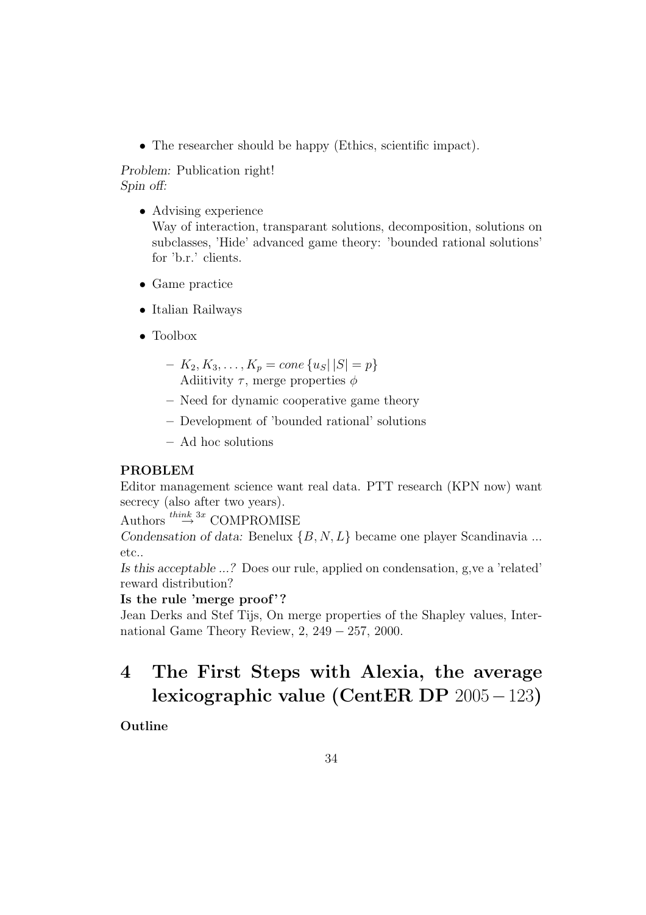- The researcher should be happy (Ethics, scientific impact).

*Problem:* Publication right!
*Spin off:*

- Advising experience
  Way of interaction, transparant solutions, decomposition, solutions on subclasses, 'Hide' advanced game theory: 'bounded rational solutions' for 'b.r.' clients.
- Game practice
- Italian Railways
- Toolbox
  - $K_2, K_3, \ldots, K_p = cone\,\{u_S|\,|S| = p\}$
    Adiitivity $\tau$, merge properties $\phi$
  - Need for dynamic cooperative game theory
  - Development of 'bounded rational' solutions
  - Ad hoc solutions

**PROBLEM**
Editor management science want real data. PTT research (KPN now) want secrecy (also after two years).
Authors $\overset{think\ 3x}{\rightarrow}$ COMPROMISE
*Condensation of data:* Benelux $\{B, N, L\}$ became one player Scandinavia ... etc..
*Is this acceptable ...?* Does our rule, applied on condensation, g,ve a 'related' reward distribution?
**Is the rule 'merge proof'?**
Jean Derks and Stef Tijs, On merge properties of the Shapley values, International Game Theory Review, 2, $249 - 257$, 2000.

# 4 The First Steps with Alexia, the average lexicographic value (CentER DP $2005 - 123$)

**Outline**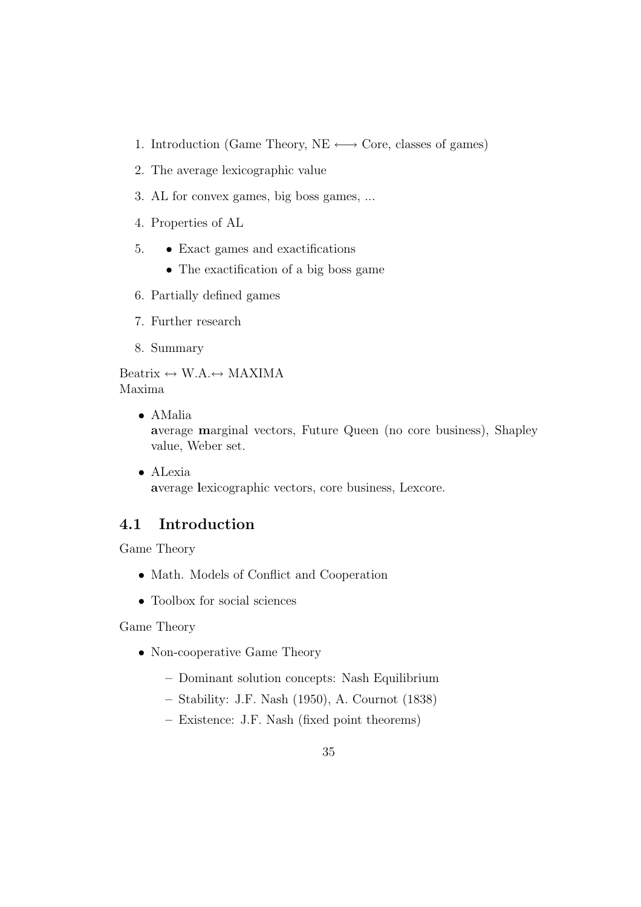1. Introduction (Game Theory, NE $\longleftrightarrow$ Core, classes of games)
2. The average lexicographic value
3. AL for convex games, big boss games, ...
4. Properties of AL
5. 
   - Exact games and exactifications
   - The exactification of a big boss game
6. Partially defined games
7. Further research
8. Summary

Beatrix $\leftrightarrow$ W.A.$\leftrightarrow$ MAXIMA
Maxima

- AMalia
  **a**verage **m**arginal vectors, Future Queen (no core business), Shapley value, Weber set.
- ALexia
  **a**verage **l**exicographic vectors, core business, Lexcore.

## 4.1 Introduction

Game Theory

- Math. Models of Conflict and Cooperation
- Toolbox for social sciences

Game Theory

- Non-cooperative Game Theory
  - Dominant solution concepts: Nash Equilibrium
  - Stability: J.F. Nash (1950), A. Cournot (1838)
  - Existence: J.F. Nash (fixed point theorems)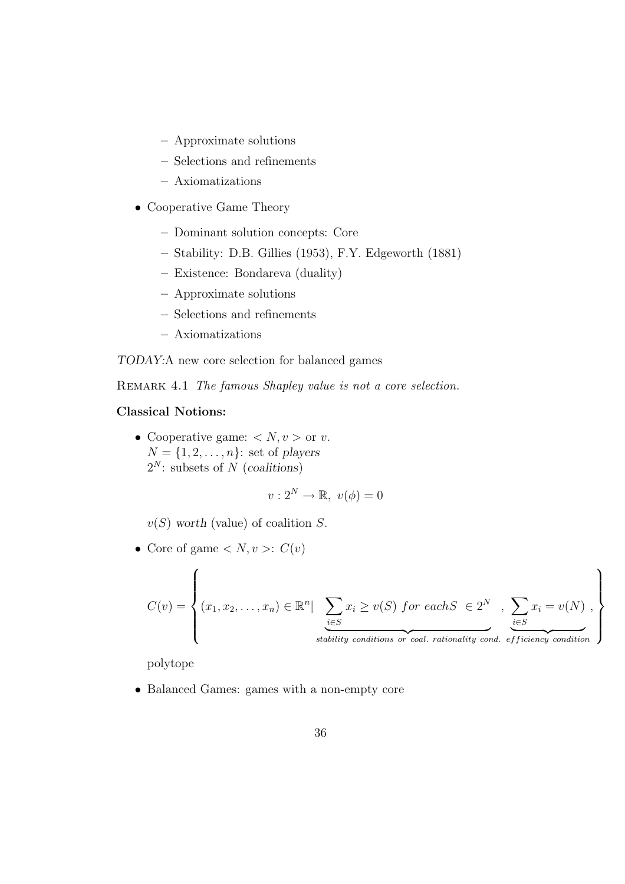- Approximate solutions
  - Selections and refinements
  - Axiomatizations

- Cooperative Game Theory
  - Dominant solution concepts: Core
  - Stability: D.B. Gillies (1953), F.Y. Edgeworth (1881)
  - Existence: Bondareva (duality)
  - Approximate solutions
  - Selections and refinements
  - Axiomatizations

*TODAY:*A new core selection for balanced games

REMARK 4.1 *The famous Shapley value is not a core selection.*

**Classical Notions:**

- Cooperative game: $< N, v >$ or $v$.
  $N = \{1, 2, \ldots, n\}$: set of *players*
  $2^N$: subsets of $N$ (*coalitions*)

$$v : 2^N \to \mathbb{R},\ v(\phi) = 0$$

  $v(S)$ *worth* (value) of coalition $S$.

- Core of game $< N, v >$: $C(v)$

$$C(v) = \left\{ (x_1, x_2, \ldots, x_n) \in \mathbb{R}^n | \underbrace{\sum_{i \in S} x_i \geq v(S)\ for\ each S\ \in 2^N}_{stability\ conditions\ or\ coal.\ rationality\ cond.}, \underbrace{\sum_{i \in S} x_i = v(N)}_{efficiency\ condition}, \right\}$$

  polytope

- Balanced Games: games with a non-empty core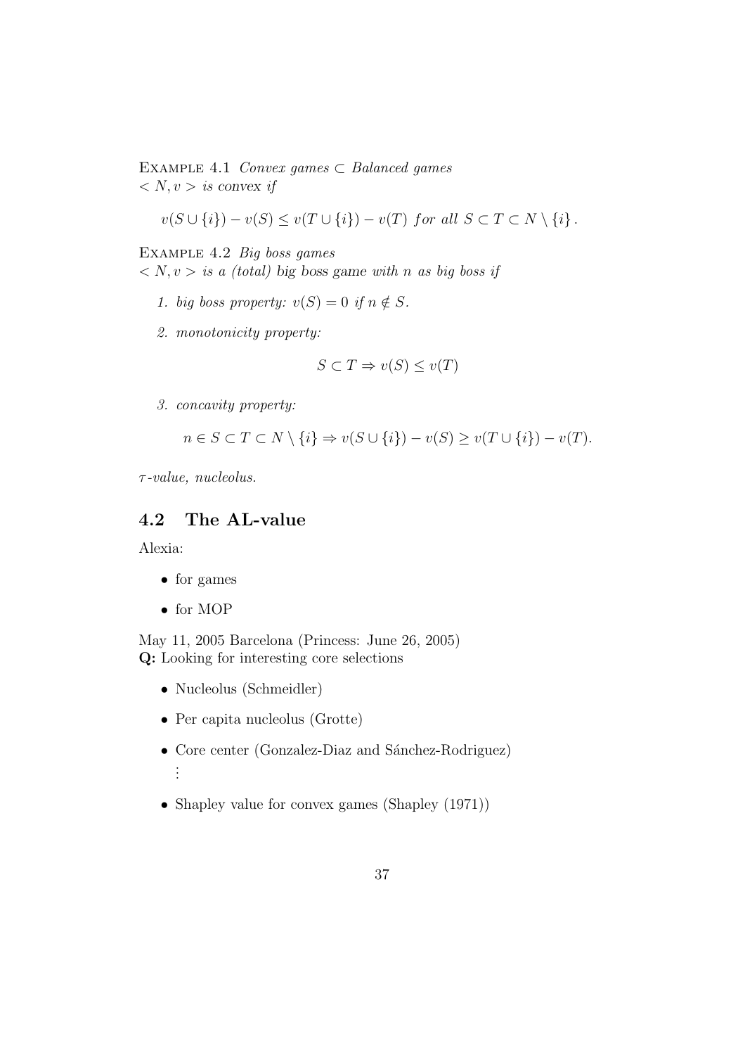Example 4.1 *Convex games* $\subset$ *Balanced games*
$< N, v >$ *is convex if*

$$v(S \cup \{i\}) - v(S) \leq v(T \cup \{i\}) - v(T) \text{ for all } S \subset T \subset N \setminus \{i\}.$$

Example 4.2 *Big boss games*
$< N, v >$ *is a (total) big boss game with $n$ as big boss if*

1. *big boss property:* $v(S) = 0$ *if* $n \notin S$.
2. *monotonicity property:*

$$S \subset T \Rightarrow v(S) \leq v(T)$$

3. *concavity property:*

$$n \in S \subset T \subset N \setminus \{i\} \Rightarrow v(S \cup \{i\}) - v(S) \geq v(T \cup \{i\}) - v(T).$$

*$\tau$-value, nucleolus.*

## 4.2 The AL-value

Alexia:

- for games
- for MOP

May 11, 2005 Barcelona (Princess: June 26, 2005)
**Q:** Looking for interesting core selections

- Nucleolus (Schmeidler)
- Per capita nucleolus (Grotte)
- Core center (Gonzalez-Diaz and Sánchez-Rodriguez)

  ⋮
- Shapley value for convex games (Shapley (1971))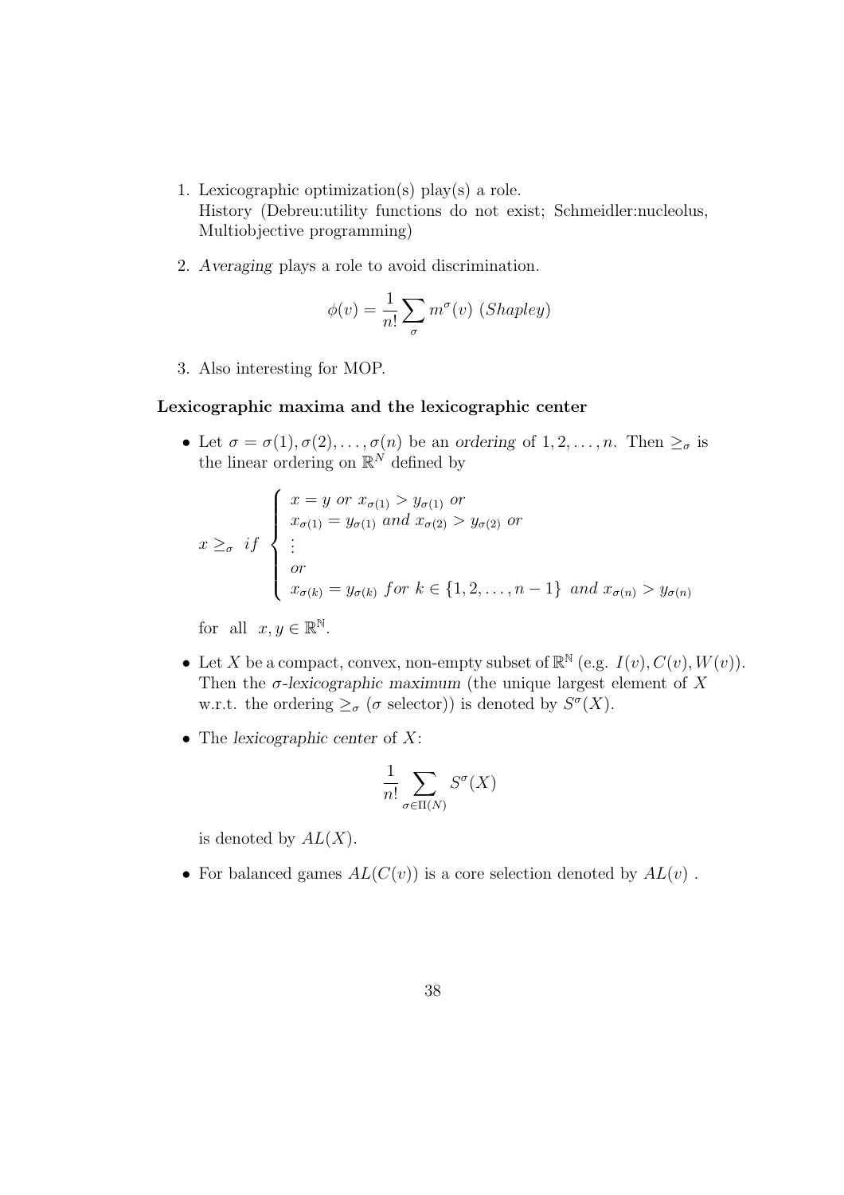1. Lexicographic optimization(s) play(s) a role.
   History (Debreu:utility functions do not exist; Schmeidler:nucleolus, Multiobjective programming)

2. *Averaging* plays a role to avoid discrimination.

$$\phi(v) = \frac{1}{n!}\sum_{\sigma} m^{\sigma}(v) \ (Shapley)$$

3. Also interesting for MOP.

**Lexicographic maxima and the lexicographic center**

- Let $\sigma = \sigma(1), \sigma(2), \ldots, \sigma(n)$ be an *ordering* of $1, 2, \ldots, n$. Then $\geq_\sigma$ is the linear ordering on $\mathbb{R}^N$ defined by

$$x \geq_\sigma \ if \ \begin{cases} x = y \ or \ x_{\sigma(1)} > y_{\sigma(1)} \ or \\ x_{\sigma(1)} = y_{\sigma(1)} \ and \ x_{\sigma(2)} > y_{\sigma(2)} \ or \\ \vdots \\ or \\ x_{\sigma(k)} = y_{\sigma(k)} \ for \ k \in \{1, 2, \ldots, n-1\} \ and \ x_{\sigma(n)} > y_{\sigma(n)} \end{cases}$$

  for all $x, y \in \mathbb{R}^{\mathbb{N}}$.

- Let $X$ be a compact, convex, non-empty subset of $\mathbb{R}^{\mathbb{N}}$ (e.g. $I(v), C(v), W(v)$). Then the *$\sigma$-lexicographic maximum* (the unique largest element of $X$ w.r.t. the ordering $\geq_\sigma$ ($\sigma$ selector)) is denoted by $S^\sigma(X)$.

- The *lexicographic center* of $X$:

$$\frac{1}{n!}\sum_{\sigma \in \Pi(N)} S^\sigma(X)$$

  is denoted by $AL(X)$.

- For balanced games $AL(C(v))$ is a core selection denoted by $AL(v)$ .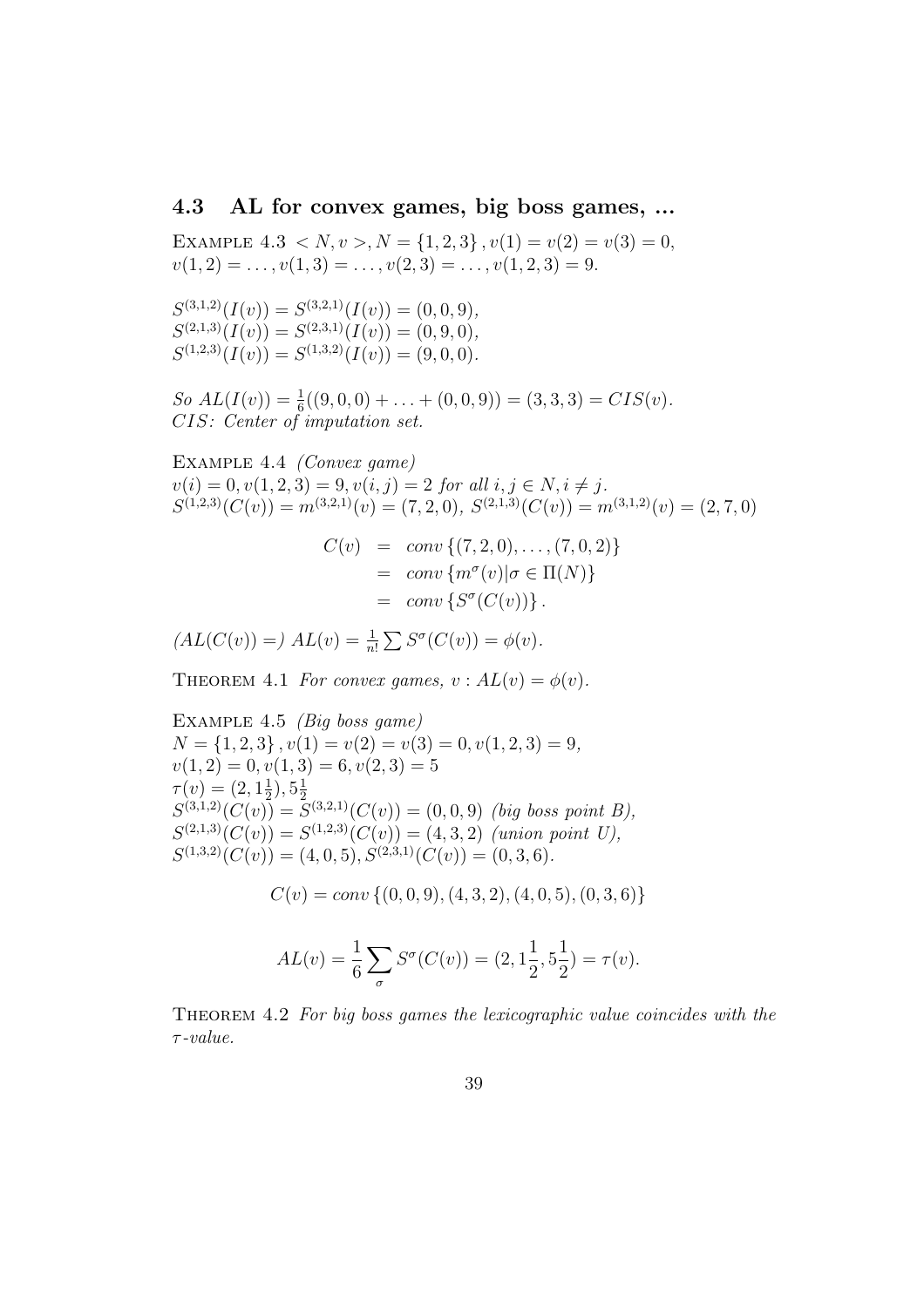### 4.3 AL for convex games, big boss games, ...

EXAMPLE 4.3 $< N, v >, N = \{1,2,3\}, v(1) = v(2) = v(3) = 0,$
$v(1,2) = \ldots, v(1,3) = \ldots, v(2,3) = \ldots, v(1,2,3) = 9.$

$S^{(3,1,2)}(I(v)) = S^{(3,2,1)}(I(v)) = (0,0,9),$
$S^{(2,1,3)}(I(v)) = S^{(2,3,1)}(I(v)) = (0,9,0),$
$S^{(1,2,3)}(I(v)) = S^{(1,3,2)}(I(v)) = (9,0,0).$

*So* $AL(I(v)) = \frac{1}{6}((9,0,0) + \ldots + (0,0,9)) = (3,3,3) = CIS(v).$
*CIS: Center of imputation set.*

EXAMPLE 4.4 *(Convex game)*
$v(i) = 0, v(1,2,3) = 9, v(i,j) = 2$ *for all* $i, j \in N, i \neq j.$
$S^{(1,2,3)}(C(v)) = m^{(3,2,1)}(v) = (7,2,0),\ S^{(2,1,3)}(C(v)) = m^{(3,1,2)}(v) = (2,7,0)$

$$\begin{aligned} C(v) &= conv\{(7,2,0),\ldots,(7,0,2)\} \\ &= conv\{m^{\sigma}(v) | \sigma \in \Pi(N)\} \\ &= conv\{S^{\sigma}(C(v))\}. \end{aligned}$$

$(AL(C(v)) =)\ AL(v) = \frac{1}{n!}\sum S^{\sigma}(C(v)) = \phi(v).$

THEOREM 4.1 *For convex games,* $v : AL(v) = \phi(v).$

EXAMPLE 4.5 *(Big boss game)*
$N = \{1,2,3\}, v(1) = v(2) = v(3) = 0, v(1,2,3) = 9,$
$v(1,2) = 0, v(1,3) = 6, v(2,3) = 5$
$\tau(v) = (2, 1\frac{1}{2}), 5\frac{1}{2}$
$S^{(3,1,2)}(C(v)) = S^{(3,2,1)}(C(v)) = (0,0,9)$ *(big boss point B),*
$S^{(2,1,3)}(C(v)) = S^{(1,2,3)}(C(v)) = (4,3,2)$ *(union point U),*
$S^{(1,3,2)}(C(v)) = (4,0,5), S^{(2,3,1)}(C(v)) = (0,3,6).$

$$C(v) = conv\{(0,0,9),(4,3,2),(4,0,5),(0,3,6)\}$$

$$AL(v) = \frac{1}{6}\sum_{\sigma} S^{\sigma}(C(v)) = (2, 1\frac{1}{2}, 5\frac{1}{2}) = \tau(v).$$

THEOREM 4.2 *For big boss games the lexicographic value coincides with the* $\tau$*-value.*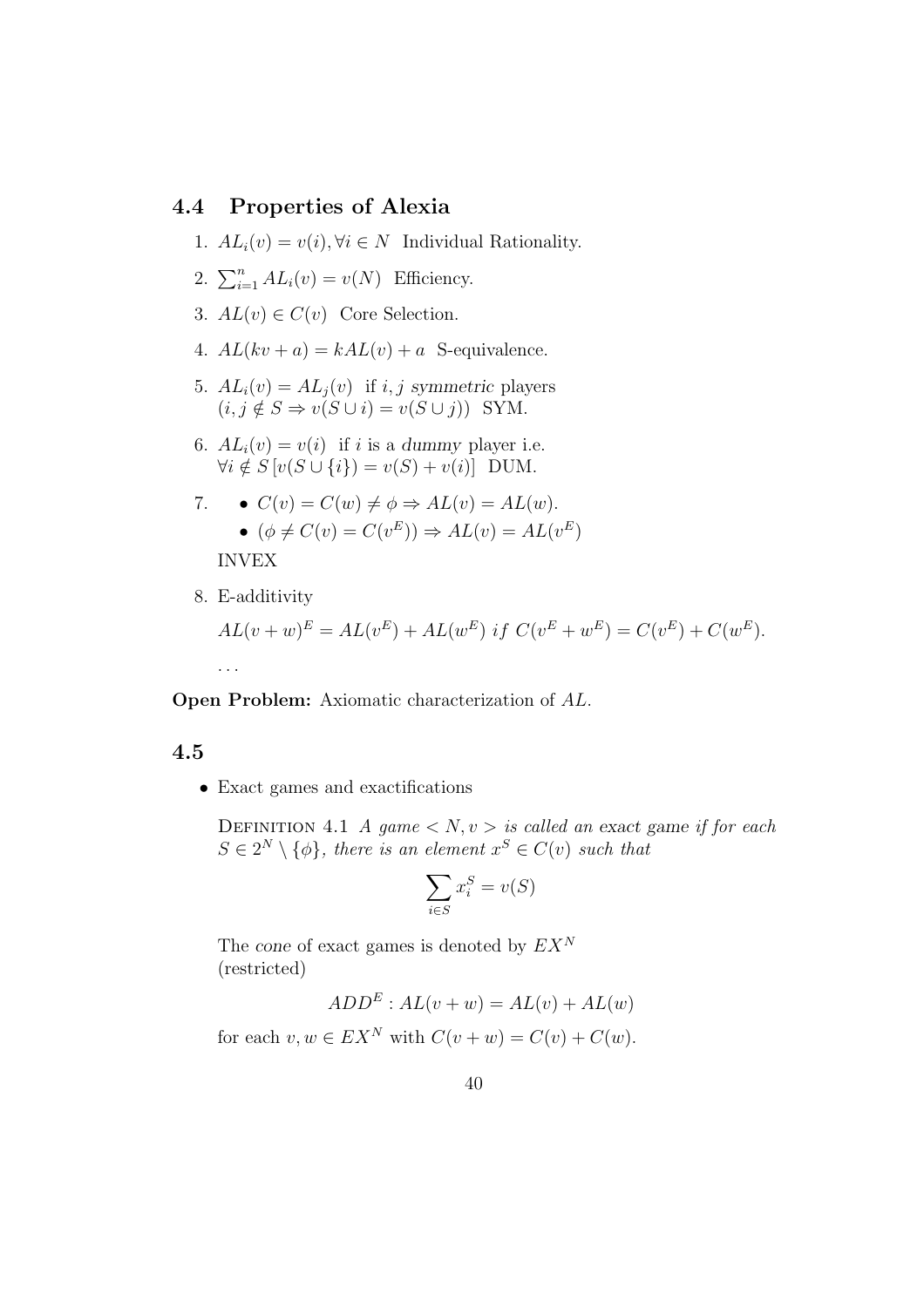## 4.4 Properties of Alexia

1. $AL_i(v) = v(i), \forall i \in N$ Individual Rationality.
2. $\sum_{i=1}^{n} AL_i(v) = v(N)$ Efficiency.
3. $AL(v) \in C(v)$ Core Selection.
4. $AL(kv + a) = kAL(v) + a$ S-equivalence.
5. $AL_i(v) = AL_j(v)$ if $i, j$ *symmetric* players
   $(i, j \notin S \Rightarrow v(S \cup i) = v(S \cup j))$ SYM.
6. $AL_i(v) = v(i)$ if $i$ is a *dummy* player i.e.
   $\forall i \notin S\, [v(S \cup \{i\}) = v(S) + v(i)]$ DUM.
7. • $C(v) = C(w) \neq \phi \Rightarrow AL(v) = AL(w)$.
   • $(\phi \neq C(v) = C(v^E)) \Rightarrow AL(v) = AL(v^E)$

   INVEX
8. E-additivity

   $AL(v + w)^E = AL(v^E) + AL(w^E)\ if\ C(v^E + w^E) = C(v^E) + C(w^E).$

   ...

**Open Problem:** Axiomatic characterization of $AL$.

### 4.5

- Exact games and exactifications

  Definition 4.1 *A game $< N, v >$ is called an* exact game *if for each $S \in 2^N \setminus \{\phi\}$, there is an element $x^S \in C(v)$ such that*

  $$\sum_{i \in S} x_i^S = v(S)$$

  The *cone* of exact games is denoted by $EX^N$
  (restricted)

  $$ADD^E : AL(v + w) = AL(v) + AL(w)$$

  for each $v, w \in EX^N$ with $C(v + w) = C(v) + C(w)$.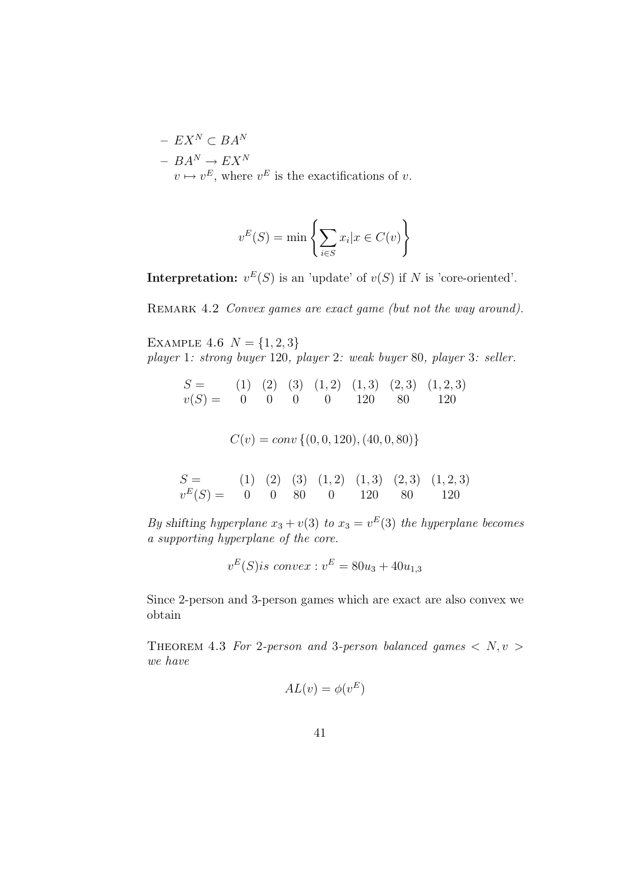- $EX^N \subset BA^N$
- $BA^N \to EX^N$
  $v \mapsto v^E$, where $v^E$ is the exactifications of $v$.

$$v^E(S) = \min \left\{ \sum_{i \in S} x_i | x \in C(v) \right\}$$

**Interpretation:** $v^E(S)$ is an 'update' of $v(S)$ if $N$ is 'core-oriented'.

REMARK 4.2 *Convex games are exact game (but not the way around).*

EXAMPLE 4.6 $N = \{1, 2, 3\}$
*player* 1*: strong buyer* 120*, player* 2*: weak buyer* 80*, player* 3*: seller.*

| $S =$ | (1) | (2) | (3) | (1,2) | (1,3) | (2,3) | (1,2,3) |
|---|---|---|---|---|---|---|---|
| $v(S) =$ | 0 | 0 | 0 | 0 | 120 | 80 | 120 |

$$C(v) = conv\,\{(0, 0, 120), (40, 0, 80)\}$$

| $S =$ | (1) | (2) | (3) | (1,2) | (1,3) | (2,3) | (1,2,3) |
|---|---|---|---|---|---|---|---|
| $v^E(S) =$ | 0 | 0 | 80 | 0 | 120 | 80 | 120 |

*By shifting hyperplane $x_3 + v(3)$ to $x_3 = v^E(3)$ the hyperplane becomes a supporting hyperplane of the core.*

$$v^E(S) is\ convex : v^E = 80u_3 + 40u_{1,3}$$

Since 2-person and 3-person games which are exact are also convex we obtain

THEOREM 4.3 *For 2-person and 3-person balanced games $< N, v >$ we have*

$$AL(v) = \phi(v^E)$$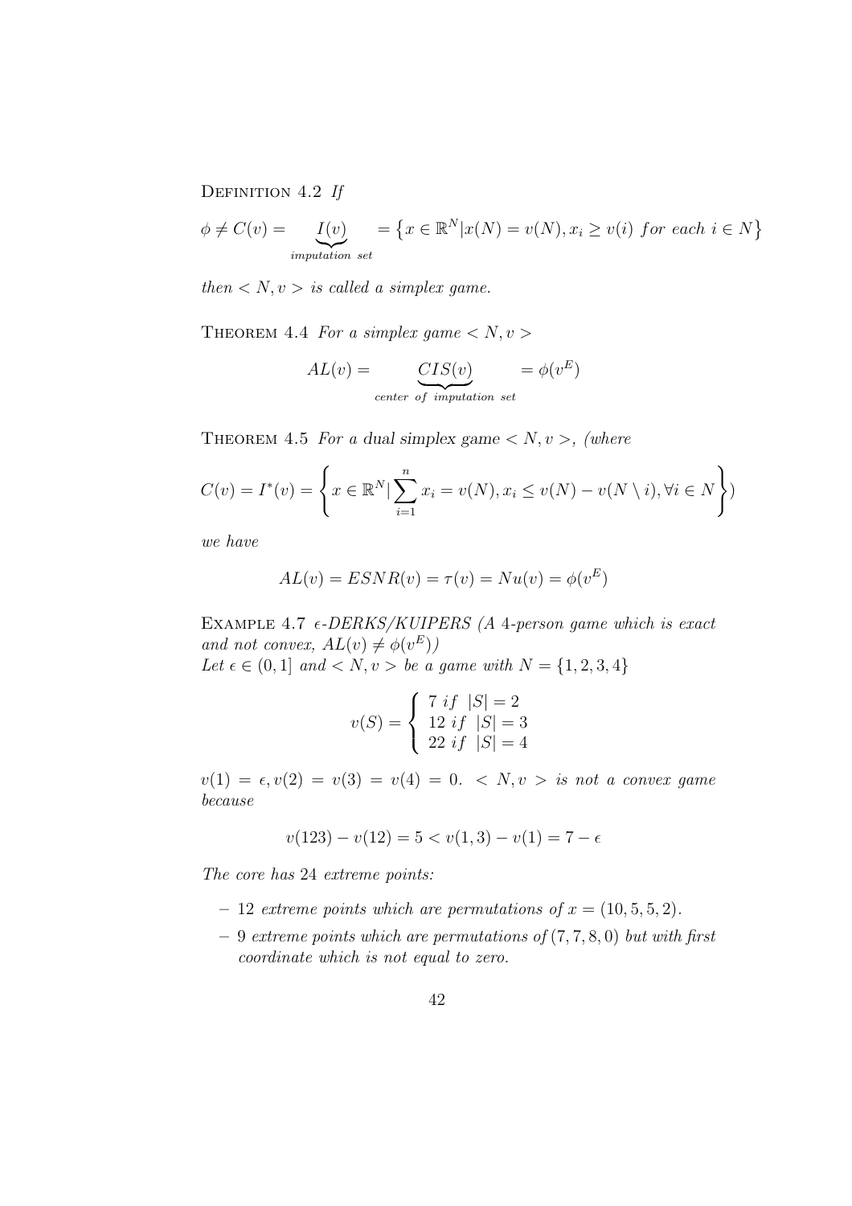Definition 4.2 *If*

$$\phi \neq C(v) = \underbrace{I(v)}_{imputation\ set} = \{x \in \mathbb{R}^N | x(N) = v(N), x_i \geq v(i) \ for \ each \ i \in N\}$$

*then $< N, v >$ is called a simplex game.*

Theorem 4.4 *For a simplex game $< N, v >$*

$$AL(v) = \underbrace{CIS(v)}_{center\ of\ imputation\ set} = \phi(v^E)$$

Theorem 4.5 *For a dual simplex game $< N, v >$, (where*

$$C(v) = I^*(v) = \left\{ x \in \mathbb{R}^N | \sum_{i=1}^{n} x_i = v(N), x_i \leq v(N) - v(N \setminus i), \forall i \in N \right\})$$

*we have*

$$AL(v) = ESNR(v) = \tau(v) = Nu(v) = \phi(v^E)$$

Example 4.7 *$\epsilon$-DERKS/KUIPERS (A 4-person game which is exact and not convex, $AL(v) \neq \phi(v^E)$)*
*Let $\epsilon \in (0, 1]$ and $< N, v >$ be a game with $N = \{1, 2, 3, 4\}$*

$$v(S) = \begin{cases} 7 \ if \ \ |S| = 2 \\ 12 \ if \ \ |S| = 3 \\ 22 \ if \ \ |S| = 4 \end{cases}$$

$v(1) = \epsilon, v(2) = v(3) = v(4) = 0$. *$< N, v >$ is not a convex game because*

$$v(123) - v(12) = 5 < v(1, 3) - v(1) = 7 - \epsilon$$

*The core has 24 extreme points:*

- *12 extreme points which are permutations of $x = (10, 5, 5, 2)$.*
- *9 extreme points which are permutations of $(7, 7, 8, 0)$ but with first coordinate which is not equal to zero.*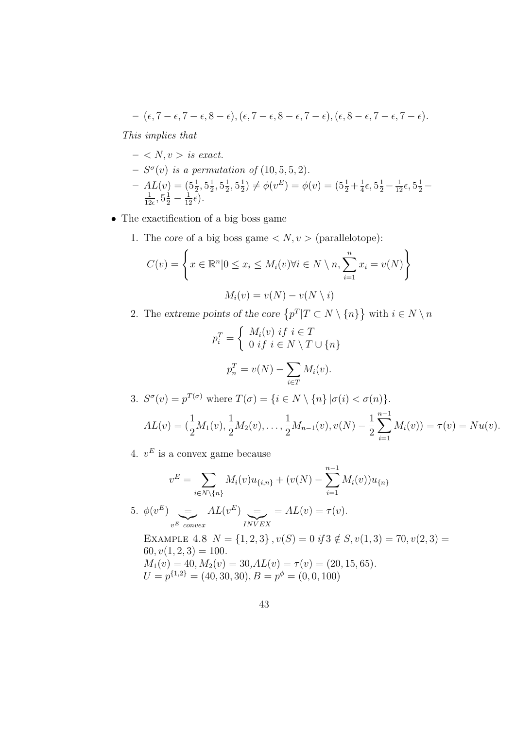- $(\epsilon, 7-\epsilon, 7-\epsilon, 8-\epsilon), (\epsilon, 7-\epsilon, 8-\epsilon, 7-\epsilon), (\epsilon, 8-\epsilon, 7-\epsilon, 7-\epsilon)$.

*This implies that*

- $< N, v >$ *is exact.*
- $S^{\sigma}(v)$ *is a permutation of* $(10, 5, 5, 2)$.
- $AL(v) = (5\frac{1}{2}, 5\frac{1}{2}, 5\frac{1}{2}, 5\frac{1}{2}) \neq \phi(v^E) = \phi(v) = (5\frac{1}{2} + \frac{1}{4}\epsilon, 5\frac{1}{2} - \frac{1}{12}\epsilon, 5\frac{1}{2} - \frac{1}{12\epsilon}, 5\frac{1}{2} - \frac{1}{12}\epsilon)$.

- The exactification of a big boss game

1. The *core* of a big boss game $< N, v >$ (parallelotope):

$$C(v) = \left\{ x \in \mathbb{R}^n | 0 \leq x_i \leq M_i(v) \forall i \in N \setminus n, \sum_{i=1}^{n} x_i = v(N) \right\}$$

$$M_i(v) = v(N) - v(N \setminus i)$$

2. The *extreme points of the core* $\left\{ p^T | T \subset N \setminus \{n\} \right\}$ with $i \in N \setminus n$

$$p_i^T = \begin{cases} M_i(v) \; if \; i \in T \\ 0 \; if \; i \in N \setminus T \cup \{n\} \end{cases}$$

$$p_n^T = v(N) - \sum_{i \in T} M_i(v).$$

3. $S^{\sigma}(v) = p^{T(\sigma)}$ where $T(\sigma) = \{ i \in N \setminus \{n\} \, | \sigma(i) < \sigma(n) \}$.

$$AL(v) = (\frac{1}{2}M_1(v), \frac{1}{2}M_2(v), \ldots, \frac{1}{2}M_{n-1}(v), v(N) - \frac{1}{2}\sum_{i=1}^{n-1} M_i(v)) = \tau(v) = Nu(v).$$

4. $v^E$ is a convex game because

$$v^E = \sum_{i \in N \setminus \{n\}} M_i(v) u_{\{i,n\}} + (v(N) - \sum_{i=1}^{n-1} M_i(v)) u_{\{n\}}$$

5. $\phi(v^E) \underbrace{=}_{v^E \; convex} AL(v^E) \underbrace{=}_{INVEX} = AL(v) = \tau(v).$

Example 4.8 $N = \{1, 2, 3\}$, $v(S) = 0 \; if \, 3 \notin S, v(1,3) = 70, v(2,3) = 60, v(1,2,3) = 100$.
$M_1(v) = 40, M_2(v) = 30, AL(v) = \tau(v) = (20, 15, 65)$.
$U = p^{\{1,2\}} = (40, 30, 30), B = p^{\phi} = (0, 0, 100)$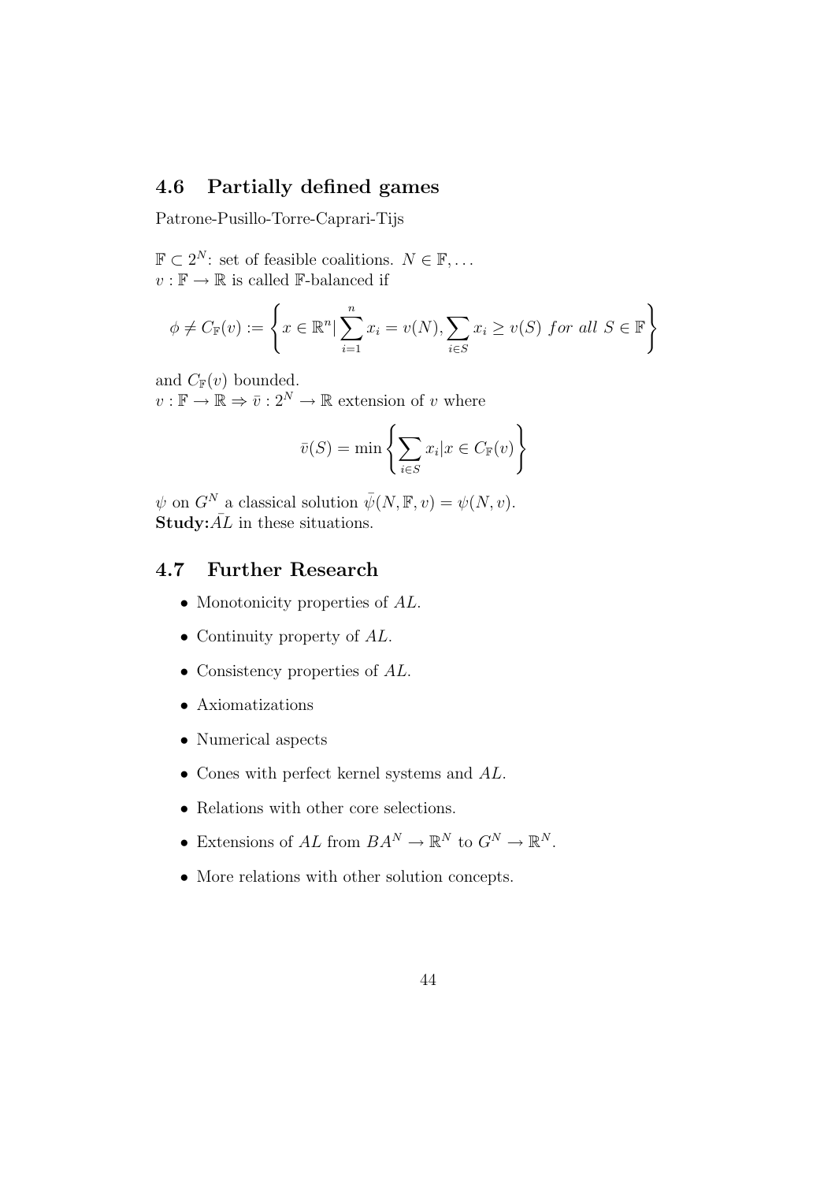## 4.6 Partially defined games

Patrone-Pusillo-Torre-Caprari-Tijs

$\mathbb{F} \subset 2^N$: set of feasible coalitions. $N \in \mathbb{F}, \ldots$
$v : \mathbb{F} \to \mathbb{R}$ is called $\mathbb{F}$-balanced if

$$\phi \neq C_{\mathbb{F}}(v) := \left\{ x \in \mathbb{R}^n | \sum_{i=1}^{n} x_i = v(N), \sum_{i \in S} x_i \geq v(S) \text{ } for \text{ } all \text{ } S \in \mathbb{F} \right\}$$

and $C_{\mathbb{F}}(v)$ bounded.
$v : \mathbb{F} \to \mathbb{R} \Rightarrow \bar{v} : 2^N \to \mathbb{R}$ extension of $v$ where

$$\bar{v}(S) = \min \left\{ \sum_{i \in S} x_i | x \in C_{\mathbb{F}}(v) \right\}$$

$\psi$ on $G^N$ a classical solution $\bar{\psi}(N, \mathbb{F}, v) = \psi(N, v)$.
**Study:** $\bar{AL}$ in these situations.

## 4.7 Further Research

- Monotonicity properties of $AL$.
- Continuity property of $AL$.
- Consistency properties of $AL$.
- Axiomatizations
- Numerical aspects
- Cones with perfect kernel systems and $AL$.
- Relations with other core selections.
- Extensions of $AL$ from $BA^N \to \mathbb{R}^N$ to $G^N \to \mathbb{R}^N$.
- More relations with other solution concepts.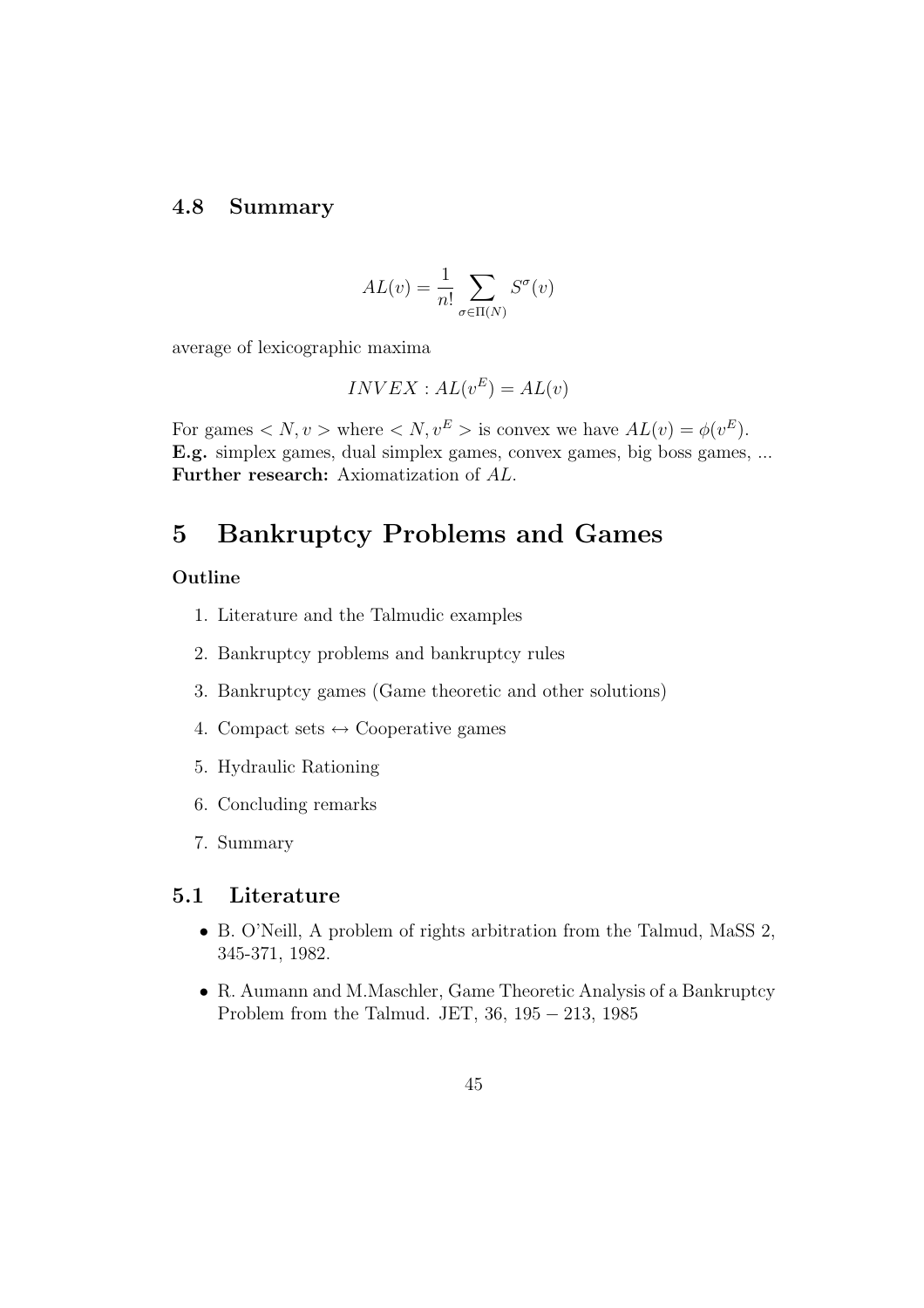### 4.8 Summary

$$AL(v) = \frac{1}{n!} \sum_{\sigma \in \Pi(N)} S^{\sigma}(v)$$

average of lexicographic maxima

$$INVEX : AL(v^E) = AL(v)$$

For games $< N, v >$ where $< N, v^E >$ is convex we have $AL(v) = \phi(v^E)$.
**E.g.** simplex games, dual simplex games, convex games, big boss games, ...
**Further research:** Axiomatization of $AL$.

# 5 Bankruptcy Problems and Games

**Outline**

1. Literature and the Talmudic examples
2. Bankruptcy problems and bankruptcy rules
3. Bankruptcy games (Game theoretic and other solutions)
4. Compact sets $\leftrightarrow$ Cooperative games
5. Hydraulic Rationing
6. Concluding remarks
7. Summary

## 5.1 Literature

- B. O'Neill, A problem of rights arbitration from the Talmud, MaSS 2, 345-371, 1982.
- R. Aumann and M.Maschler, Game Theoretic Analysis of a Bankruptcy Problem from the Talmud. JET, 36, $195 - 213$, 1985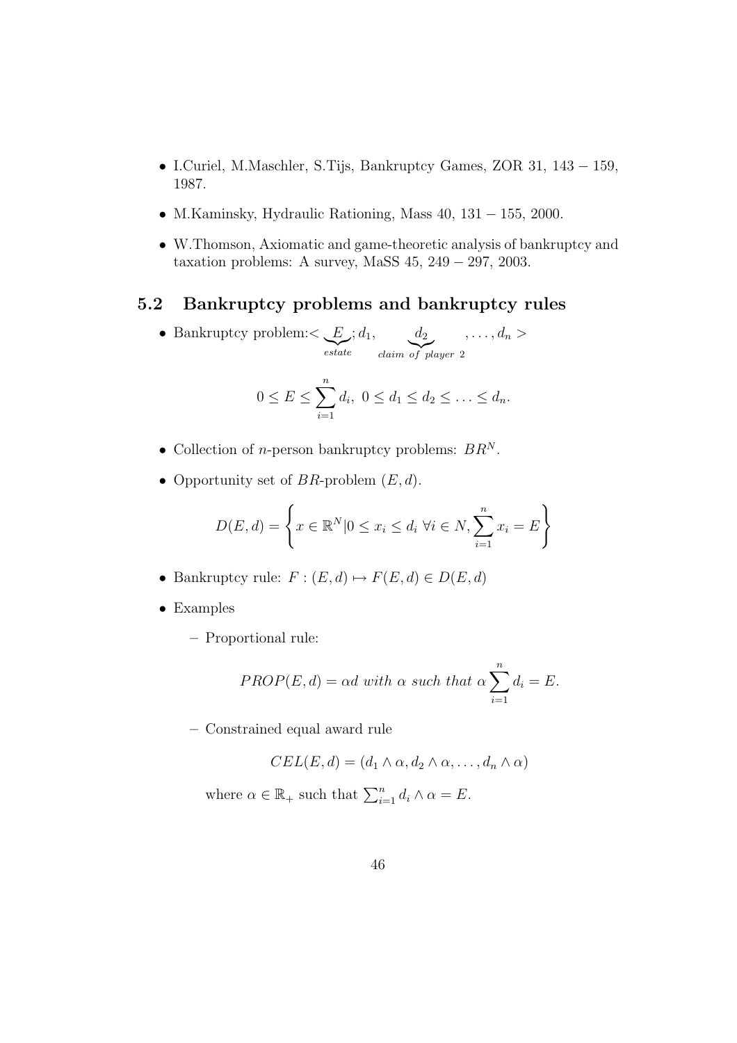- I.Curiel, M.Maschler, S.Tijs, Bankruptcy Games, ZOR 31, 143 − 159, 1987.
- M.Kaminsky, Hydraulic Rationing, Mass 40, 131 − 155, 2000.
- W.Thomson, Axiomatic and game-theoretic analysis of bankruptcy and taxation problems: A survey, MaSS 45, 249 − 297, 2003.

## 5.2 Bankruptcy problems and bankruptcy rules

- Bankruptcy problem: $< \underbrace{E}_{estate}; d_1, \underbrace{d_2}_{claim\ of\ player\ 2}, \ldots, d_n >$

$$0 \leq E \leq \sum_{i=1}^{n} d_i, \; 0 \leq d_1 \leq d_2 \leq \ldots \leq d_n.$$

- Collection of $n$-person bankruptcy problems: $BR^N$.
- Opportunity set of $BR$-problem $(E, d)$.

$$D(E,d) = \left\{ x \in \mathbb{R}^N | 0 \leq x_i \leq d_i \; \forall i \in N, \sum_{i=1}^{n} x_i = E \right\}$$

- Bankruptcy rule: $F : (E,d) \mapsto F(E,d) \in D(E,d)$
- Examples
  - Proportional rule:

$$PROP(E,d) = \alpha d \; with \; \alpha \; such \; that \; \alpha \sum_{i=1}^{n} d_i = E.$$

  - Constrained equal award rule

$$CEL(E,d) = (d_1 \wedge \alpha, d_2 \wedge \alpha, \ldots, d_n \wedge \alpha)$$

    where $\alpha \in \mathbb{R}_+$ such that $\sum_{i=1}^{n} d_i \wedge \alpha = E$.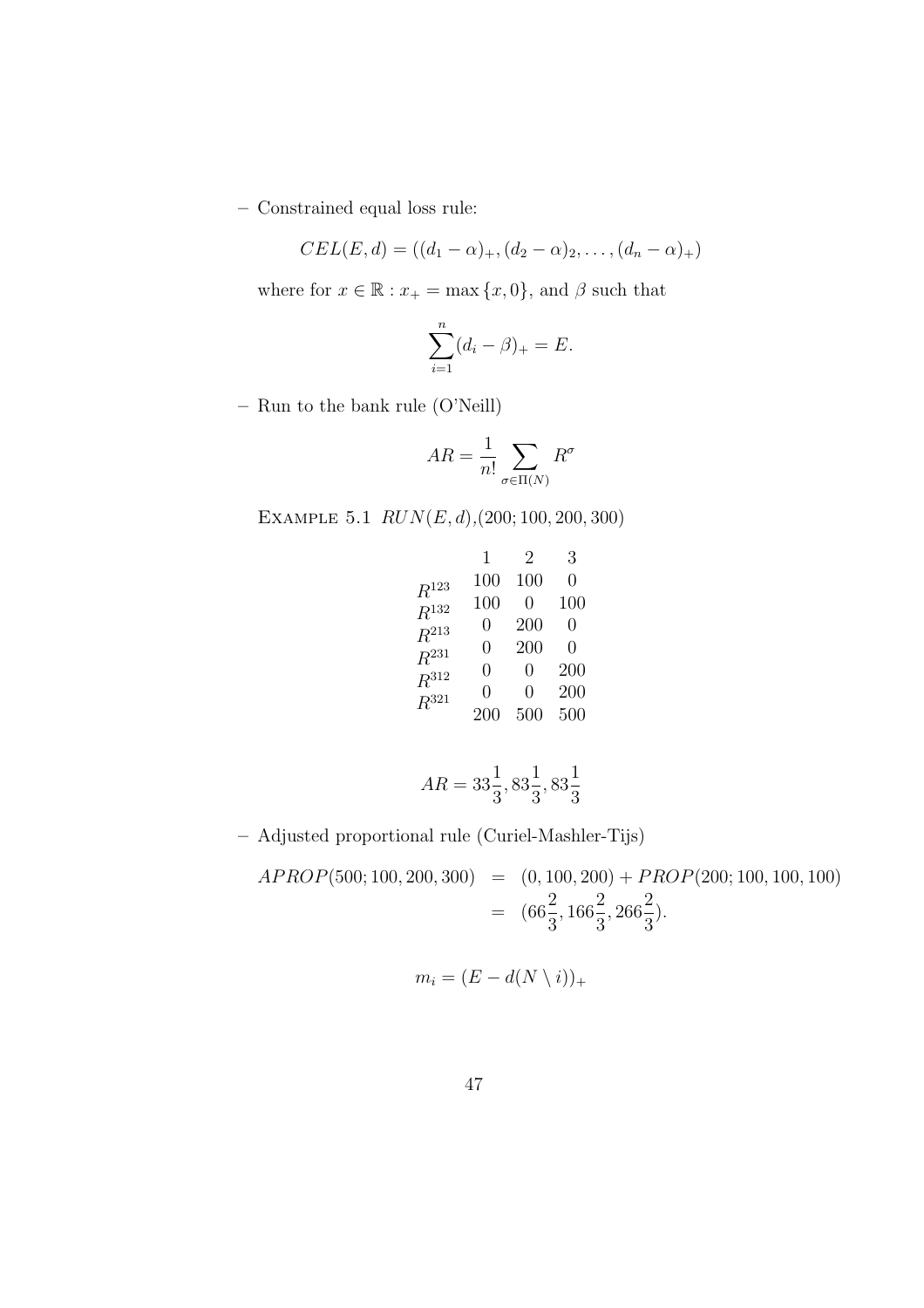– Constrained equal loss rule:

$$CEL(E,d) = ((d_1-\alpha)_+, (d_2-\alpha)_2, \ldots, (d_n-\alpha)_+)$$

where for $x \in \mathbb{R} : x_+ = \max\{x, 0\}$, and $\beta$ such that

$$\sum_{i=1}^{n} (d_i - \beta)_+ = E.$$

– Run to the bank rule (O'Neill)

$$AR = \frac{1}{n!} \sum_{\sigma \in \Pi(N)} R^{\sigma}$$

EXAMPLE 5.1 $RUN(E,d)$,$(200; 100, 200, 300)$

| | 1 | 2 | 3 |
|---|---|---|---|
| $R^{123}$ | 100 | 100 | 0 |
| $R^{132}$ | 100 | 0 | 100 |
| $R^{213}$ | 0 | 200 | 0 |
| $R^{231}$ | 0 | 200 | 0 |
| $R^{312}$ | 0 | 0 | 200 |
| $R^{321}$ | 0 | 0 | 200 |
| | 200 | 500 | 500 |

$$AR = 33\frac{1}{3}, 83\frac{1}{3}, 83\frac{1}{3}$$

– Adjusted proportional rule (Curiel-Mashler-Tijs)

$$\begin{aligned} APROP(500; 100, 200, 300) &= (0, 100, 200) + PROP(200; 100, 100, 100) \\ &= (66\frac{2}{3}, 166\frac{2}{3}, 266\frac{2}{3}). \end{aligned}$$

$$m_i = (E - d(N \setminus i))_+$$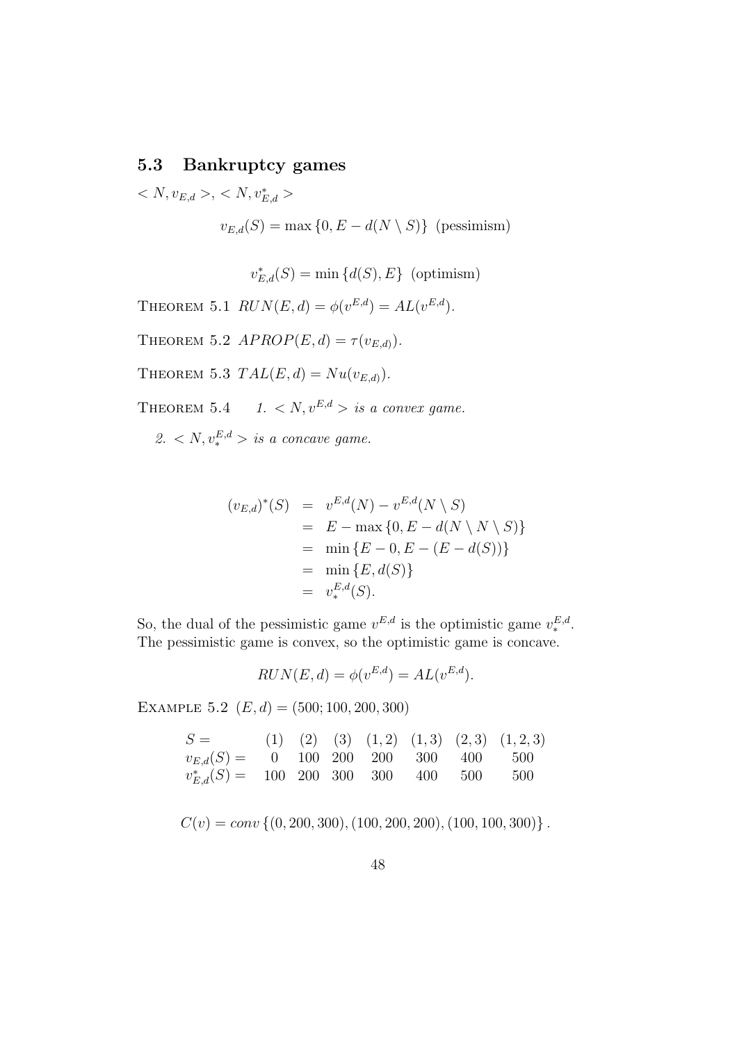### 5.3 Bankruptcy games

$< N, v_{E,d} >, < N, v^*_{E,d} >$

$$v_{E,d}(S) = \max\{0, E - d(N \setminus S)\} \text{ (pessimism)}$$

$$v^*_{E,d}(S) = \min\{d(S), E\} \text{ (optimism)}$$

THEOREM 5.1 $RUN(E, d) = \phi(v^{E,d}) = AL(v^{E,d})$.

THEOREM 5.2 $APROP(E, d) = \tau(v_{E,d)})$.

THEOREM 5.3 $TAL(E, d) = Nu(v_{E,d)})$.

THEOREM 5.4 *1. $< N, v^{E,d} >$ is a convex game.*

*2. $< N, v^{E,d}_* >$ is a concave game.*

$$\begin{aligned}
(v_{E,d})^*(S) &= v^{E,d}(N) - v^{E,d}(N \setminus S) \\
&= E - \max\{0, E - d(N \setminus N \setminus S)\} \\
&= \min\{E - 0, E - (E - d(S))\} \\
&= \min\{E, d(S)\} \\
&= v^{E,d}_*(S).
\end{aligned}$$

So, the dual of the pessimistic game $v^{E,d}$ is the optimistic game $v^{E,d}_*$. The pessimistic game is convex, so the optimistic game is concave.

$$RUN(E, d) = \phi(v^{E,d}) = AL(v^{E,d}).$$

EXAMPLE 5.2 $(E, d) = (500; 100, 200, 300)$

| $S =$ | $(1)$ | $(2)$ | $(3)$ | $(1,2)$ | $(1,3)$ | $(2,3)$ | $(1,2,3)$ |
|---|---|---|---|---|---|---|---|
| $v_{E,d}(S) =$ | 0 | 100 | 200 | 200 | 300 | 400 | 500 |
| $v^*_{E,d}(S) =$ | 100 | 200 | 300 | 300 | 400 | 500 | 500 |

$$C(v) = conv\{(0, 200, 300), (100, 200, 200), (100, 100, 300)\}.$$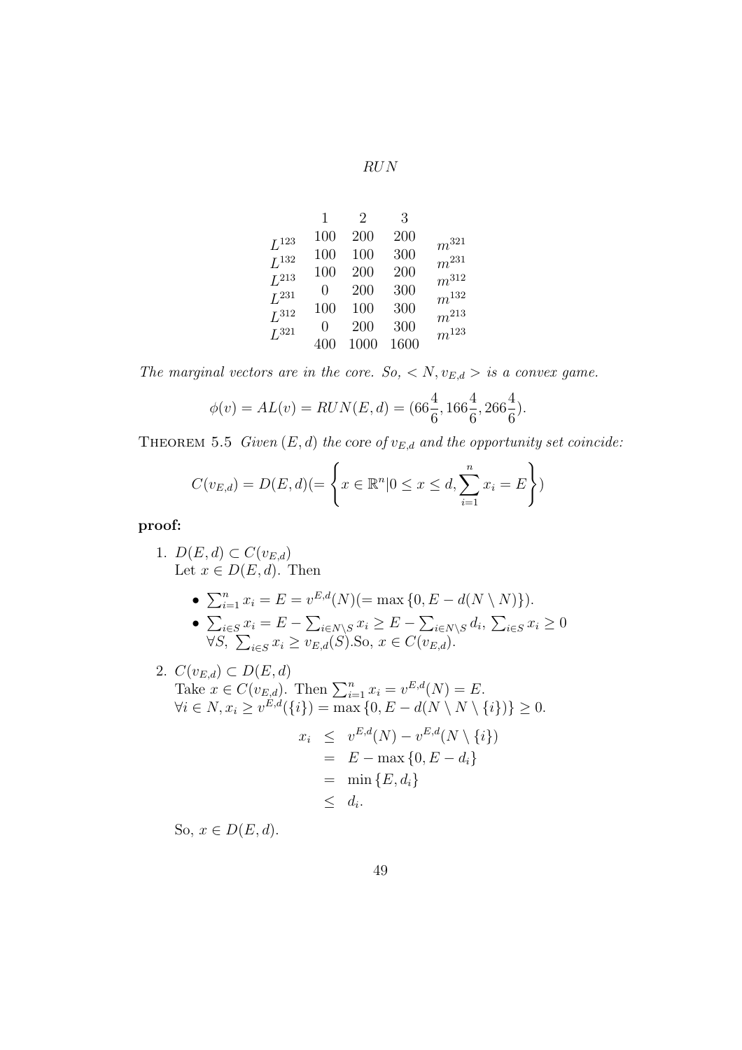*RUN*

| | 1 | 2 | 3 | |
|---|---|---|---|---|
| $L^{123}$ | 100 | 200 | 200 | $m^{321}$ |
| $L^{132}$ | 100 | 100 | 300 | $m^{231}$ |
| $L^{213}$ | 100 | 200 | 200 | $m^{312}$ |
| $L^{231}$ | 0 | 200 | 300 | $m^{132}$ |
| $L^{312}$ | 100 | 100 | 300 | $m^{213}$ |
| $L^{321}$ | 0 | 200 | 300 | $m^{123}$ |
| | 400 | 1000 | 1600 | |

*The marginal vectors are in the core. So, $< N, v_{E,d} >$ is a convex game.*

$$\phi(v) = AL(v) = RUN(E, d) = (66\frac{4}{6}, 166\frac{4}{6}, 266\frac{4}{6}).$$

THEOREM 5.5 *Given $(E, d)$ the core of $v_{E,d}$ and the opportunity set coincide:*

$$C(v_{E,d}) = D(E, d)(= \left\{ x \in \mathbb{R}^n | 0 \leq x \leq d, \sum_{i=1}^{n} x_i = E \right\})$$

**proof:**

1. $D(E, d) \subset C(v_{E,d})$
   Let $x \in D(E, d)$. Then
   - $\sum_{i=1}^{n} x_i = E = v^{E,d}(N)(= \max\{0, E - d(N \setminus N)\})$.
   - $\sum_{i \in S} x_i = E - \sum_{i \in N \setminus S} x_i \geq E - \sum_{i \in N \setminus S} d_i$, $\sum_{i \in S} x_i \geq 0$
     $\forall S$, $\sum_{i \in S} x_i \geq v_{E,d}(S)$.So, $x \in C(v_{E,d})$.

2. $C(v_{E,d}) \subset D(E, d)$
   Take $x \in C(v_{E,d})$. Then $\sum_{i=1}^{n} x_i = v^{E,d}(N) = E$.
   $\forall i \in N, x_i \geq v^{E,d}(\{i\}) = \max\{0, E - d(N \setminus N \setminus \{i\})\} \geq 0$.

$$\begin{aligned} x_i &\leq v^{E,d}(N) - v^{E,d}(N \setminus \{i\}) \\ &= E - \max\{0, E - d_i\} \\ &= \min\{E, d_i\} \\ &\leq d_i. \end{aligned}$$

   So, $x \in D(E, d)$.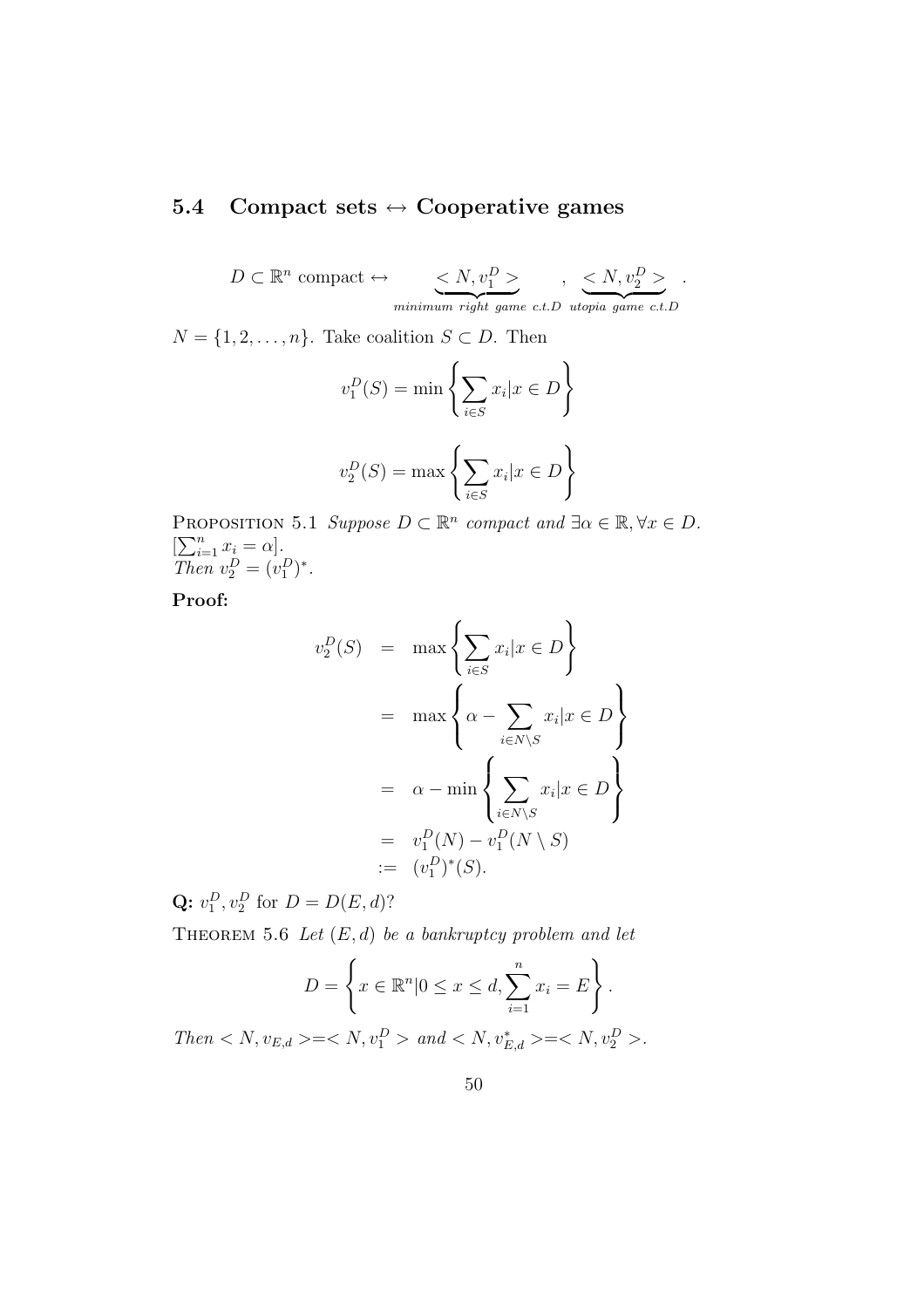## 5.4 Compact sets $\leftrightarrow$ Cooperative games

$$D \subset \mathbb{R}^n \text{ compact} \leftrightarrow \underbrace{< N, v_1^D >}_{\textit{minimum right game c.t.D}}, \underbrace{< N, v_2^D >}_{\textit{utopia game c.t.D}}.$$

$N = \{1, 2, \ldots, n\}$. Take coalition $S \subset D$. Then

$$v_1^D(S) = \min\left\{\sum_{i \in S} x_i | x \in D\right\}$$

$$v_2^D(S) = \max\left\{\sum_{i \in S} x_i | x \in D\right\}$$

PROPOSITION 5.1 *Suppose $D \subset \mathbb{R}^n$ compact and $\exists \alpha \in \mathbb{R}, \forall x \in D$. $[\sum_{i=1}^n x_i = \alpha]$.*
*Then $v_2^D = (v_1^D)^*$.*

**Proof:**

$$\begin{aligned}
v_2^D(S) &= \max\left\{\sum_{i \in S} x_i | x \in D\right\} \\
&= \max\left\{\alpha - \sum_{i \in N \setminus S} x_i | x \in D\right\} \\
&= \alpha - \min\left\{\sum_{i \in N \setminus S} x_i | x \in D\right\} \\
&= v_1^D(N) - v_1^D(N \setminus S) \\
&:= (v_1^D)^*(S).
\end{aligned}$$

**Q:** $v_1^D, v_2^D$ for $D = D(E, d)$?

THEOREM 5.6 *Let $(E, d)$ be a bankruptcy problem and let*

$$D = \left\{x \in \mathbb{R}^n | 0 \le x \le d, \sum_{i=1}^n x_i = E\right\}.$$

*Then $< N, v_{E,d} > = < N, v_1^D >$ and $< N, v_{E,d}^* > = < N, v_2^D >$.*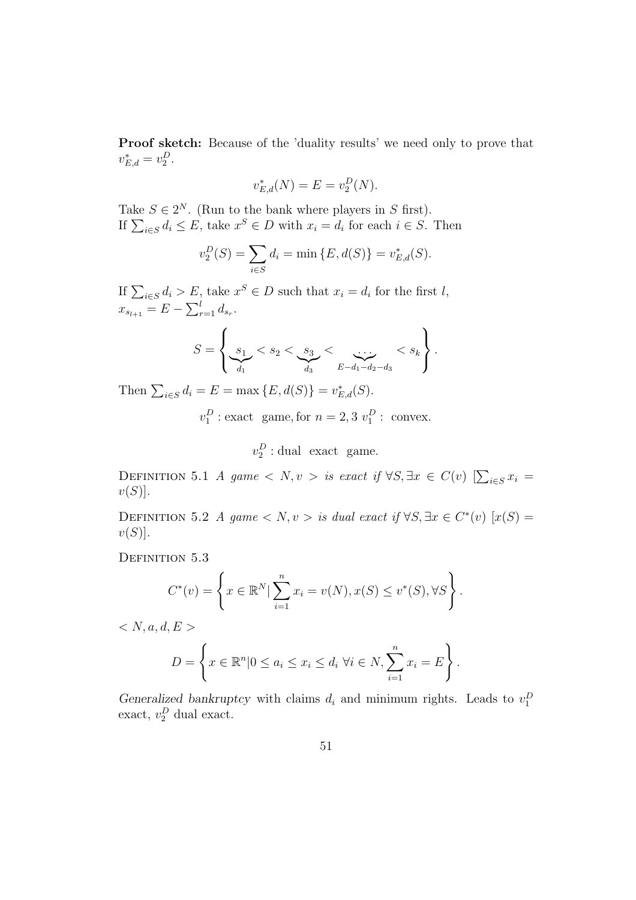**Proof sketch:** Because of the 'duality results' we need only to prove that $v^*_{E,d} = v^D_2$.

$$v^*_{E,d}(N) = E = v^D_2(N).$$

Take $S \in 2^N$. (Run to the bank where players in $S$ first).
If $\sum_{i \in S} d_i \leq E$, take $x^S \in D$ with $x_i = d_i$ for each $i \in S$. Then

$$v^D_2(S) = \sum_{i \in S} d_i = \min\{E, d(S)\} = v^*_{E,d}(S).$$

If $\sum_{i \in S} d_i > E$, take $x^S \in D$ such that $x_i = d_i$ for the first $l$, $x_{s_{l+1}} = E - \sum_{r=1}^{l} d_{s_r}$.

$$S = \left\{ \underbrace{s_1}_{d_1} < s_2 < \underbrace{s_3}_{d_3} < \underbrace{\ldots}_{E-d_1-d_2-d_3} < s_k \right\}.$$

Then $\sum_{i \in S} d_i = E = \max\{E, d(S)\} = v^*_{E,d}(S)$.

$$v^D_1 : \text{exact game, for } n = 2, 3 \; v^D_1 : \text{ convex.}$$

$$v^D_2 : \text{dual exact game.}$$

DEFINITION 5.1 *A game $< N, v >$ is exact if* $\forall S, \exists x \in C(v)$ $[\sum_{i \in S} x_i = v(S)]$.

DEFINITION 5.2 *A game $< N, v >$ is dual exact if* $\forall S, \exists x \in C^*(v)$ $[x(S) = v(S)]$.

DEFINITION 5.3

$$C^*(v) = \left\{ x \in \mathbb{R}^N | \sum_{i=1}^{n} x_i = v(N), x(S) \leq v^*(S), \forall S \right\}.$$

$< N, a, d, E >$

$$D = \left\{ x \in \mathbb{R}^n | 0 \leq a_i \leq x_i \leq d_i \; \forall i \in N, \sum_{i=1}^{n} x_i = E \right\}.$$

*Generalized bankruptcy* with claims $d_i$ and minimum rights. Leads to $v^D_1$ exact, $v^D_2$ dual exact.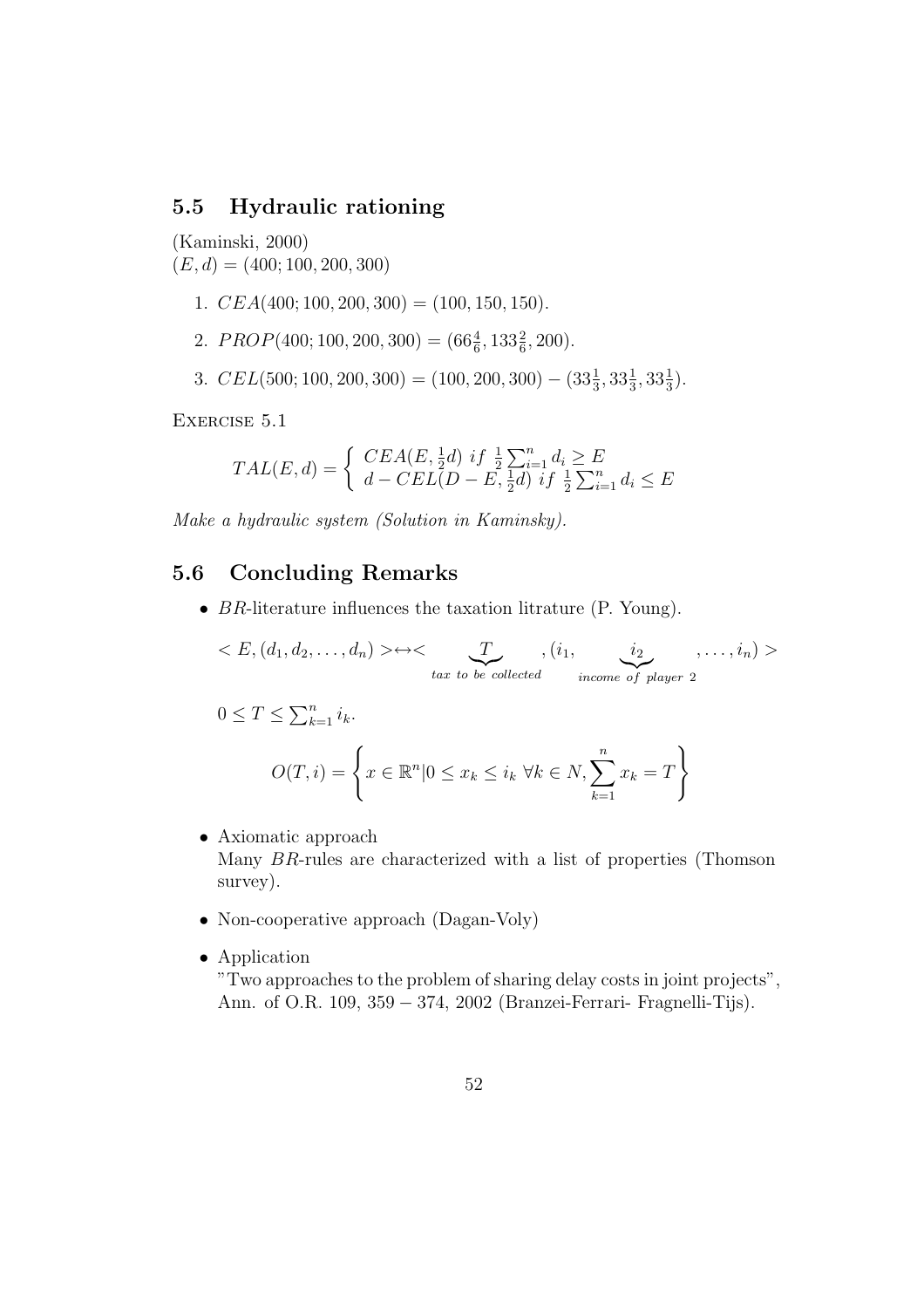## 5.5 Hydraulic rationing

(Kaminski, 2000)
$(E, d) = (400; 100, 200, 300)$

1. $CEA(400; 100, 200, 300) = (100, 150, 150)$.
2. $PROP(400; 100, 200, 300) = (66\frac{4}{6}, 133\frac{2}{6}, 200)$.
3. $CEL(500; 100, 200, 300) = (100, 200, 300) - (33\frac{1}{3}, 33\frac{1}{3}, 33\frac{1}{3})$.

EXERCISE 5.1

$$TAL(E, d) = \begin{cases} CEA(E, \frac{1}{2}d) \; if \; \frac{1}{2}\sum_{i=1}^{n} d_i \geq E \\ d - CEL(D - E, \frac{1}{2}d) \; if \; \frac{1}{2}\sum_{i=1}^{n} d_i \leq E \end{cases}$$

*Make a hydraulic system (Solution in Kaminsky).*

## 5.6 Concluding Remarks

- $BR$-literature influences the taxation litrature (P. Young).

  $$< E, (d_1, d_2, \ldots, d_n) > \leftrightarrow < \underbrace{T}_{tax\ to\ be\ collected}, (i_1, \underbrace{i_2}_{income\ of\ player\ 2}, \ldots, i_n) >$$

  $0 \leq T \leq \sum_{k=1}^{n} i_k$.

  $$O(T, i) = \left\{ x \in \mathbb{R}^n | 0 \leq x_k \leq i_k \; \forall k \in N, \sum_{k=1}^{n} x_k = T \right\}$$

- Axiomatic approach
  Many $BR$-rules are characterized with a list of properties (Thomson survey).

- Non-cooperative approach (Dagan-Voly)

- Application
  "Two approaches to the problem of sharing delay costs in joint projects", Ann. of O.R. 109, 359 − 374, 2002 (Branzei-Ferrari- Fragnelli-Tijs).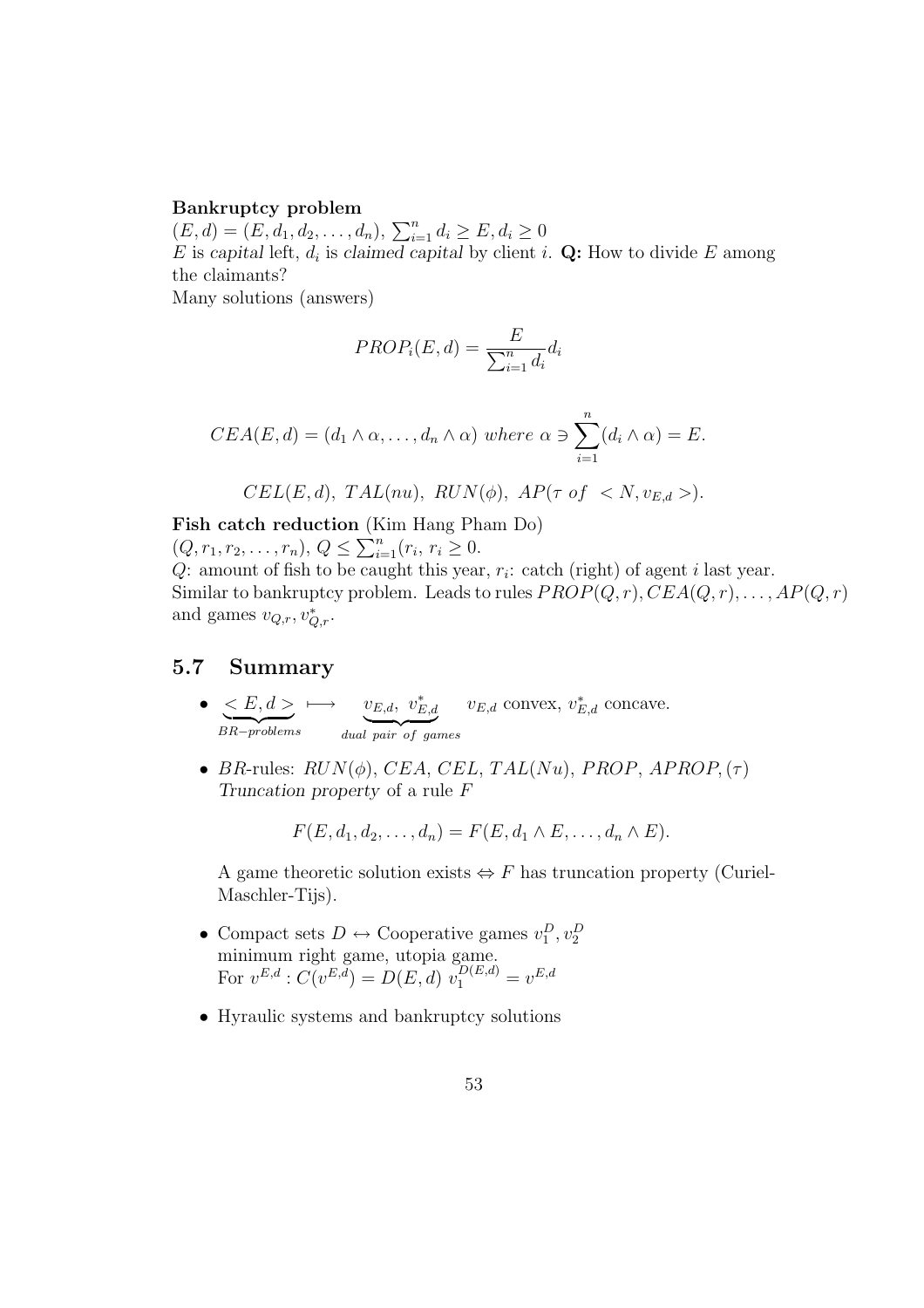**Bankruptcy problem**

$(E, d) = (E, d_1, d_2, \ldots, d_n)$, $\sum_{i=1}^n d_i \geq E, d_i \geq 0$

$E$ is *capital* left, $d_i$ is *claimed capital* by client $i$. **Q:** How to divide $E$ among the claimants?

Many solutions (answers)

$$PROP_i(E, d) = \frac{E}{\sum_{i=1}^n d_i} d_i$$

$$CEA(E, d) = (d_1 \wedge \alpha, \ldots, d_n \wedge \alpha) \text{ where } \alpha \ni \sum_{i=1}^n (d_i \wedge \alpha) = E.$$

$$CEL(E, d),\ TAL(nu),\ RUN(\phi),\ AP(\tau \text{ of } < N, v_{E,d} >).$$

**Fish catch reduction** (Kim Hang Pham Do)

$(Q, r_1, r_2, \ldots, r_n)$, $Q \leq \sum_{i=1}^n (r_i, r_i \geq 0$.

$Q$: amount of fish to be caught this year, $r_i$: catch (right) of agent $i$ last year. Similar to bankruptcy problem. Leads to rules $PROP(Q, r), CEA(Q, r), \ldots, AP(Q, r)$ and games $v_{Q,r}, v^*_{Q,r}$.

## 5.7 Summary

- $\underbrace{< E, d >}_{BR-problems} \longmapsto \underbrace{v_{E,d},\ v^*_{E,d}}_{dual\ pair\ of\ games}$ $\quad v_{E,d}$ convex, $v^*_{E,d}$ concave.

- $BR$-rules: $RUN(\phi)$, $CEA$, $CEL$, $TAL(Nu)$, $PROP$, $APROP, (\tau)$
  *Truncation property* of a rule $F$

  $$F(E, d_1, d_2, \ldots, d_n) = F(E, d_1 \wedge E, \ldots, d_n \wedge E).$$

  A game theoretic solution exists $\Leftrightarrow$ $F$ has truncation property (Curiel-Maschler-Tijs).

- Compact sets $D \leftrightarrow$ Cooperative games $v_1^D, v_2^D$
  minimum right game, utopia game.
  For $v^{E,d} : C(v^{E,d}) = D(E, d)\ v_1^{D(E,d)} = v^{E,d}$

- Hyraulic systems and bankruptcy solutions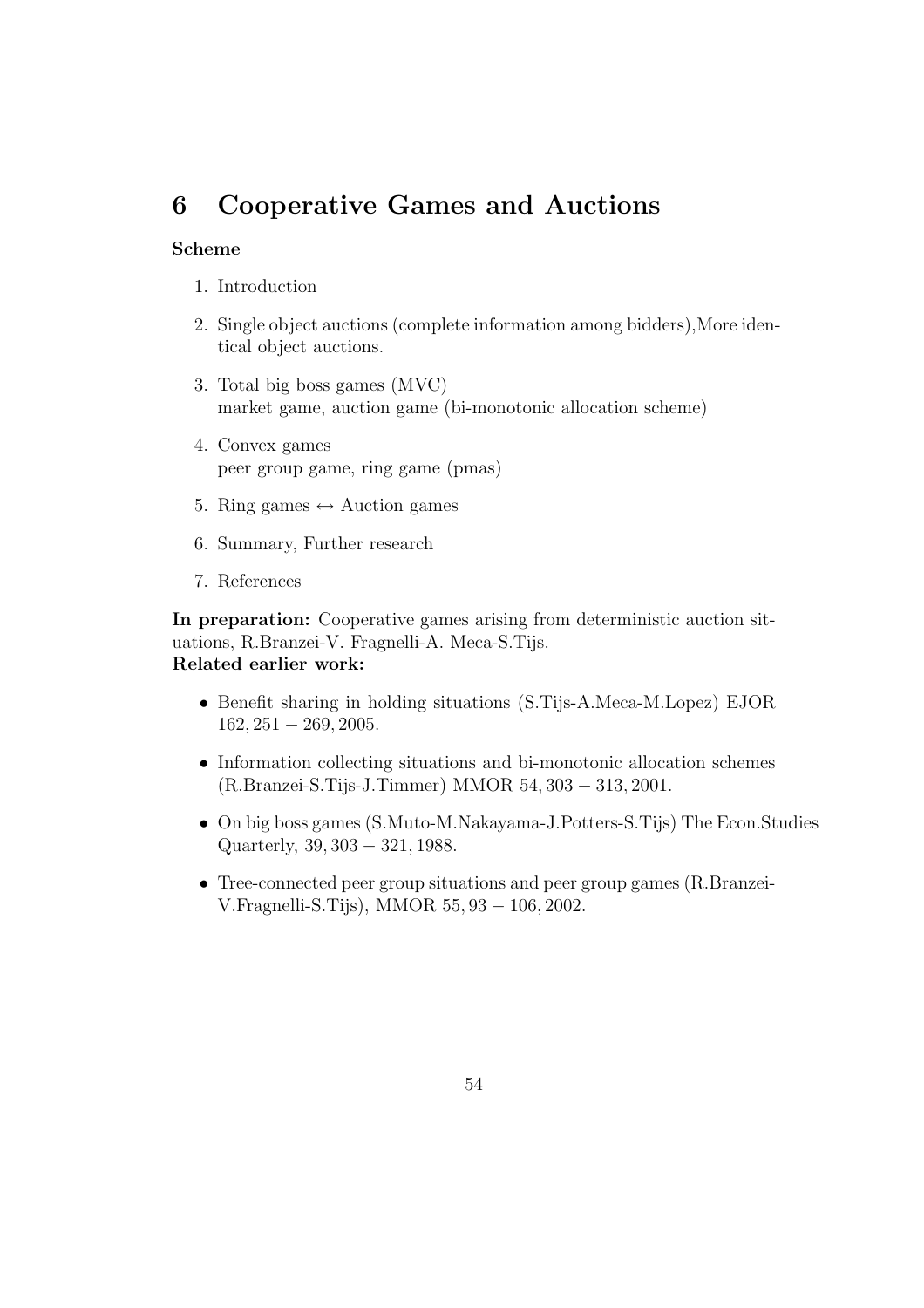# 6 Cooperative Games and Auctions

**Scheme**

1. Introduction
2. Single object auctions (complete information among bidders),More identical object auctions.
3. Total big boss games (MVC)
   market game, auction game (bi-monotonic allocation scheme)
4. Convex games
   peer group game, ring game (pmas)
5. Ring games $\leftrightarrow$ Auction games
6. Summary, Further research
7. References

**In preparation:** Cooperative games arising from deterministic auction situations, R.Branzei-V. Fragnelli-A. Meca-S.Tijs.
**Related earlier work:**

- Benefit sharing in holding situations (S.Tijs-A.Meca-M.Lopez) EJOR $162, 251-269, 2005$.
- Information collecting situations and bi-monotonic allocation schemes (R.Branzei-S.Tijs-J.Timmer) MMOR $54, 303-313, 2001$.
- On big boss games (S.Muto-M.Nakayama-J.Potters-S.Tijs) The Econ.Studies Quarterly, $39, 303-321, 1988$.
- Tree-connected peer group situations and peer group games (R.Branzei-V.Fragnelli-S.Tijs), MMOR $55, 93-106, 2002$.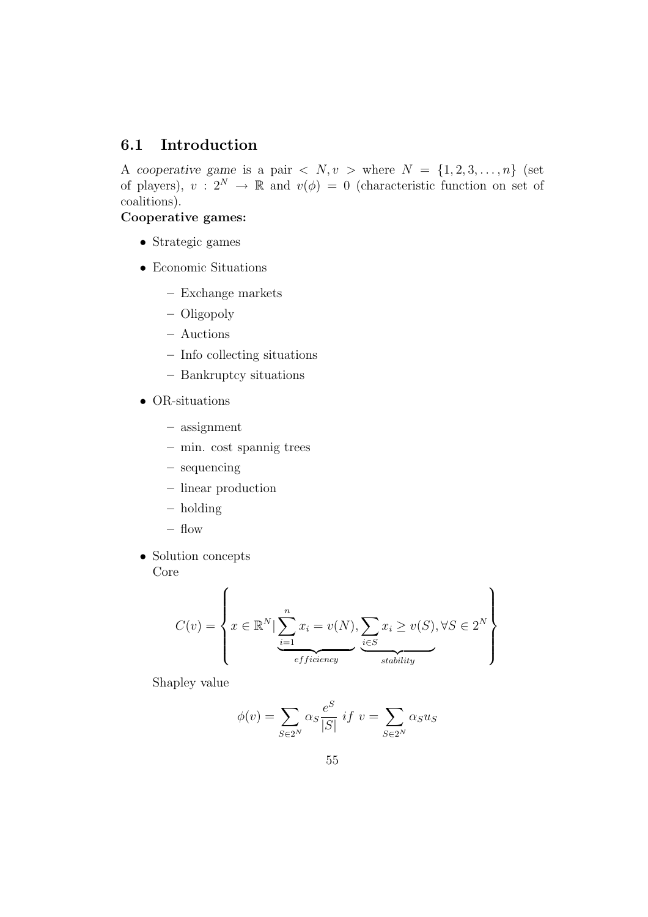## 6.1 Introduction

A *cooperative game* is a pair $< N, v >$ where $N = \{1, 2, 3, \ldots, n\}$ (set of players), $v : 2^N \to \mathbb{R}$ and $v(\phi) = 0$ (characteristic function on set of coalitions).

**Cooperative games:**

- Strategic games
- Economic Situations
  - Exchange markets
  - Oligopoly
  - Auctions
  - Info collecting situations
  - Bankruptcy situations
- OR-situations
  - assignment
  - min. cost spannig trees
  - sequencing
  - linear production
  - holding
  - flow
- Solution concepts

  Core

$$C(v) = \left\{ x \in \mathbb{R}^N | \underbrace{\sum_{i=1}^{n} x_i = v(N)}_{efficiency}, \underbrace{\sum_{i \in S} x_i \geq v(S)}_{stability}, \forall S \in 2^N \right\}$$

  Shapley value

$$\phi(v) = \sum_{S \in 2^N} \alpha_S \frac{e^S}{|S|} \; if \; v = \sum_{S \in 2^N} \alpha_S u_S$$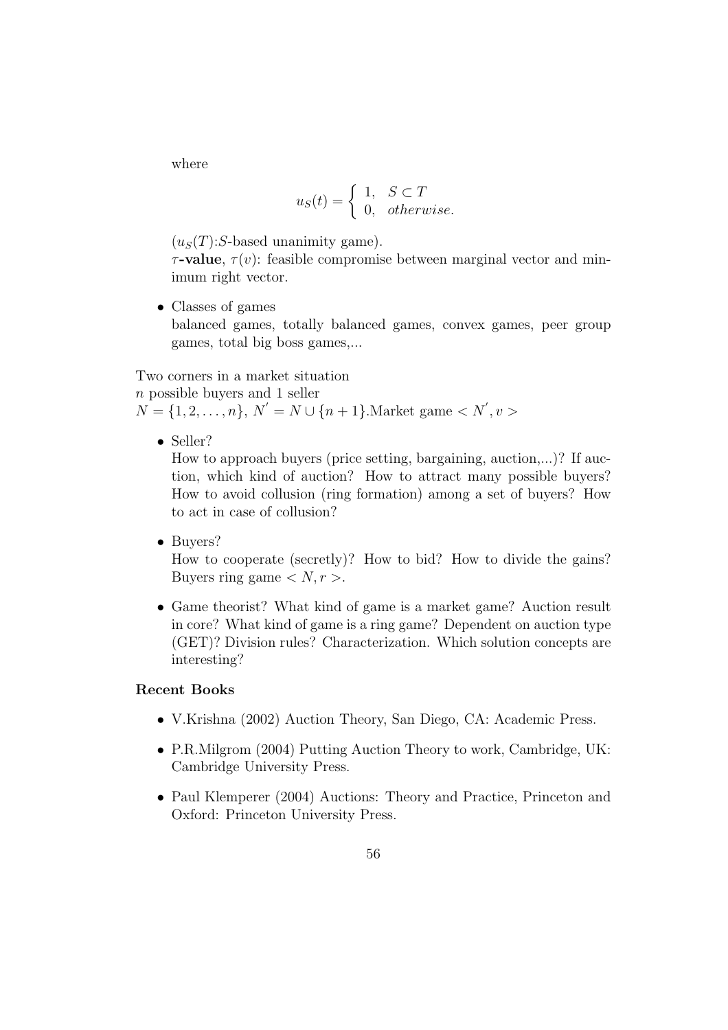where

$$u_S(t) = \begin{cases} 1, & S \subset T \\ 0, & otherwise. \end{cases}$$

($u_S(T)$:$S$-based unanimity game).

**$\tau$-value**, $\tau(v)$: feasible compromise between marginal vector and minimum right vector.

- Classes of games
  balanced games, totally balanced games, convex games, peer group games, total big boss games,...

Two corners in a market situation
$n$ possible buyers and 1 seller
$N = \{1, 2, \ldots, n\}$, $N' = N \cup \{n+1\}$.Market game $< N', v >$

- Seller?
  How to approach buyers (price setting, bargaining, auction,...)? If auction, which kind of auction? How to attract many possible buyers? How to avoid collusion (ring formation) among a set of buyers? How to act in case of collusion?

- Buyers?
  How to cooperate (secretly)? How to bid? How to divide the gains? Buyers ring game $< N, r >$.

- Game theorist? What kind of game is a market game? Auction result in core? What kind of game is a ring game? Dependent on auction type (GET)? Division rules? Characterization. Which solution concepts are interesting?

**Recent Books**

- V.Krishna (2002) Auction Theory, San Diego, CA: Academic Press.
- P.R.Milgrom (2004) Putting Auction Theory to work, Cambridge, UK: Cambridge University Press.
- Paul Klemperer (2004) Auctions: Theory and Practice, Princeton and Oxford: Princeton University Press.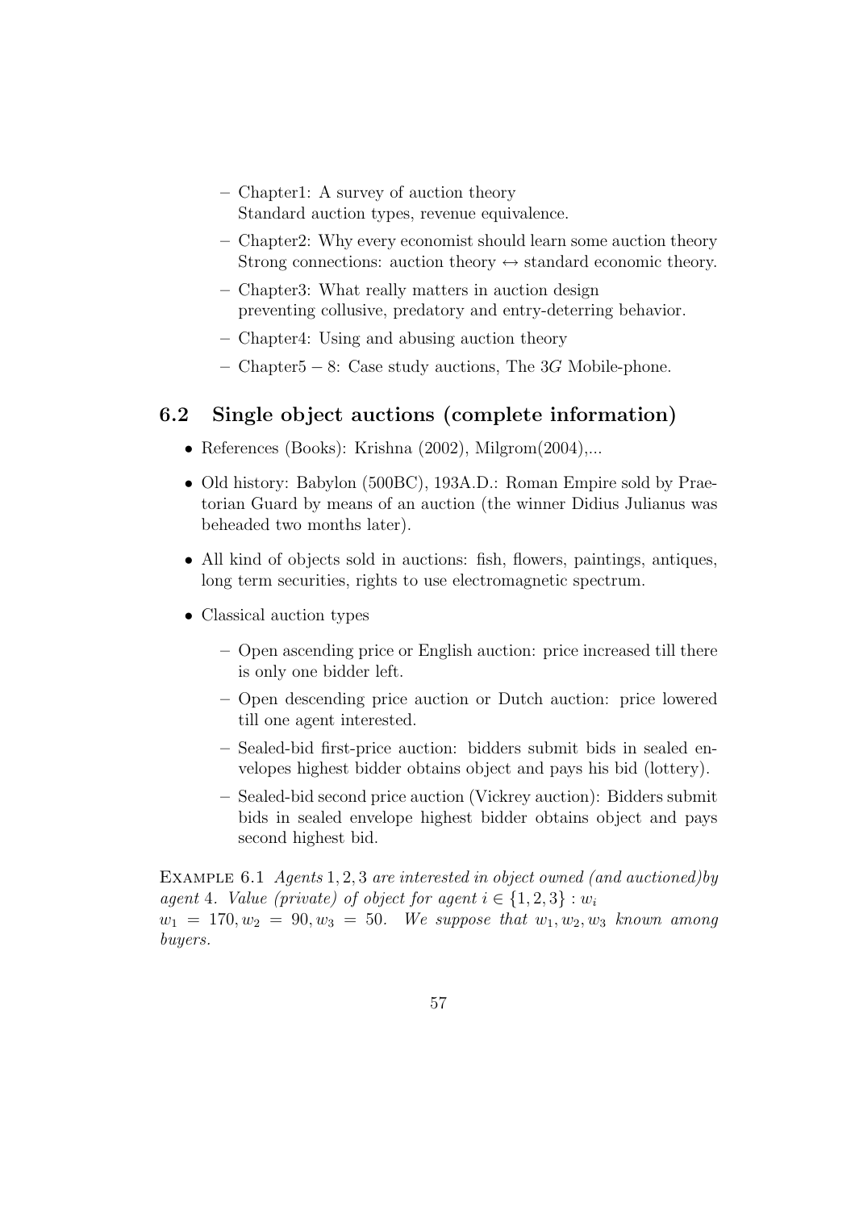- Chapter1: A survey of auction theory
    Standard auction types, revenue equivalence.
  - Chapter2: Why every economist should learn some auction theory
    Strong connections: auction theory $\leftrightarrow$ standard economic theory.
  - Chapter3: What really matters in auction design
    preventing collusive, predatory and entry-deterring behavior.
  - Chapter4: Using and abusing auction theory
  - Chapter5 $-$ 8: Case study auctions, The 3$G$ Mobile-phone.

## 6.2 Single object auctions (complete information)

- References (Books): Krishna (2002), Milgrom(2004),...
- Old history: Babylon (500BC), 193A.D.: Roman Empire sold by Praetorian Guard by means of an auction (the winner Didius Julianus was beheaded two months later).
- All kind of objects sold in auctions: fish, flowers, paintings, antiques, long term securities, rights to use electromagnetic spectrum.
- Classical auction types
  - Open ascending price or English auction: price increased till there is only one bidder left.
  - Open descending price auction or Dutch auction: price lowered till one agent interested.
  - Sealed-bid first-price auction: bidders submit bids in sealed envelopes highest bidder obtains object and pays his bid (lottery).
  - Sealed-bid second price auction (Vickrey auction): Bidders submit bids in sealed envelope highest bidder obtains object and pays second highest bid.

EXAMPLE 6.1 *Agents* $1, 2, 3$ *are interested in object owned (and auctioned)by agent* $4$. *Value (private) of object for agent* $i \in \{1, 2, 3\} : w_i$
$w_1 = 170, w_2 = 90, w_3 = 50$. *We suppose that* $w_1, w_2, w_3$ *known among buyers.*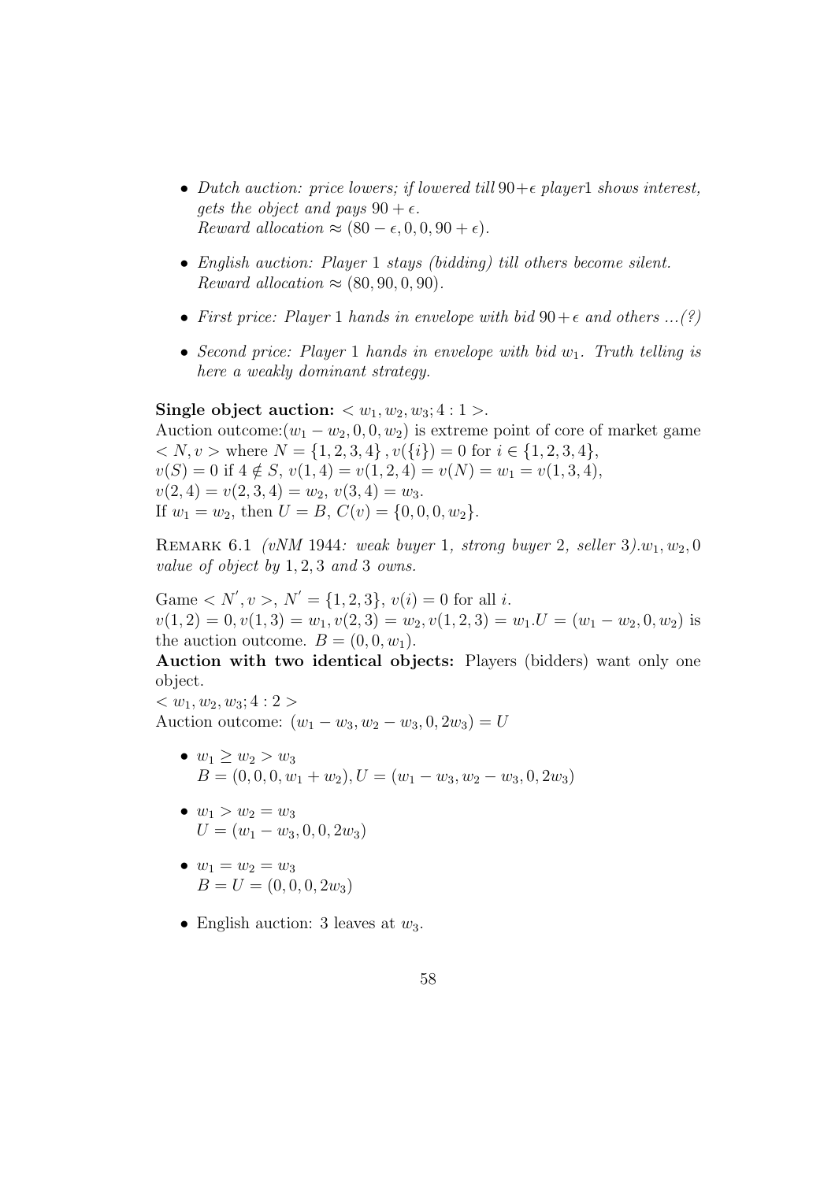- *Dutch auction: price lowers; if lowered till* $90+\epsilon$ *player* $1$ *shows interest, gets the object and pays* $90+\epsilon$.
  *Reward allocation* $\approx (80-\epsilon, 0, 0, 90+\epsilon)$.

- *English auction: Player* $1$ *stays (bidding) till others become silent.*
  *Reward allocation* $\approx (80, 90, 0, 90)$.

- *First price: Player* $1$ *hands in envelope with bid* $90+\epsilon$ *and others ...(?)*

- *Second price: Player* $1$ *hands in envelope with bid* $w_1$. *Truth telling is here a weakly dominant strategy.*

**Single object auction:** $< w_1, w_2, w_3; 4 : 1 >$.
Auction outcome:$(w_1 - w_2, 0, 0, w_2)$ is extreme point of core of market game $< N, v >$ where $N = \{1, 2, 3, 4\}$, $v(\{i\}) = 0$ for $i \in \{1, 2, 3, 4\}$,
$v(S) = 0$ if $4 \notin S$, $v(1, 4) = v(1, 2, 4) = v(N) = w_1 = v(1, 3, 4)$,
$v(2, 4) = v(2, 3, 4) = w_2$, $v(3, 4) = w_3$.
If $w_1 = w_2$, then $U = B$, $C(v) = \{0, 0, 0, w_2\}$.

Remark 6.1 *(vNM 1944: weak buyer 1, strong buyer 2, seller 3).*$w_1, w_2, 0$ *value of object by* $1, 2, 3$ *and* $3$ *owns.*

Game $< N', v >$, $N' = \{1, 2, 3\}$, $v(i) = 0$ for all $i$.
$v(1, 2) = 0, v(1, 3) = w_1, v(2, 3) = w_2, v(1, 2, 3) = w_1 . U = (w_1 - w_2, 0, w_2)$ is the auction outcome. $B = (0, 0, w_1)$.

**Auction with two identical objects:** Players (bidders) want only one object.
$< w_1, w_2, w_3; 4 : 2 >$
Auction outcome: $(w_1 - w_3, w_2 - w_3, 0, 2w_3) = U$

- $w_1 \geq w_2 > w_3$
  $B = (0, 0, 0, w_1 + w_2), U = (w_1 - w_3, w_2 - w_3, 0, 2w_3)$

- $w_1 > w_2 = w_3$
  $U = (w_1 - w_3, 0, 0, 2w_3)$

- $w_1 = w_2 = w_3$
  $B = U = (0, 0, 0, 2w_3)$

- English auction: 3 leaves at $w_3$.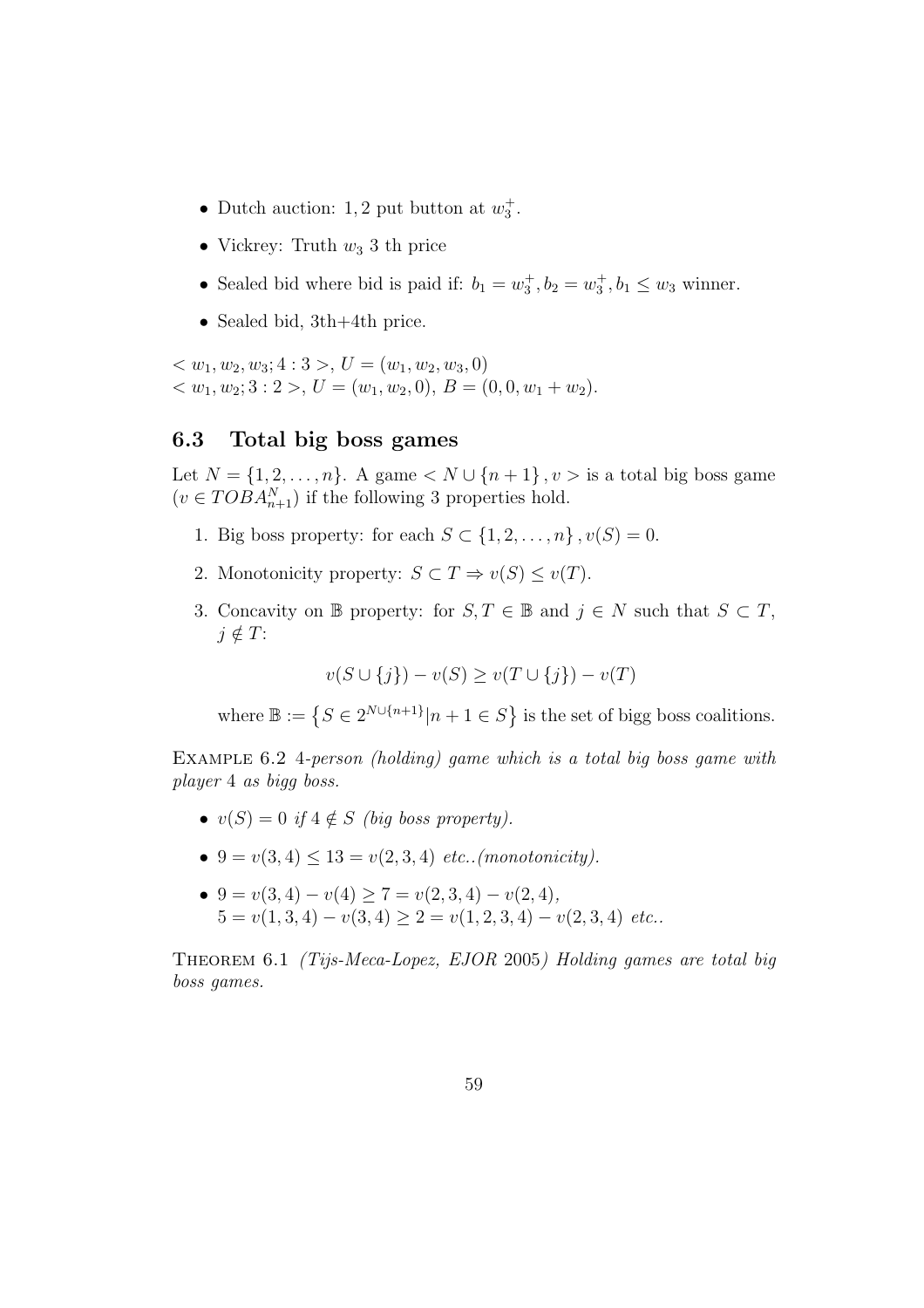- Dutch auction: $1, 2$ put button at $w_3^+$.
- Vickrey: Truth $w_3$ 3 th price
- Sealed bid where bid is paid if: $b_1 = w_3^+, b_2 = w_3^+, b_1 \leq w_3$ winner.
- Sealed bid, 3th+4th price.

$< w_1, w_2, w_3; 4 : 3 >$, $U = (w_1, w_2, w_3, 0)$
$< w_1, w_2; 3 : 2 >$, $U = (w_1, w_2, 0)$, $B = (0, 0, w_1 + w_2)$.

### 6.3 Total big boss games

Let $N = \{1, 2, \ldots, n\}$. A game $< N \cup \{n+1\}, v >$ is a total big boss game ($v \in TOBA^N_{n+1}$) if the following 3 properties hold.

1. Big boss property: for each $S \subset \{1, 2, \ldots, n\}, v(S) = 0$.
2. Monotonicity property: $S \subset T \Rightarrow v(S) \leq v(T)$.
3. Concavity on $\mathbb{B}$ property: for $S, T \in \mathbb{B}$ and $j \in N$ such that $S \subset T$, $j \notin T$:

$$v(S \cup \{j\}) - v(S) \geq v(T \cup \{j\}) - v(T)$$

where $\mathbb{B} := \left\{S \in 2^{N \cup \{n+1\}} | n+1 \in S\right\}$ is the set of bigg boss coalitions.

Example 6.2 *4-person (holding) game which is a total big boss game with player 4 as bigg boss.*

- $v(S) = 0$ *if* $4 \notin S$ *(big boss property).*
- $9 = v(3, 4) \leq 13 = v(2, 3, 4)$ *etc..(monotonicity).*
- $9 = v(3, 4) - v(4) \geq 7 = v(2, 3, 4) - v(2, 4)$,
  $5 = v(1, 3, 4) - v(3, 4) \geq 2 = v(1, 2, 3, 4) - v(2, 3, 4)$ *etc..*

Theorem 6.1 *(Tijs-Meca-Lopez, EJOR 2005) Holding games are total big boss games.*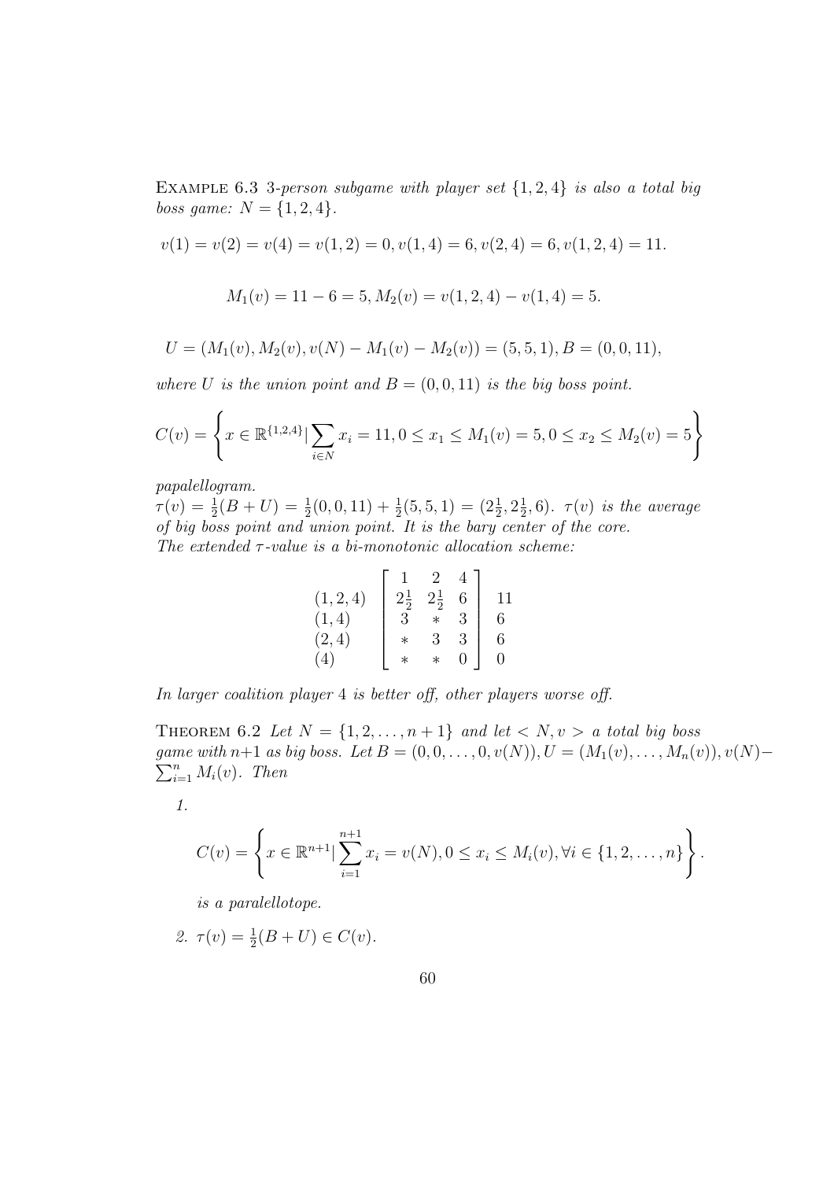EXAMPLE 6.3 *3-person subgame with player set $\{1,2,4\}$ is also a total big boss game: $N = \{1,2,4\}$.*

$$v(1) = v(2) = v(4) = v(1,2) = 0, v(1,4) = 6, v(2,4) = 6, v(1,2,4) = 11.$$

$$M_1(v) = 11 - 6 = 5, M_2(v) = v(1,2,4) - v(1,4) = 5.$$

$$U = (M_1(v), M_2(v), v(N) - M_1(v) - M_2(v)) = (5,5,1), B = (0,0,11),$$

*where $U$ is the union point and $B = (0,0,11)$ is the big boss point.*

$$C(v) = \left\{ x \in \mathbb{R}^{\{1,2,4\}} | \sum_{i \in N} x_i = 11, 0 \leq x_1 \leq M_1(v) = 5, 0 \leq x_2 \leq M_2(v) = 5 \right\}$$

*papalellogram.*
$\tau(v) = \frac{1}{2}(B+U) = \frac{1}{2}(0,0,11) + \frac{1}{2}(5,5,1) = (2\frac{1}{2}, 2\frac{1}{2}, 6)$. *$\tau(v)$ is the average of big boss point and union point. It is the bary center of the core.*
*The extended $\tau$-value is a bi-monotonic allocation scheme:*

$$\begin{array}{l} \\ (1,2,4) \\ (1,4) \\ (2,4) \\ (4) \end{array} \left[ \begin{array}{ccc} 1 & 2 & 4 \\ 2\frac{1}{2} & 2\frac{1}{2} & 6 \\ 3 & * & 3 \\ * & 3 & 3 \\ * & * & 0 \end{array} \right] \begin{array}{l} \\ 11 \\ 6 \\ 6 \\ 0 \end{array}$$

*In larger coalition player 4 is better off, other players worse off.*

THEOREM 6.2 *Let $N = \{1,2,\ldots,n+1\}$ and let $< N, v >$ a total big boss game with $n+1$ as big boss. Let $B = (0,0,\ldots,0,v(N)), U = (M_1(v),\ldots,M_n(v)), v(N) - \sum_{i=1}^{n} M_i(v)$. Then*

1. $$C(v) = \left\{ x \in \mathbb{R}^{n+1} | \sum_{i=1}^{n+1} x_i = v(N), 0 \leq x_i \leq M_i(v), \forall i \in \{1,2,\ldots,n\} \right\}.$$

   *is a paralellotope.*

2. $\tau(v) = \frac{1}{2}(B+U) \in C(v)$.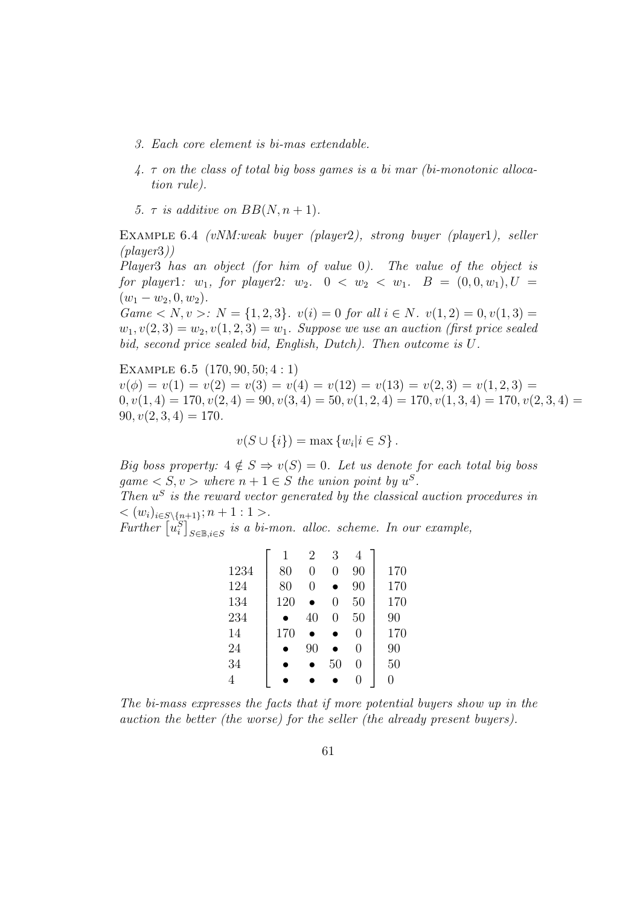3. *Each core element is bi-mas extendable.*

4. *$\tau$ on the class of total big boss games is a bi mar (bi-monotonic allocation rule).*

5. *$\tau$ is additive on $BB(N, n+1)$.*

EXAMPLE 6.4 *(vNM:weak buyer (player2), strong buyer (player1), seller (player3))*
*Player3 has an object (for him of value 0). The value of the object is for player1: $w_1$, for player2: $w_2$. $0 < w_2 < w_1$. $B = (0, 0, w_1), U = (w_1 - w_2, 0, w_2)$.*
*Game $< N, v >$: $N = \{1, 2, 3\}$. $v(i) = 0$ for all $i \in N$. $v(1, 2) = 0, v(1, 3) = w_1, v(2, 3) = w_2, v(1, 2, 3) = w_1$. Suppose we use an auction (first price sealed bid, second price sealed bid, English, Dutch). Then outcome is $U$.*

EXAMPLE 6.5 $(170, 90, 50; 4 : 1)$
$v(\phi) = v(1) = v(2) = v(3) = v(4) = v(12) = v(13) = v(2,3) = v(1,2,3) = 0, v(1,4) = 170, v(2,4) = 90, v(3,4) = 50, v(1,2,4) = 170, v(1,3,4) = 170, v(2,3,4) = 90, v(2,3,4) = 170.$

$$v(S \cup \{i\}) = \max \{w_i | i \in S\}.$$

*Big boss property: $4 \notin S \Rightarrow v(S) = 0$. Let us denote for each total big boss game $< S, v >$ where $n+1 \in S$ the union point by $u^S$.*
*Then $u^S$ is the reward vector generated by the classical auction procedures in $< (w_i)_{i \in S \setminus \{n+1\}}; n+1 : 1 >$.*
*Further $\left[u_i^S\right]_{S \in \mathbb{B}, i \in S}$ is a bi-mon. alloc. scheme. In our example,*

| | 1 | 2 | 3 | 4 | |
|---|---|---|---|---|---|
| 1234 | 80 | 0 | 0 | 90 | 170 |
| 124 | 80 | 0 | • | 90 | 170 |
| 134 | 120 | • | 0 | 50 | 170 |
| 234 | • | 40 | 0 | 50 | 90 |
| 14 | 170 | • | • | 0 | 170 |
| 24 | • | 90 | • | 0 | 90 |
| 34 | • | • | 50 | 0 | 50 |
| 4 | • | • | • | 0 | 0 |

*The bi-mass expresses the facts that if more potential buyers show up in the auction the better (the worse) for the seller (the already present buyers).*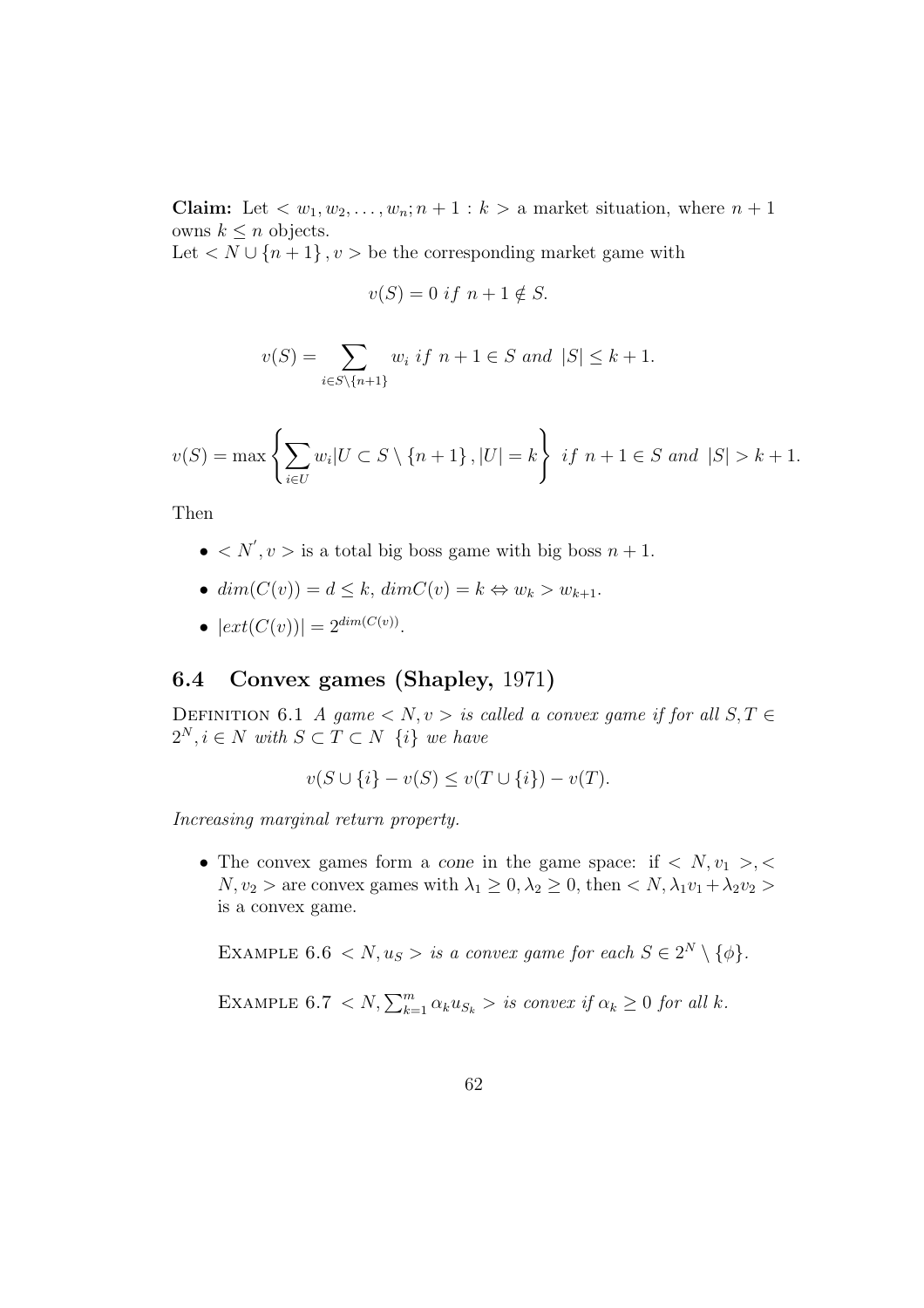**Claim:** Let $< w_1, w_2, \ldots, w_n; n+1 : k >$ a market situation, where $n+1$ owns $k \leq n$ objects.
Let $< N \cup \{n+1\}, v >$ be the corresponding market game with

$$v(S) = 0 \; if \; n+1 \notin S.$$

$$v(S) = \sum_{i \in S \setminus \{n+1\}} w_i \; if \; n+1 \in S \; and \; |S| \leq k+1.$$

$$v(S) = \max \left\{ \sum_{i \in U} w_i | U \subset S \setminus \{n+1\}, |U| = k \right\} \; if \; n+1 \in S \; and \; |S| > k+1.$$

Then

- $< N', v >$ is a total big boss game with big boss $n+1$.
- $dim(C(v)) = d \leq k$, $dim C(v) = k \Leftrightarrow w_k > w_{k+1}$.
- $|ext(C(v))| = 2^{dim(C(v))}$.

## 6.4 Convex games (Shapley, 1971)

Definition 6.1 *A game $< N, v >$ is called a convex game if for all $S, T \in 2^N, i \in N$ with $S \subset T \subset N \;\; \{i\}$ we have*

$$v(S \cup \{i\} - v(S) \leq v(T \cup \{i\}) - v(T).$$

*Increasing marginal return property.*

- The convex games form a *cone* in the game space: if $< N, v_1 >, < N, v_2 >$ are convex games with $\lambda_1 \geq 0, \lambda_2 \geq 0$, then $< N, \lambda_1 v_1 + \lambda_2 v_2 >$ is a convex game.

  Example 6.6 *$< N, u_S >$ is a convex game for each $S \in 2^N \setminus \{\phi\}$.*

  Example 6.7 *$< N, \sum_{k=1}^{m} \alpha_k u_{S_k} >$ is convex if $\alpha_k \geq 0$ for all $k$.*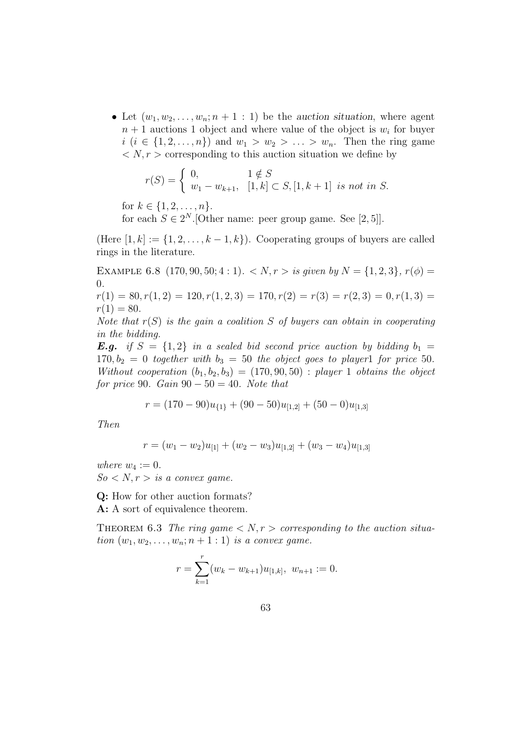- Let $(w_1, w_2, \ldots, w_n; n+1 : 1)$ be the *auction situation*, where agent $n+1$ auctions 1 object and where value of the object is $w_i$ for buyer $i$ ($i \in \{1, 2, \ldots, n\}$) and $w_1 > w_2 > \ldots > w_n$. Then the ring game $< N, r >$ corresponding to this auction situation we define by

  $$r(S) = \begin{cases} 0, & 1 \notin S \\ w_1 - w_{k+1}, & [1,k] \subset S, [1,k+1] \text{ is not in } S. \end{cases}$$

  for $k \in \{1, 2, \ldots, n\}$.
  for each $S \in 2^N$.[Other name: peer group game. See [2, 5]].

(Here $[1,k] := \{1, 2, \ldots, k-1, k\}$). Cooperating groups of buyers are called rings in the literature.

Example 6.8 *$(170, 90, 50; 4 : 1)$. $< N, r >$ is given by $N = \{1, 2, 3\}$, $r(\phi) = 0$.*
*$r(1) = 80, r(1,2) = 120, r(1,2,3) = 170, r(2) = r(3) = r(2,3) = 0, r(1,3) = r(1) = 80$.*
*Note that $r(S)$ is the gain a coalition $S$ of buyers can obtain in cooperating in the bidding.*
***E.g.*** *if $S = \{1, 2\}$ in a sealed bid second price auction by bidding $b_1 = 170, b_2 = 0$ together with $b_3 = 50$ the object goes to player1 for price 50. Without cooperation $(b_1, b_2, b_3) = (170, 90, 50)$ : player 1 obtains the object for price 90. Gain $90 - 50 = 40$. Note that*

$$r = (170 - 90)u_{\{1\}} + (90 - 50)u_{[1,2]} + (50 - 0)u_{[1,3]}$$

*Then*

$$r = (w_1 - w_2)u_{[1]} + (w_2 - w_3)u_{[1,2]} + (w_3 - w_4)u_{[1,3]}$$

*where $w_4 := 0$.*
*So $< N, r >$ is a convex game.*

**Q:** How for other auction formats?
**A:** A sort of equivalence theorem.

Theorem 6.3 *The ring game $< N, r >$ corresponding to the auction situation $(w_1, w_2, \ldots, w_n; n+1 : 1)$ is a convex game.*

$$r = \sum_{k=1}^{r} (w_k - w_{k+1})u_{[1,k]}, \; w_{n+1} := 0.$$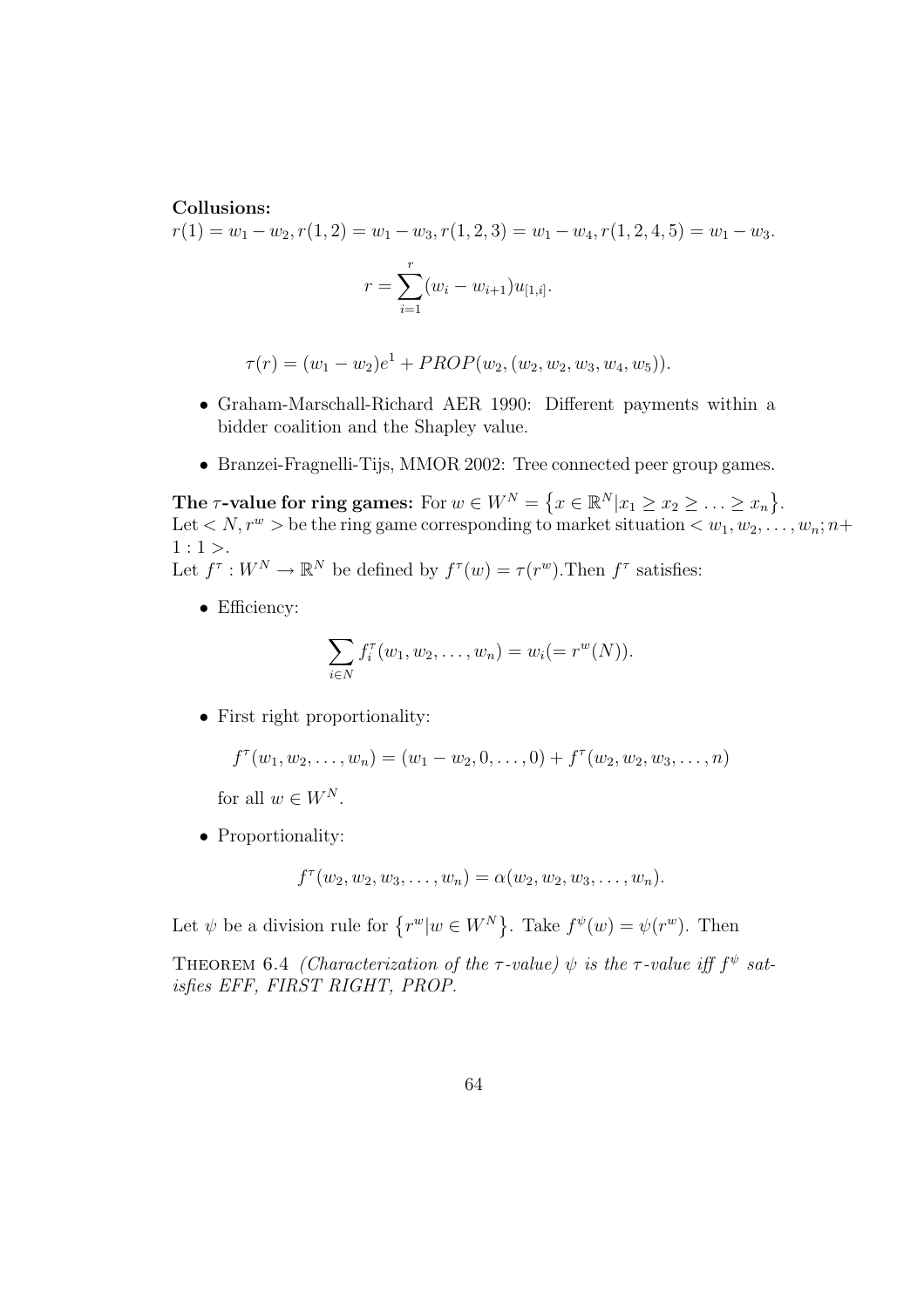**Collusions:**

$r(1) = w_1 - w_2, r(1,2) = w_1 - w_3, r(1,2,3) = w_1 - w_4, r(1,2,4,5) = w_1 - w_3.$

$$r = \sum_{i=1}^{r} (w_i - w_{i+1}) u_{[1,i]}.$$

$$\tau(r) = (w_1 - w_2)e^1 + PROP(w_2, (w_2, w_2, w_3, w_4, w_5)).$$

- Graham-Marschall-Richard AER 1990: Different payments within a bidder coalition and the Shapley value.
- Branzei-Fragnelli-Tijs, MMOR 2002: Tree connected peer group games.

**The $\tau$-value for ring games:** For $w \in W^N = \{x \in \mathbb{R}^N | x_1 \geq x_2 \geq \ldots \geq x_n\}$.
Let $< N, r^w >$ be the ring game corresponding to market situation $< w_1, w_2, \ldots, w_n; n+1 : 1 >$.
Let $f^\tau : W^N \to \mathbb{R}^N$ be defined by $f^\tau(w) = \tau(r^w)$. Then $f^\tau$ satisfies:

- Efficiency:

$$\sum_{i \in N} f_i^\tau(w_1, w_2, \ldots, w_n) = w_i (= r^w(N)).$$

- First right proportionality:

$$f^\tau(w_1, w_2, \ldots, w_n) = (w_1 - w_2, 0, \ldots, 0) + f^\tau(w_2, w_2, w_3, \ldots, n)$$

  for all $w \in W^N$.

- Proportionality:

$$f^\tau(w_2, w_2, w_3, \ldots, w_n) = \alpha(w_2, w_2, w_3, \ldots, w_n).$$

Let $\psi$ be a division rule for $\{r^w | w \in W^N\}$. Take $f^\psi(w) = \psi(r^w)$. Then

Theorem 6.4 *(Characterization of the $\tau$-value) $\psi$ is the $\tau$-value iff $f^\psi$ satisfies EFF, FIRST RIGHT, PROP.*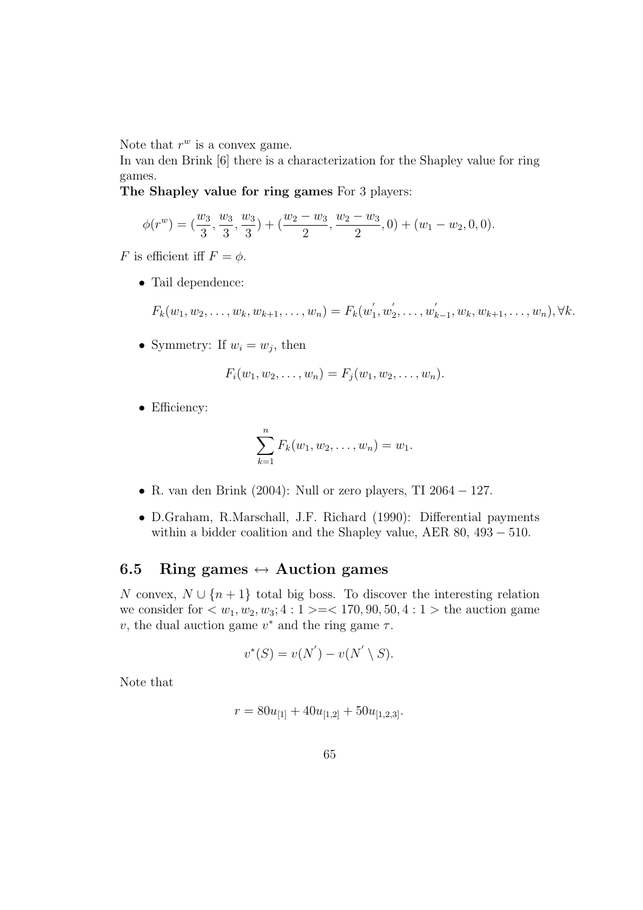Note that $r^w$ is a convex game.
In van den Brink [6] there is a characterization for the Shapley value for ring games.
**The Shapley value for ring games** For 3 players:

$$\phi(r^w) = (\frac{w_3}{3}, \frac{w_3}{3}, \frac{w_3}{3}) + (\frac{w_2 - w_3}{2}, \frac{w_2 - w_3}{2}, 0) + (w_1 - w_2, 0, 0).$$

$F$ is efficient iff $F = \phi$.

- Tail dependence:

$$F_k(w_1, w_2, \ldots, w_k, w_{k+1}, \ldots, w_n) = F_k(w_1^{'}, w_2^{'}, \ldots, w_{k-1}^{'}, w_k, w_{k+1}, \ldots, w_n), \forall k.$$

- Symmetry: If $w_i = w_j$, then

$$F_i(w_1, w_2, \ldots, w_n) = F_j(w_1, w_2, \ldots, w_n).$$

- Efficiency:

$$\sum_{k=1}^{n} F_k(w_1, w_2, \ldots, w_n) = w_1.$$

- R. van den Brink (2004): Null or zero players, TI $2064 - 127$.
- D.Graham, R.Marschall, J.F. Richard (1990): Differential payments within a bidder coalition and the Shapley value, AER 80, $493 - 510$.

## 6.5 Ring games $\leftrightarrow$ Auction games

$N$ convex, $N \cup \{n+1\}$ total big boss. To discover the interesting relation we consider for $< w_1, w_2, w_3; 4:1 > = < 170, 90, 50, 4:1 >$ the auction game $v$, the dual auction game $v^*$ and the ring game $\tau$.

$$v^*(S) = v(N^{'}) - v(N^{'} \setminus S).$$

Note that

$$r = 80u_{[1]} + 40u_{[1,2]} + 50u_{[1,2,3]}.$$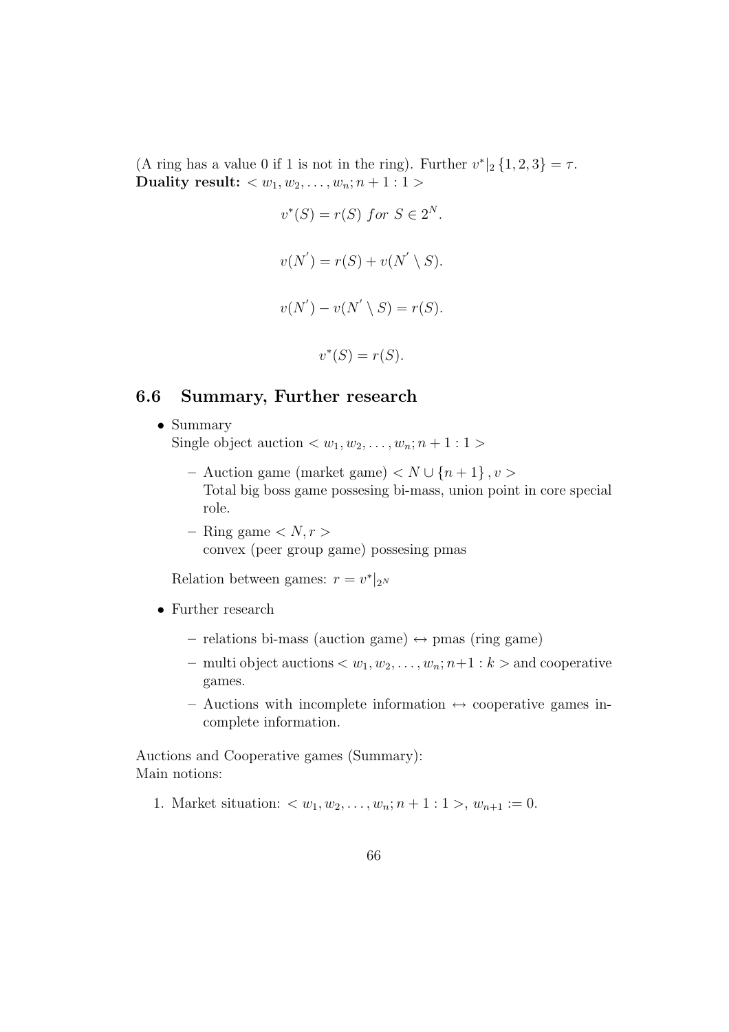(A ring has a value 0 if 1 is not in the ring). Further $v^*|_2 \{1,2,3\} = \tau$.
**Duality result:** $< w_1, w_2, \ldots, w_n; n+1 : 1 >$

$$v^*(S) = r(S) \ for \ S \in 2^N.$$

$$v(N') = r(S) + v(N' \setminus S).$$

$$v(N') - v(N' \setminus S) = r(S).$$

$$v^*(S) = r(S).$$

## 6.6 Summary, Further research

- Summary
  Single object auction $< w_1, w_2, \ldots, w_n; n+1 : 1 >$
  - Auction game (market game) $< N \cup \{n+1\}, v >$
    Total big boss game possesing bi-mass, union point in core special role.
  - Ring game $< N, r >$
    convex (peer group game) possesing pmas

  Relation between games: $r = v^*|_{2^N}$

- Further research
  - relations bi-mass (auction game) $\leftrightarrow$ pmas (ring game)
  - multi object auctions $< w_1, w_2, \ldots, w_n; n+1 : k >$ and cooperative games.
  - Auctions with incomplete information $\leftrightarrow$ cooperative games incomplete information.

Auctions and Cooperative games (Summary):
Main notions:

1. Market situation: $< w_1, w_2, \ldots, w_n; n+1 : 1 >$, $w_{n+1} := 0$.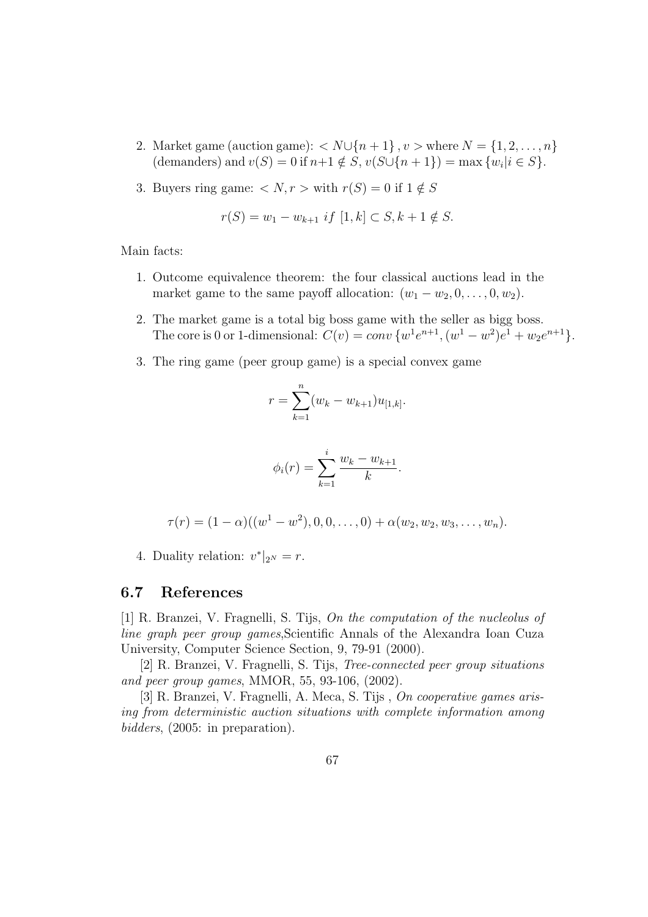2. Market game (auction game): $< N \cup \{n+1\}, v >$ where $N = \{1, 2, \ldots, n\}$ (demanders) and $v(S) = 0$ if $n+1 \notin S$, $v(S \cup \{n+1\}) = \max\{w_i | i \in S\}$.

3. Buyers ring game: $< N, r >$ with $r(S) = 0$ if $1 \notin S$

$$r(S) = w_1 - w_{k+1} \; if \; [1, k] \subset S, k+1 \notin S.$$

Main facts:

1. Outcome equivalence theorem: the four classical auctions lead in the market game to the same payoff allocation: $(w_1 - w_2, 0, \ldots, 0, w_2)$.

2. The market game is a total big boss game with the seller as bigg boss. The core is 0 or 1-dimensional: $C(v) = conv\{w^1 e^{n+1}, (w^1 - w^2)e^1 + w_2 e^{n+1}\}$.

3. The ring game (peer group game) is a special convex game

$$r = \sum_{k=1}^{n} (w_k - w_{k+1}) u_{[1,k]}.$$

$$\phi_i(r) = \sum_{k=1}^{i} \frac{w_k - w_{k+1}}{k}.$$

$$\tau(r) = (1-\alpha)((w^1 - w^2), 0, 0, \ldots, 0) + \alpha(w_2, w_2, w_3, \ldots, w_n).$$

4. Duality relation: $v^*|_{2^N} = r$.

## 6.7 References

[1] R. Branzei, V. Fragnelli, S. Tijs, *On the computation of the nucleolus of line graph peer group games*,Scientific Annals of the Alexandra Ioan Cuza University, Computer Science Section, 9, 79-91 (2000).

[2] R. Branzei, V. Fragnelli, S. Tijs, *Tree-connected peer group situations and peer group games*, MMOR, 55, 93-106, (2002).

[3] R. Branzei, V. Fragnelli, A. Meca, S. Tijs , *On cooperative games arising from deterministic auction situations with complete information among bidders*, (2005: in preparation).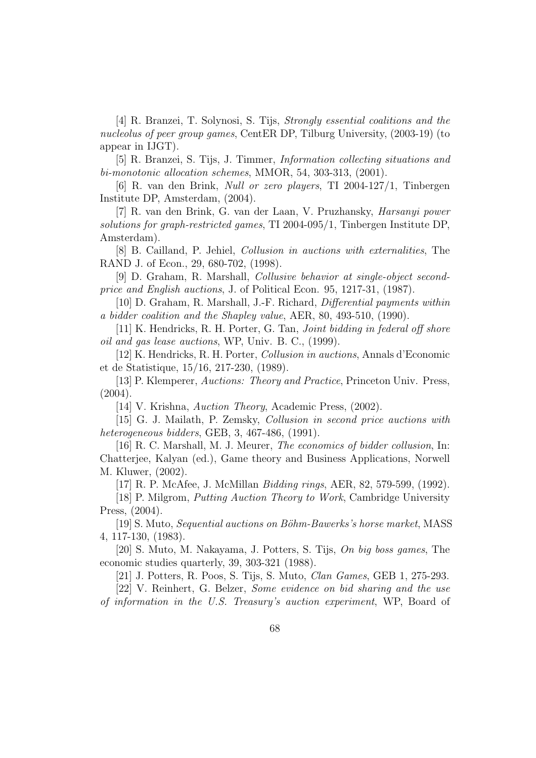[4] R. Branzei, T. Solynosi, S. Tijs, *Strongly essential coalitions and the nucleolus of peer group games*, CentER DP, Tilburg University, (2003-19) (to appear in IJGT).

[5] R. Branzei, S. Tijs, J. Timmer, *Information collecting situations and bi-monotonic allocation schemes*, MMOR, 54, 303-313, (2001).

[6] R. van den Brink, *Null or zero players*, TI 2004-127/1, Tinbergen Institute DP, Amsterdam, (2004).

[7] R. van den Brink, G. van der Laan, V. Pruzhansky, *Harsanyi power solutions for graph-restricted games*, TI 2004-095/1, Tinbergen Institute DP, Amsterdam).

[8] B. Cailland, P. Jehiel, *Collusion in auctions with externalities*, The RAND J. of Econ., 29, 680-702, (1998).

[9] D. Graham, R. Marshall, *Collusive behavior at single-object second-price and English auctions*, J. of Political Econ. 95, 1217-31, (1987).

[10] D. Graham, R. Marshall, J.-F. Richard, *Differential payments within a bidder coalition and the Shapley value*, AER, 80, 493-510, (1990).

[11] K. Hendricks, R. H. Porter, G. Tan, *Joint bidding in federal off shore oil and gas lease auctions*, WP, Univ. B. C., (1999).

[12] K. Hendricks, R. H. Porter, *Collusion in auctions*, Annals d'Economic et de Statistique, 15/16, 217-230, (1989).

[13] P. Klemperer, *Auctions: Theory and Practice*, Princeton Univ. Press, (2004).

[14] V. Krishna, *Auction Theory*, Academic Press, (2002).

[15] G. J. Mailath, P. Zemsky, *Collusion in second price auctions with heterogeneous bidders*, GEB, 3, 467-486, (1991).

[16] R. C. Marshall, M. J. Meurer, *The economics of bidder collusion*, In: Chatterjee, Kalyan (ed.), Game theory and Business Applications, Norwell M. Kluwer, (2002).

[17] R. P. McAfee, J. McMillan *Bidding rings*, AER, 82, 579-599, (1992).

[18] P. Milgrom, *Putting Auction Theory to Work*, Cambridge University Press, (2004).

[19] S. Muto, *Sequential auctions on Böhm-Bawerks's horse market*, MASS 4, 117-130, (1983).

[20] S. Muto, M. Nakayama, J. Potters, S. Tijs, *On big boss games*, The economic studies quarterly, 39, 303-321 (1988).

[21] J. Potters, R. Poos, S. Tijs, S. Muto, *Clan Games*, GEB 1, 275-293.

[22] V. Reinhert, G. Belzer, *Some evidence on bid sharing and the use of information in the U.S. Treasury's auction experiment*, WP, Board of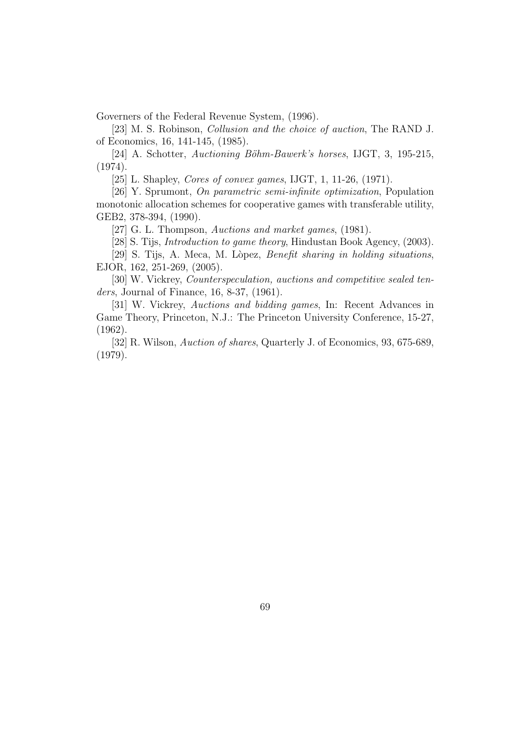Governers of the Federal Revenue System, (1996).

[23] M. S. Robinson, *Collusion and the choice of auction*, The RAND J. of Economics, 16, 141-145, (1985).

[24] A. Schotter, *Auctioning Böhm-Bawerk's horses*, IJGT, 3, 195-215, (1974).

[25] L. Shapley, *Cores of convex games*, IJGT, 1, 11-26, (1971).

[26] Y. Sprumont, *On parametric semi-infinite optimization*, Population monotonic allocation schemes for cooperative games with transferable utility, GEB2, 378-394, (1990).

[27] G. L. Thompson, *Auctions and market games*, (1981).

[28] S. Tijs, *Introduction to game theory*, Hindustan Book Agency, (2003).

[29] S. Tijs, A. Meca, M. Lòpez, *Benefit sharing in holding situations*, EJOR, 162, 251-269, (2005).

[30] W. Vickrey, *Counterspeculation, auctions and competitive sealed tenders*, Journal of Finance, 16, 8-37, (1961).

[31] W. Vickrey, *Auctions and bidding games*, In: Recent Advances in Game Theory, Princeton, N.J.: The Princeton University Conference, 15-27, (1962).

[32] R. Wilson, *Auction of shares*, Quarterly J. of Economics, 93, 675-689, (1979).